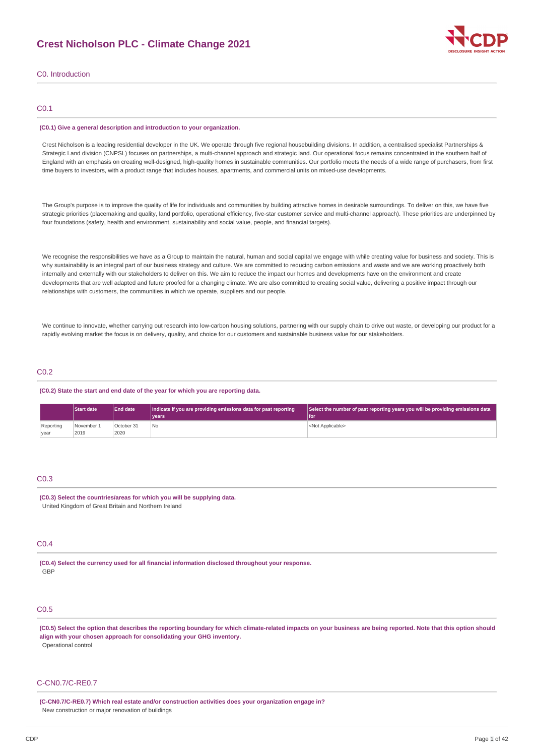# Crest Nicholson PLC - Climate Change 2021

## C0. Introduction

### C0.1

**(C0.1) Give a general description and introduction to your organization.**

Crest Nicholson is a leading residential developer in the UK. We operate through five regional housebuilding divisions. In addition, a centralised specialist Partnerships & Strategic Land division (CNPSL) focuses on partnerships, a multi-channel approach and strategic land. Our operational focus remains concentrated in the southern half of England with an emphasis on creating well-designed, high-quality homes in sustainable communities. Our portfolio meets the needs of a wide range of purchasers, from first time buyers to investors, with a product range that includes houses, apartments, and commercial units on mixed-use developments.

The Group's purpose is to improve the quality of life for individuals and communities by building attractive homes in desirable surroundings. To deliver on this, we have five strategic priorities (placemaking and quality, land portfolio, operational efficiency, five-star customer service and multi-channel approach). These priorities are underpinned by four foundations (safety, health and environment, sustainability and social value, people, and financial targets).

We recognise the responsibilities we have as a Group to maintain the natural, human and social capital we engage with while creating value for business and society. This is why sustainability is an integral part of our business strategy and culture. We are committed to reducing carbon emissions and waste and we are working proactively both internally and externally with our stakeholders to deliver on this. We aim to reduce the impact our homes and developments have on the environment and create developments that are well adapted and future proofed for a changing climate. We are also committed to creating social value, delivering a positive impact through our relationships with customers, the communities in which we operate, suppliers and our people.

We continue to innovate, whether carrying out research into low-carbon housing solutions, partnering with our supply chain to drive out waste, or developing our product for a rapidly evolving market the focus is on delivery, quality, and choice for our customers and sustainable business value for our stakeholders.

### C0.2

**(C0.2) State the start and end date of the year for which you are reporting data.**

| | Start date | End date | Indicate if you are providing emissions data for past reporting years | Select the number of past reporting years you will be providing emissions data for |
|---|---|---|---|---|
| Reporting year | November 1 2019 | October 31 2020 | No | <Not Applicable> |

### C0.3

**(C0.3) Select the countries/areas for which you will be supplying data.**

United Kingdom of Great Britain and Northern Ireland

### C0.4

**(C0.4) Select the currency used for all financial information disclosed throughout your response.**

GBP

### C0.5

**(C0.5) Select the option that describes the reporting boundary for which climate-related impacts on your business are being reported. Note that this option should align with your chosen approach for consolidating your GHG inventory.**

Operational control

### C-CN0.7/C-RE0.7

**(C-CN0.7/C-RE0.7) Which real estate and/or construction activities does your organization engage in?**

New construction or major renovation of buildings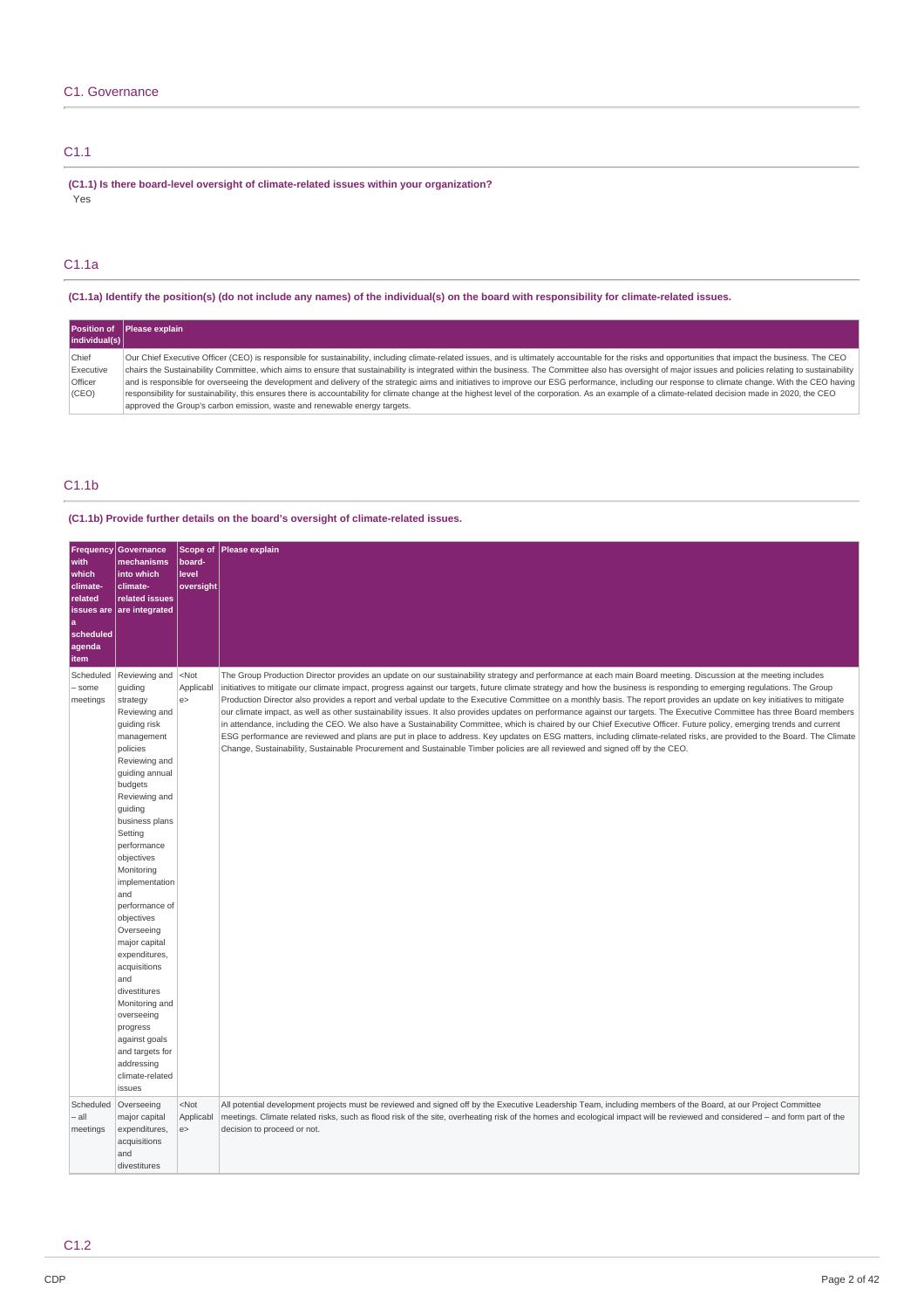# C1. Governance

## C1.1

**(C1.1) Is there board-level oversight of climate-related issues within your organization?**

Yes

## C1.1a

**(C1.1a) Identify the position(s) (do not include any names) of the individual(s) on the board with responsibility for climate-related issues.**

| Position of individual(s) | Please explain |
|---|---|
| Chief Executive Officer (CEO) | Our Chief Executive Officer (CEO) is responsible for sustainability, including climate-related issues, and is ultimately accountable for the risks and opportunities that impact the business. The CEO chairs the Sustainability Committee, which aims to ensure that sustainability is integrated within the business. The Committee also has oversight of major issues and policies relating to sustainability and is responsible for overseeing the development and delivery of the strategic aims and initiatives to improve our ESG performance, including our response to climate change. With the CEO having responsibility for sustainability, this ensures there is accountability for climate change at the highest level of the corporation. As an example of a climate-related decision made in 2020, the CEO approved the Group's carbon emission, waste and renewable energy targets. |

## C1.1b

**(C1.1b) Provide further details on the board's oversight of climate-related issues.**

| Frequency with which climate-related issues are a scheduled agenda item | Governance mechanisms into which climate-related issues are integrated | Scope of board-level oversight | Please explain |
|---|---|---|---|
| Scheduled – some meetings | Reviewing and guiding strategy Reviewing and guiding risk management policies Reviewing and guiding annual budgets Reviewing and guiding business plans Setting performance objectives Monitoring implementation and performance of objectives Overseeing major capital expenditures, acquisitions and divestitures Monitoring and overseeing progress against goals and targets for addressing climate-related issues | <Not Applicable> | The Group Production Director provides an update on our sustainability strategy and performance at each main Board meeting. Discussion at the meeting includes initiatives to mitigate our climate impact, progress against our targets, future climate strategy and how the business is responding to emerging regulations. The Group Production Director also provides a report and verbal update to the Executive Committee on a monthly basis. The report provides an update on key initiatives to mitigate our climate impact, as well as other sustainability issues. It also provides updates on performance against our targets. The Executive Committee has three Board members in attendance, including the CEO. We also have a Sustainability Committee, which is chaired by our Chief Executive Officer. Future policy, emerging trends and current ESG performance are reviewed and plans are put in place to address. Key updates on ESG matters, including climate-related risks, are provided to the Board. The Climate Change, Sustainability, Sustainable Procurement and Sustainable Timber policies are all reviewed and signed off by the CEO. |
| Scheduled – all meetings | Overseeing major capital expenditures, acquisitions and divestitures | <Not Applicable> | All potential development projects must be reviewed and signed off by the Executive Leadership Team, including members of the Board, at our Project Committee meetings. Climate related risks, such as flood risk of the site, overheating risk of the homes and ecological impact will be reviewed and considered – and form part of the decision to proceed or not. |

## C1.2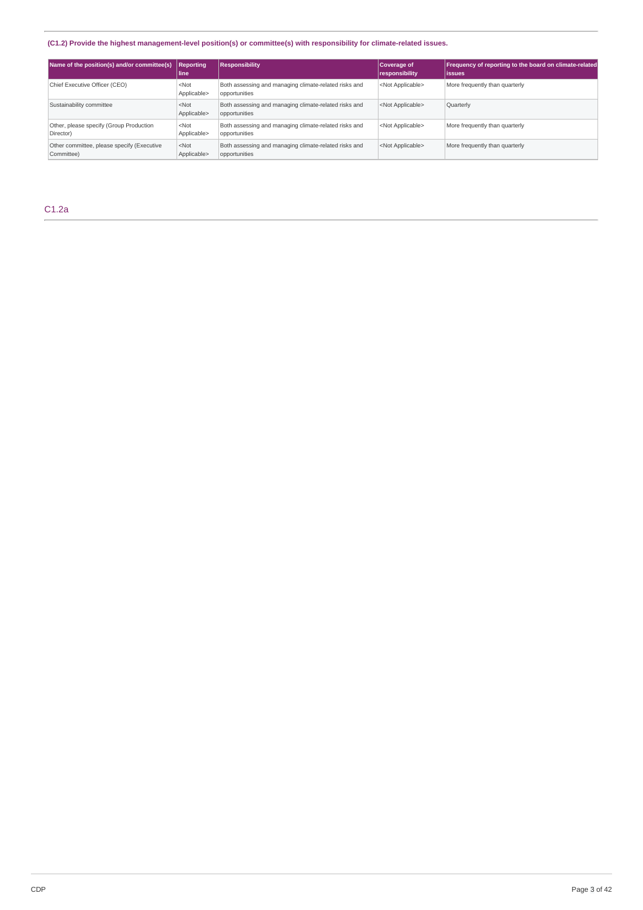**(C1.2) Provide the highest management-level position(s) or committee(s) with responsibility for climate-related issues.**

| Name of the position(s) and/or committee(s) | Reporting line | Responsibility | Coverage of responsibility | Frequency of reporting to the board on climate-related issues |
|---|---|---|---|---|
| Chief Executive Officer (CEO) | <Not Applicable> | Both assessing and managing climate-related risks and opportunities | <Not Applicable> | More frequently than quarterly |
| Sustainability committee | <Not Applicable> | Both assessing and managing climate-related risks and opportunities | <Not Applicable> | Quarterly |
| Other, please specify (Group Production Director) | <Not Applicable> | Both assessing and managing climate-related risks and opportunities | <Not Applicable> | More frequently than quarterly |
| Other committee, please specify (Executive Committee) | <Not Applicable> | Both assessing and managing climate-related risks and opportunities | <Not Applicable> | More frequently than quarterly |

## C1.2a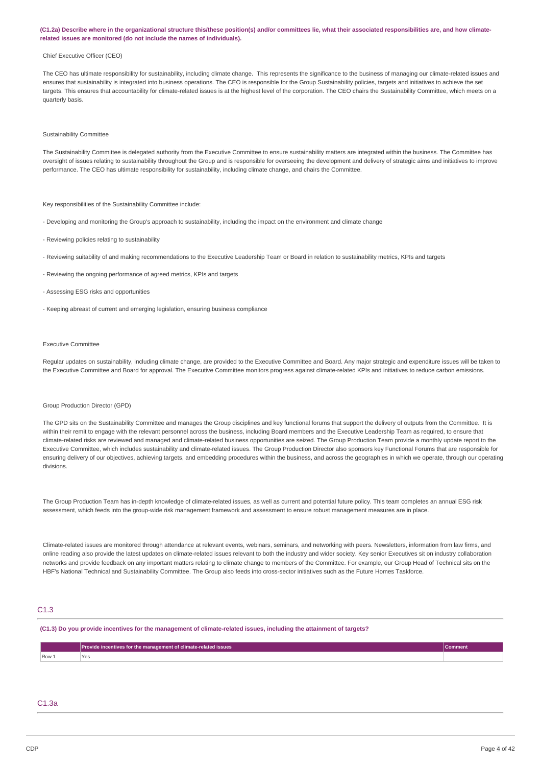**(C1.2a) Describe where in the organizational structure this/these position(s) and/or committees lie, what their associated responsibilities are, and how climate-related issues are monitored (do not include the names of individuals).**

Chief Executive Officer (CEO)

The CEO has ultimate responsibility for sustainability, including climate change. This represents the significance to the business of managing our climate-related issues and ensures that sustainability is integrated into business operations. The CEO is responsible for the Group Sustainability policies, targets and initiatives to achieve the set targets. This ensures that accountability for climate-related issues is at the highest level of the corporation. The CEO chairs the Sustainability Committee, which meets on a quarterly basis.

Sustainability Committee

The Sustainability Committee is delegated authority from the Executive Committee to ensure sustainability matters are integrated within the business. The Committee has oversight of issues relating to sustainability throughout the Group and is responsible for overseeing the development and delivery of strategic aims and initiatives to improve performance. The CEO has ultimate responsibility for sustainability, including climate change, and chairs the Committee.

Key responsibilities of the Sustainability Committee include:

- Developing and monitoring the Group's approach to sustainability, including the impact on the environment and climate change
- Reviewing policies relating to sustainability
- Reviewing suitability of and making recommendations to the Executive Leadership Team or Board in relation to sustainability metrics, KPIs and targets
- Reviewing the ongoing performance of agreed metrics, KPIs and targets
- Assessing ESG risks and opportunities
- Keeping abreast of current and emerging legislation, ensuring business compliance

Executive Committee

Regular updates on sustainability, including climate change, are provided to the Executive Committee and Board. Any major strategic and expenditure issues will be taken to the Executive Committee and Board for approval. The Executive Committee monitors progress against climate-related KPIs and initiatives to reduce carbon emissions.

Group Production Director (GPD)

The GPD sits on the Sustainability Committee and manages the Group disciplines and key functional forums that support the delivery of outputs from the Committee. It is within their remit to engage with the relevant personnel across the business, including Board members and the Executive Leadership Team as required, to ensure that climate-related risks are reviewed and managed and climate-related business opportunities are seized. The Group Production Team provide a monthly update report to the Executive Committee, which includes sustainability and climate-related issues. The Group Production Director also sponsors key Functional Forums that are responsible for ensuring delivery of our objectives, achieving targets, and embedding procedures within the business, and across the geographies in which we operate, through our operating divisions.

The Group Production Team has in-depth knowledge of climate-related issues, as well as current and potential future policy. This team completes an annual ESG risk assessment, which feeds into the group-wide risk management framework and assessment to ensure robust management measures are in place.

Climate-related issues are monitored through attendance at relevant events, webinars, seminars, and networking with peers. Newsletters, information from law firms, and online reading also provide the latest updates on climate-related issues relevant to both the industry and wider society. Key senior Executives sit on industry collaboration networks and provide feedback on any important matters relating to climate change to members of the Committee. For example, our Group Head of Technical sits on the HBF's National Technical and Sustainability Committee. The Group also feeds into cross-sector initiatives such as the Future Homes Taskforce.

## C1.3

**(C1.3) Do you provide incentives for the management of climate-related issues, including the attainment of targets?**

| | Provide incentives for the management of climate-related issues | Comment |
|---|---|---|
| Row 1 | Yes | |

## C1.3a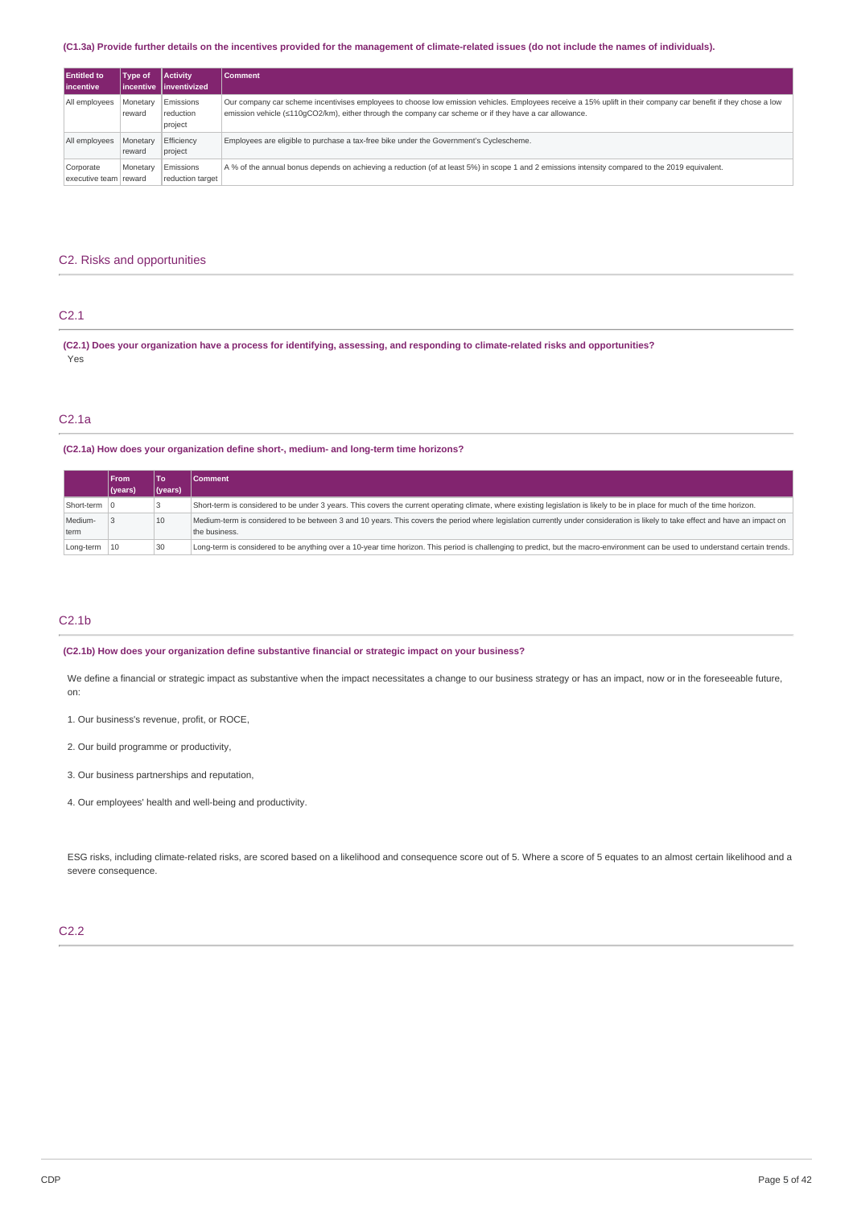**(C1.3a) Provide further details on the incentives provided for the management of climate-related issues (do not include the names of individuals).**

| Entitled to incentive | Type of incentive | Activity inventivized | Comment |
| --- | --- | --- | --- |
| All employees | Monetary reward | Emissions reduction project | Our company car scheme incentivises employees to choose low emission vehicles. Employees receive a 15% uplift in their company car benefit if they chose a low emission vehicle (≤110g $CO_2$/km), either through the company car scheme or if they have a car allowance. |
| All employees | Monetary reward | Efficiency project | Employees are eligible to purchase a tax-free bike under the Government's Cyclescheme. |
| Corporate executive team | Monetary reward | Emissions reduction target | A % of the annual bonus depends on achieving a reduction (of at least 5%) in scope 1 and 2 emissions intensity compared to the 2019 equivalent. |

## C2. Risks and opportunities

### C2.1

**(C2.1) Does your organization have a process for identifying, assessing, and responding to climate-related risks and opportunities?**

Yes

### C2.1a

**(C2.1a) How does your organization define short-, medium- and long-term time horizons?**

| | From (years) | To (years) | Comment |
| --- | --- | --- | --- |
| Short-term | 0 | 3 | Short-term is considered to be under 3 years. This covers the current operating climate, where existing legislation is likely to be in place for much of the time horizon. |
| Medium-term | 3 | 10 | Medium-term is considered to be between 3 and 10 years. This covers the period where legislation currently under consideration is likely to take effect and have an impact on the business. |
| Long-term | 10 | 30 | Long-term is considered to be anything over a 10-year time horizon. This period is challenging to predict, but the macro-environment can be used to understand certain trends. |

### C2.1b

**(C2.1b) How does your organization define substantive financial or strategic impact on your business?**

We define a financial or strategic impact as substantive when the impact necessitates a change to our business strategy or has an impact, now or in the foreseeable future, on:

1. Our business's revenue, profit, or ROCE,

2. Our build programme or productivity,

3. Our business partnerships and reputation,

4. Our employees' health and well-being and productivity.

ESG risks, including climate-related risks, are scored based on a likelihood and consequence score out of 5. Where a score of 5 equates to an almost certain likelihood and a severe consequence.

### C2.2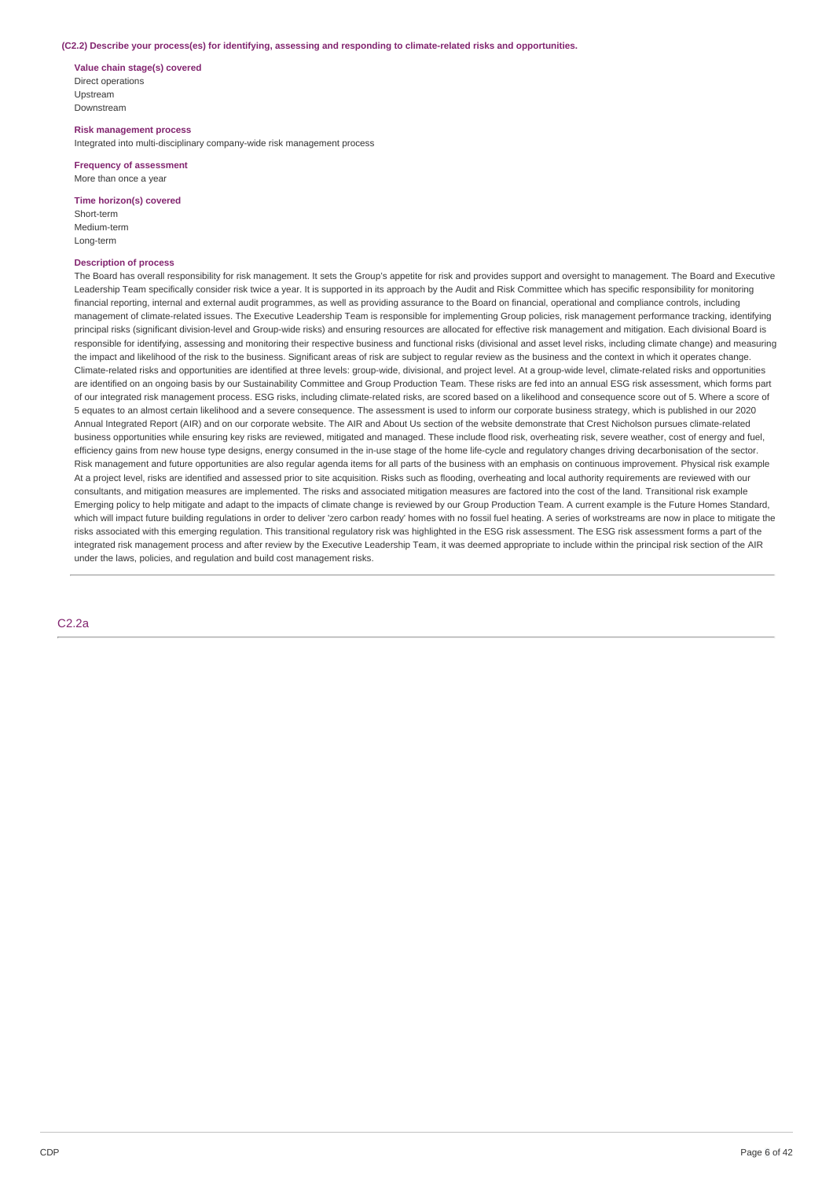**(C2.2) Describe your process(es) for identifying, assessing and responding to climate-related risks and opportunities.**

**Value chain stage(s) covered**

Direct operations
Upstream
Downstream

**Risk management process**

Integrated into multi-disciplinary company-wide risk management process

**Frequency of assessment**

More than once a year

**Time horizon(s) covered**

Short-term
Medium-term
Long-term

**Description of process**

The Board has overall responsibility for risk management. It sets the Group's appetite for risk and provides support and oversight to management. The Board and Executive Leadership Team specifically consider risk twice a year. It is supported in its approach by the Audit and Risk Committee which has specific responsibility for monitoring financial reporting, internal and external audit programmes, as well as providing assurance to the Board on financial, operational and compliance controls, including management of climate-related issues. The Executive Leadership Team is responsible for implementing Group policies, risk management performance tracking, identifying principal risks (significant division-level and Group-wide risks) and ensuring resources are allocated for effective risk management and mitigation. Each divisional Board is responsible for identifying, assessing and monitoring their respective business and functional risks (divisional and asset level risks, including climate change) and measuring the impact and likelihood of the risk to the business. Significant areas of risk are subject to regular review as the business and the context in which it operates change. Climate-related risks and opportunities are identified at three levels: group-wide, divisional, and project level. At a group-wide level, climate-related risks and opportunities are identified on an ongoing basis by our Sustainability Committee and Group Production Team. These risks are fed into an annual ESG risk assessment, which forms part of our integrated risk management process. ESG risks, including climate-related risks, are scored based on a likelihood and consequence score out of 5. Where a score of 5 equates to an almost certain likelihood and a severe consequence. The assessment is used to inform our corporate business strategy, which is published in our 2020 Annual Integrated Report (AIR) and on our corporate website. The AIR and About Us section of the website demonstrate that Crest Nicholson pursues climate-related business opportunities while ensuring key risks are reviewed, mitigated and managed. These include flood risk, overheating risk, severe weather, cost of energy and fuel, efficiency gains from new house type designs, energy consumed in the in-use stage of the home life-cycle and regulatory changes driving decarbonisation of the sector. Risk management and future opportunities are also regular agenda items for all parts of the business with an emphasis on continuous improvement. Physical risk example At a project level, risks are identified and assessed prior to site acquisition. Risks such as flooding, overheating and local authority requirements are reviewed with our consultants, and mitigation measures are implemented. The risks and associated mitigation measures are factored into the cost of the land. Transitional risk example Emerging policy to help mitigate and adapt to the impacts of climate change is reviewed by our Group Production Team. A current example is the Future Homes Standard, which will impact future building regulations in order to deliver 'zero carbon ready' homes with no fossil fuel heating. A series of workstreams are now in place to mitigate the risks associated with this emerging regulation. This transitional regulatory risk was highlighted in the ESG risk assessment. The ESG risk assessment forms a part of the integrated risk management process and after review by the Executive Leadership Team, it was deemed appropriate to include within the principal risk section of the AIR under the laws, policies, and regulation and build cost management risks.

## C2.2a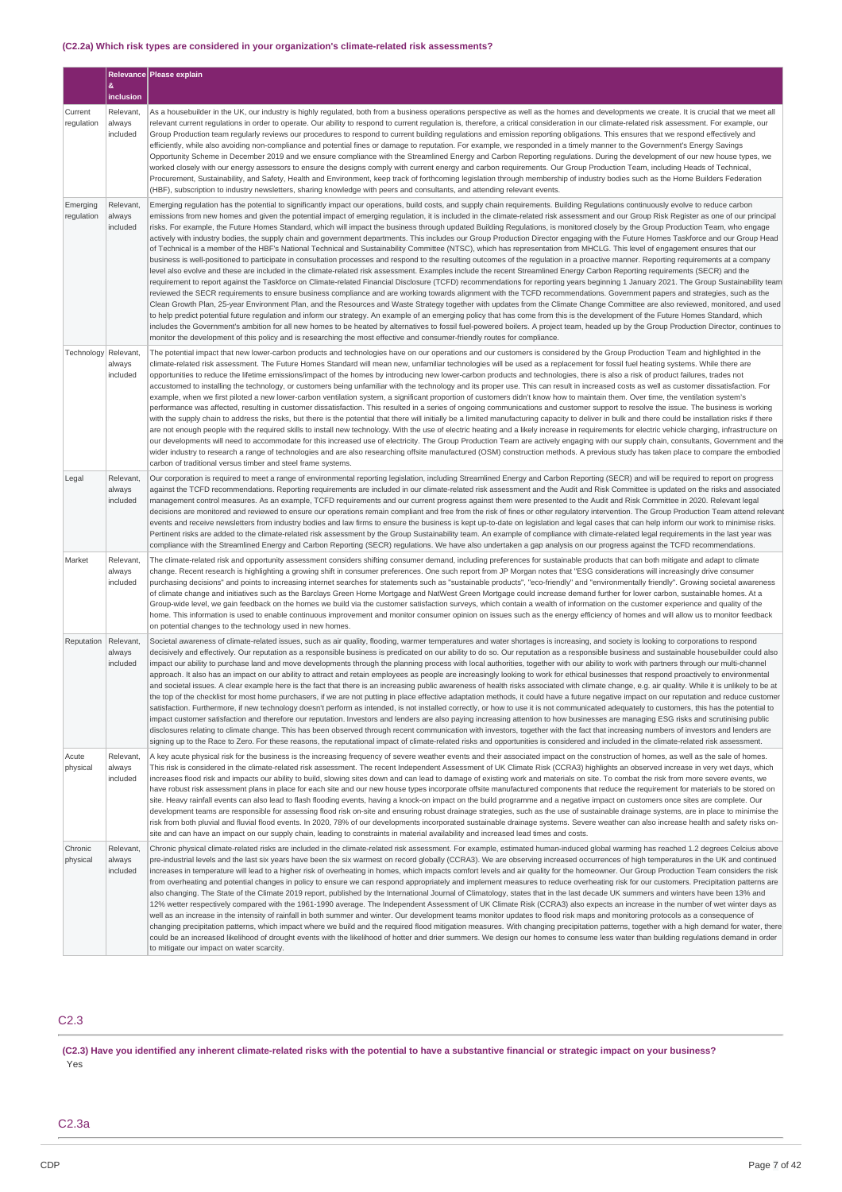### (C2.2a) Which risk types are considered in your organization's climate-related risk assessments?

| | Relevance & inclusion | Please explain |
|---|---|---|
| Current regulation | Relevant, always included | As a housebuilder in the UK, our industry is highly regulated, both from a business operations perspective as well as the homes and developments we create. It is crucial that we meet all relevant current regulations in order to operate. Our ability to respond to current regulation is, therefore, a critical consideration in our climate-related risk assessment. For example, our Group Production team regularly reviews our procedures to respond to current building regulations and emission reporting obligations. This ensures that we respond effectively and efficiently, while also avoiding non-compliance and potential fines or damage to reputation. For example, we responded in a timely manner to the Government's Energy Savings Opportunity Scheme in December 2019 and we ensure compliance with the Streamlined Energy and Carbon Reporting regulations. During the development of our new house types, we worked closely with our energy assessors to ensure the designs comply with current energy and carbon requirements. Our Group Production Team, including Heads of Technical, Procurement, Sustainability, and Safety, Health and Environment, keep track of forthcoming legislation through membership of industry bodies such as the Home Builders Federation (HBF), subscription to industry newsletters, sharing knowledge with peers and consultants, and attending relevant events. |
| Emerging regulation | Relevant, always included | Emerging regulation has the potential to significantly impact our operations, build costs, and supply chain requirements. Building Regulations continuously evolve to reduce carbon emissions from new homes and given the potential impact of emerging regulation, it is included in the climate-related risk assessment and our Group Risk Register as one of our principal risks. For example, the Future Homes Standard, which will impact the business through updated Building Regulations, is monitored closely by the Group Production Team, who engage actively with industry bodies, the supply chain and government departments. This includes our Group Production Director engaging with the Future Homes Taskforce and our Group Head of Technical is a member of the HBF's National Technical and Sustainability Committee (NTSC), which has representation from MHCLG. This level of engagement ensures that our business is well-positioned to participate in consultation processes and respond to the resulting outcomes of the regulation in a proactive manner. Reporting requirements at a company level also evolve and these are included in the climate-related risk assessment. Examples include the recent Streamlined Energy Carbon Reporting requirements (SECR) and the requirement to report against the Taskforce on Climate-related Financial Disclosure (TCFD) recommendations for reporting years beginning 1 January 2021. The Group Sustainability team reviewed the SECR requirements to ensure business compliance and are working towards alignment with the TCFD recommendations. Government papers and strategies, such as the Clean Growth Plan, 25-year Environment Plan, and the Resources and Waste Strategy together with updates from the Climate Change Committee are also reviewed, monitored, and used to help predict potential future regulation and inform our strategy. An example of an emerging policy that has come from this is the development of the Future Homes Standard, which includes the Government's ambition for all new homes to be heated by alternatives to fossil fuel-powered boilers. A project team, headed up by the Group Production Director, continues to monitor the development of this policy and is researching the most effective and consumer-friendly routes for compliance. |
| Technology | Relevant, always included | The potential impact that new lower-carbon products and technologies have on our operations and our customers is considered by the Group Production Team and highlighted in the climate-related risk assessment. The Future Homes Standard will mean new, unfamiliar technologies will be used as a replacement for fossil fuel heating systems. While there are opportunities to reduce the lifetime emissions/impact of the homes by introducing new lower-carbon products and technologies, there is also a risk of product failures, trades not accustomed to installing the technology, or customers being unfamiliar with the technology and its proper use. This can result in increased costs as well as customer dissatisfaction. For example, when we first piloted a new lower-carbon ventilation system, a significant proportion of customers didn't know how to maintain them. Over time, the ventilation system's performance was affected, resulting in customer dissatisfaction. This resulted in a series of ongoing communications and customer support to resolve the issue. The business is working with the supply chain to address the risks, but there is the potential that there will initially be a limited manufacturing capacity to deliver in bulk and there could be installation risks if there are not enough people with the required skills to install new technology. With the use of electric heating and a likely increase in requirements for electric vehicle charging, infrastructure on our developments will need to accommodate for this increased use of electricity. The Group Production Team are actively engaging with our supply chain, consultants, Government and the wider industry to research a range of technologies and are also researching offsite manufactured (OSM) construction methods. A previous study has taken place to compare the embodied carbon of traditional versus timber and steel frame systems. |
| Legal | Relevant, always included | Our corporation is required to meet a range of environmental reporting legislation, including Streamlined Energy and Carbon Reporting (SECR) and will be required to report on progress against the TCFD recommendations. Reporting requirements are included in our climate-related risk assessment and the Audit and Risk Committee is updated on the risks and associated management control measures. As an example, TCFD requirements and our current progress against them were presented to the Audit and Risk Committee in 2020. Relevant legal decisions are monitored and reviewed to ensure our operations remain compliant and free from the risk of fines or other regulatory intervention. The Group Production Team attend relevant events and receive newsletters from industry bodies and law firms to ensure the business is kept up-to-date on legislation and legal cases that can help inform our work to minimise risks. Pertinent risks are added to the climate-related risk assessment by the Group Sustainability team. An example of compliance with climate-related legal requirements in the last year was compliance with the Streamlined Energy and Carbon Reporting (SECR) regulations. We have also undertaken a gap analysis on our progress against the TCFD recommendations. |
| Market | Relevant, always included | The climate-related risk and opportunity assessment considers shifting consumer demand, including preferences for sustainable products that can both mitigate and adapt to climate change. Recent research is highlighting a growing shift in consumer preferences. One such report from JP Morgan notes that "ESG considerations will increasingly drive consumer purchasing decisions" and points to increasing internet searches for statements such as "sustainable products", "eco-friendly" and "environmentally friendly". Growing societal awareness of climate change and initiatives such as the Barclays Green Home Mortgage and NatWest Green Mortgage could increase demand further for lower carbon, sustainable homes. At a Group-wide level, we gain feedback on the homes we build via the customer satisfaction surveys, which contain a wealth of information on the customer experience and quality of the home. This information is used to enable continuous improvement and monitor consumer opinion on issues such as the energy efficiency of homes and will allow us to monitor feedback on potential changes to the technology used in new homes. |
| Reputation | Relevant, always included | Societal awareness of climate-related issues, such as air quality, flooding, warmer temperatures and water shortages is increasing, and society is looking to corporations to respond decisively and effectively. Our reputation as a responsible business is predicated on our ability to do so. Our reputation as a responsible business and sustainable housebuilder could also impact our ability to purchase land and move developments through the planning process with local authorities, together with our ability to work with partners through our multi-channel approach. It also has an impact on our ability to attract and retain employees as people are increasingly looking to work for ethical businesses that respond proactively to environmental and societal issues. A clear example here is the fact that there is an increasing public awareness of health risks associated with climate change, e.g. air quality. While it is unlikely to be at the top of the checklist for most home purchasers, if we are not putting in place effective adaptation methods, it could have a future negative impact on our reputation and reduce customer satisfaction. Furthermore, if new technology doesn't perform as intended, is not installed correctly, or how to use it is not communicated adequately to customers, this has the potential to impact customer satisfaction and therefore our reputation. Investors and lenders are also paying increasing attention to how businesses are managing ESG risks and scrutinising public disclosures relating to climate change. This has been observed through recent communication with investors, together with the fact that increasing numbers of investors and lenders are signing up to the Race to Zero. For these reasons, the reputational impact of climate-related risks and opportunities is considered and included in the climate-related risk assessment. |
| Acute physical | Relevant, always included | A key acute physical risk for the business is the increasing frequency of severe weather events and their associated impact on the construction of homes, as well as the sale of homes. This risk is considered in the climate-related risk assessment. The recent Independent Assessment of UK Climate Risk (CCRA3) highlights an observed increase in very wet days, which increases flood risk and impacts our ability to build, slowing sites down and can lead to damage of existing work and materials on site. To combat the risk from more severe events, we have robust risk assessment plans in place for each site and our new house types incorporate offsite manufactured components that reduce the requirement for materials to be stored on site. Heavy rainfall events can also lead to flash flooding events, having a knock-on impact on the build programme and a negative impact on customers once sites are complete. Our development teams are responsible for assessing flood risk on-site and ensuring robust drainage strategies, such as the use of sustainable drainage systems, are in place to minimise the risk from both pluvial and fluvial flood events. In 2020, 78% of our developments incorporated sustainable drainage systems. Severe weather can also increase health and safety risks on-site and can have an impact on our supply chain, leading to constraints in material availability and increased lead times and costs. |
| Chronic physical | Relevant, always included | Chronic physical climate-related risks are included in the climate-related risk assessment. For example, estimated human-induced global warming has reached 1.2 degrees Celcius above pre-industrial levels and the last six years have been the six warmest on record globally (CCRA3). We are observing increased occurrences of high temperatures in the UK and continued increases in temperature will lead to a higher risk of overheating in homes, which impacts comfort levels and air quality for the homeowner. Our Group Production Team considers the risk from overheating and potential changes in policy to ensure we can respond appropriately and implement measures to reduce overheating risk for our customers. Precipitation patterns are also changing. The State of the Climate 2019 report, published by the International Journal of Climatology, states that in the last decade UK summers and winters have been 13% and 12% wetter respectively compared with the 1961-1990 average. The Independent Assessment of UK Climate Risk (CCRA3) also expects an increase in the number of wet winter days as well as an increase in the intensity of rainfall in both summer and winter. Our development teams monitor updates to flood risk maps and monitoring protocols as a consequence of changing precipitation patterns, which impact where we build and the required flood mitigation measures. With changing precipitation patterns, together with a high demand for water, there could be an increased likelihood of drought events with the likelihood of hotter and drier summers. We design our homes to consume less water than building regulations demand in order to mitigate our impact on water scarcity. |

## C2.3

**(C2.3) Have you identified any inherent climate-related risks with the potential to have a substantive financial or strategic impact on your business?**

Yes

## C2.3a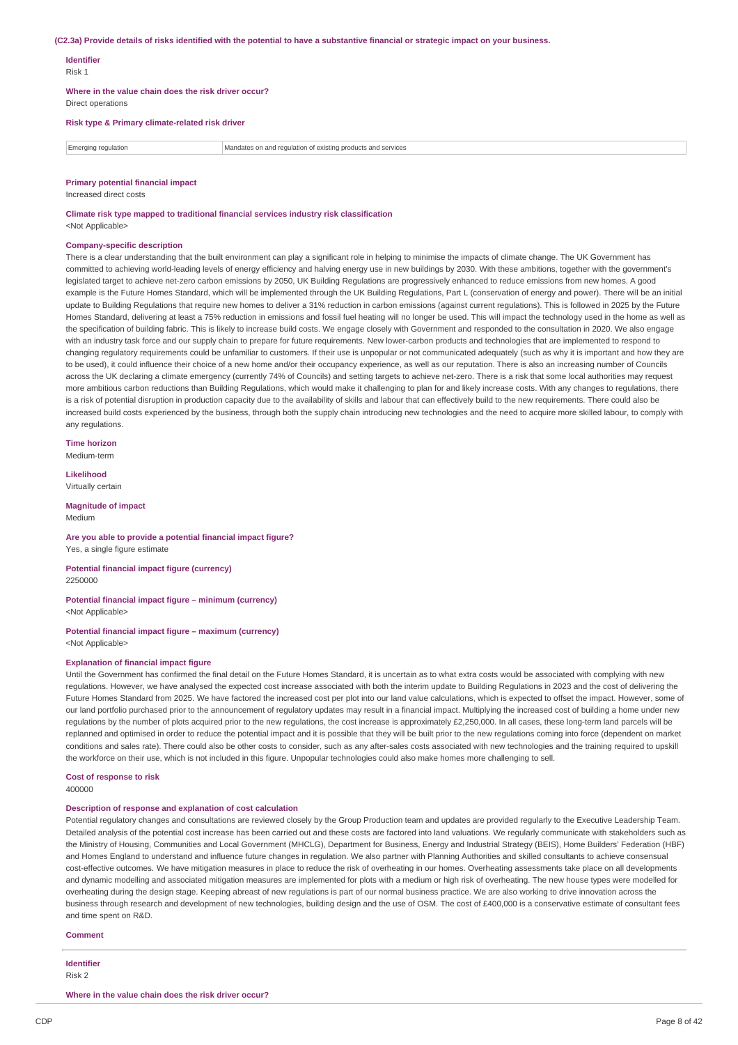**(C2.3a) Provide details of risks identified with the potential to have a substantive financial or strategic impact on your business.**

**Identifier**
Risk 1

**Where in the value chain does the risk driver occur?**
Direct operations

**Risk type & Primary climate-related risk driver**

| | |
|---|---|
| Emerging regulation | Mandates on and regulation of existing products and services |

**Primary potential financial impact**
Increased direct costs

**Climate risk type mapped to traditional financial services industry risk classification**
<Not Applicable>

**Company-specific description**
There is a clear understanding that the built environment can play a significant role in helping to minimise the impacts of climate change. The UK Government has committed to achieving world-leading levels of energy efficiency and halving energy use in new buildings by 2030. With these ambitions, together with the government's legislated target to achieve net-zero carbon emissions by 2050, UK Building Regulations are progressively enhanced to reduce emissions from new homes. A good example is the Future Homes Standard, which will be implemented through the UK Building Regulations, Part L (conservation of energy and power). There will be an initial update to Building Regulations that require new homes to deliver a 31% reduction in carbon emissions (against current regulations). This is followed in 2025 by the Future Homes Standard, delivering at least a 75% reduction in emissions and fossil fuel heating will no longer be used. This will impact the technology used in the home as well as the specification of building fabric. This is likely to increase build costs. We engage closely with Government and responded to the consultation in 2020. We also engage with an industry task force and our supply chain to prepare for future requirements. New lower-carbon products and technologies that are implemented to respond to changing regulatory requirements could be unfamiliar to customers. If their use is unpopular or not communicated adequately (such as why it is important and how they are to be used), it could influence their choice of a new home and/or their occupancy experience, as well as our reputation. There is also an increasing number of Councils across the UK declaring a climate emergency (currently 74% of Councils) and setting targets to achieve net-zero. There is a risk that some local authorities may request more ambitious carbon reductions than Building Regulations, which would make it challenging to plan for and likely increase costs. With any changes to regulations, there is a risk of potential disruption in production capacity due to the availability of skills and labour that can effectively build to the new requirements. There could also be increased build costs experienced by the business, through both the supply chain introducing new technologies and the need to acquire more skilled labour, to comply with any regulations.

**Time horizon**
Medium-term

**Likelihood**
Virtually certain

**Magnitude of impact**
Medium

**Are you able to provide a potential financial impact figure?**
Yes, a single figure estimate

**Potential financial impact figure (currency)**
2250000

**Potential financial impact figure – minimum (currency)**
<Not Applicable>

**Potential financial impact figure – maximum (currency)**
<Not Applicable>

**Explanation of financial impact figure**
Until the Government has confirmed the final detail on the Future Homes Standard, it is uncertain as to what extra costs would be associated with complying with new regulations. However, we have analysed the expected cost increase associated with both the interim update to Building Regulations in 2023 and the cost of delivering the Future Homes Standard from 2025. We have factored the increased cost per plot into our land value calculations, which is expected to offset the impact. However, some of our land portfolio purchased prior to the announcement of regulatory updates may result in a financial impact. Multiplying the increased cost of building a home under new regulations by the number of plots acquired prior to the new regulations, the cost increase is approximately £2,250,000. In all cases, these long-term land parcels will be replanned and optimised in order to reduce the potential impact and it is possible that they will be built prior to the new regulations coming into force (dependent on market conditions and sales rate). There could also be other costs to consider, such as any after-sales costs associated with new technologies and the training required to upskill the workforce on their use, which is not included in this figure. Unpopular technologies could also make homes more challenging to sell.

**Cost of response to risk**
400000

**Description of response and explanation of cost calculation**
Potential regulatory changes and consultations are reviewed closely by the Group Production team and updates are provided regularly to the Executive Leadership Team. Detailed analysis of the potential cost increase has been carried out and these costs are factored into land valuations. We regularly communicate with stakeholders such as the Ministry of Housing, Communities and Local Government (MHCLG), Department for Business, Energy and Industrial Strategy (BEIS), Home Builders' Federation (HBF) and Homes England to understand and influence future changes in regulation. We also partner with Planning Authorities and skilled consultants to achieve consensual cost-effective outcomes. We have mitigation measures in place to reduce the risk of overheating in our homes. Overheating assessments take place on all developments and dynamic modelling and associated mitigation measures are implemented for plots with a medium or high risk of overheating. The new house types were modelled for overheating during the design stage. Keeping abreast of new regulations is part of our normal business practice. We are also working to drive innovation across the business through research and development of new technologies, building design and the use of OSM. The cost of £400,000 is a conservative estimate of consultant fees and time spent on R&D.

**Comment**

**Identifier**
Risk 2

**Where in the value chain does the risk driver occur?**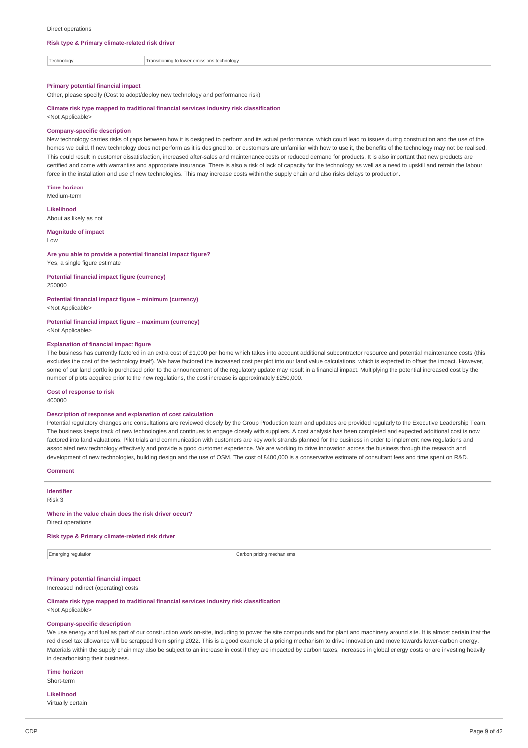Direct operations

**Risk type & Primary climate-related risk driver**

| | |
|---|---|
| Technology | Transitioning to lower emissions technology |

**Primary potential financial impact**

Other, please specify (Cost to adopt/deploy new technology and performance risk)

**Climate risk type mapped to traditional financial services industry risk classification**

<Not Applicable>

**Company-specific description**

New technology carries risks of gaps between how it is designed to perform and its actual performance, which could lead to issues during construction and the use of the homes we build. If new technology does not perform as it is designed to, or customers are unfamiliar with how to use it, the benefits of the technology may not be realised. This could result in customer dissatisfaction, increased after-sales and maintenance costs or reduced demand for products. It is also important that new products are certified and come with warranties and appropriate insurance. There is also a risk of lack of capacity for the technology as well as a need to upskill and retrain the labour force in the installation and use of new technologies. This may increase costs within the supply chain and also risks delays to production.

**Time horizon**

Medium-term

**Likelihood**

About as likely as not

**Magnitude of impact**

Low

**Are you able to provide a potential financial impact figure?**

Yes, a single figure estimate

**Potential financial impact figure (currency)**

250000

**Potential financial impact figure – minimum (currency)**

<Not Applicable>

**Potential financial impact figure – maximum (currency)**

<Not Applicable>

**Explanation of financial impact figure**

The business has currently factored in an extra cost of £1,000 per home which takes into account additional subcontractor resource and potential maintenance costs (this excludes the cost of the technology itself). We have factored the increased cost per plot into our land value calculations, which is expected to offset the impact. However, some of our land portfolio purchased prior to the announcement of the regulatory update may result in a financial impact. Multiplying the potential increased cost by the number of plots acquired prior to the new regulations, the cost increase is approximately £250,000.

**Cost of response to risk**

400000

**Description of response and explanation of cost calculation**

Potential regulatory changes and consultations are reviewed closely by the Group Production team and updates are provided regularly to the Executive Leadership Team. The business keeps track of new technologies and continues to engage closely with suppliers. A cost analysis has been completed and expected additional cost is now factored into land valuations. Pilot trials and communication with customers are key work strands planned for the business in order to implement new regulations and associated new technology effectively and provide a good customer experience. We are working to drive innovation across the business through the research and development of new technologies, building design and the use of OSM. The cost of £400,000 is a conservative estimate of consultant fees and time spent on R&D.

**Comment**

**Identifier**

Risk 3

**Where in the value chain does the risk driver occur?**

Direct operations

**Risk type & Primary climate-related risk driver**

| | |
|---|---|
| Emerging regulation | Carbon pricing mechanisms |

**Primary potential financial impact**

Increased indirect (operating) costs

**Climate risk type mapped to traditional financial services industry risk classification**

<Not Applicable>

**Company-specific description**

We use energy and fuel as part of our construction work on-site, including to power the site compounds and for plant and machinery around site. It is almost certain that the red diesel tax allowance will be scrapped from spring 2022. This is a good example of a pricing mechanism to drive innovation and move towards lower-carbon energy. Materials within the supply chain may also be subject to an increase in cost if they are impacted by carbon taxes, increases in global energy costs or are investing heavily in decarbonising their business.

**Time horizon**

Short-term

**Likelihood**

Virtually certain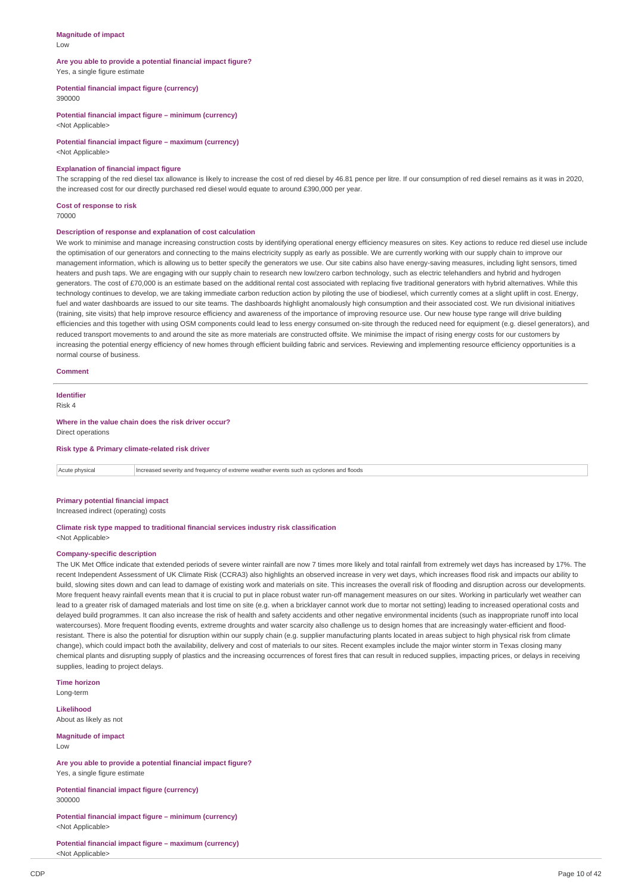**Magnitude of impact**
Low

**Are you able to provide a potential financial impact figure?**
Yes, a single figure estimate

**Potential financial impact figure (currency)**
390000

**Potential financial impact figure – minimum (currency)**
<Not Applicable>

**Potential financial impact figure – maximum (currency)**
<Not Applicable>

**Explanation of financial impact figure**
The scrapping of the red diesel tax allowance is likely to increase the cost of red diesel by 46.81 pence per litre. If our consumption of red diesel remains as it was in 2020, the increased cost for our directly purchased red diesel would equate to around £390,000 per year.

**Cost of response to risk**
70000

**Description of response and explanation of cost calculation**
We work to minimise and manage increasing construction costs by identifying operational energy efficiency measures on sites. Key actions to reduce red diesel use include the optimisation of our generators and connecting to the mains electricity supply as early as possible. We are currently working with our supply chain to improve our management information, which is allowing us to better specify the generators we use. Our site cabins also have energy-saving measures, including light sensors, timed heaters and push taps. We are engaging with our supply chain to research new low/zero carbon technology, such as electric telehandlers and hybrid and hydrogen generators. The cost of £70,000 is an estimate based on the additional rental cost associated with replacing five traditional generators with hybrid alternatives. While this technology continues to develop, we are taking immediate carbon reduction action by piloting the use of biodiesel, which currently comes at a slight uplift in cost. Energy, fuel and water dashboards are issued to our site teams. The dashboards highlight anomalously high consumption and their associated cost. We run divisional initiatives (training, site visits) that help improve resource efficiency and awareness of the importance of improving resource use. Our new house type range will drive building efficiencies and this together with using OSM components could lead to less energy consumed on-site through the reduced need for equipment (e.g. diesel generators), and reduced transport movements to and around the site as more materials are constructed offsite. We minimise the impact of rising energy costs for our customers by increasing the potential energy efficiency of new homes through efficient building fabric and services. Reviewing and implementing resource efficiency opportunities is a normal course of business.

**Comment**

---

**Identifier**
Risk 4

**Where in the value chain does the risk driver occur?**
Direct operations

**Risk type & Primary climate-related risk driver**

| | |
|---|---|
| Acute physical | Increased severity and frequency of extreme weather events such as cyclones and floods |

**Primary potential financial impact**
Increased indirect (operating) costs

**Climate risk type mapped to traditional financial services industry risk classification**
<Not Applicable>

**Company-specific description**
The UK Met Office indicate that extended periods of severe winter rainfall are now 7 times more likely and total rainfall from extremely wet days has increased by 17%. The recent Independent Assessment of UK Climate Risk (CCRA3) also highlights an observed increase in very wet days, which increases flood risk and impacts our ability to build, slowing sites down and can lead to damage of existing work and materials on site. This increases the overall risk of flooding and disruption across our developments. More frequent heavy rainfall events mean that it is crucial to put in place robust water run-off management measures on our sites. Working in particularly wet weather can lead to a greater risk of damaged materials and lost time on site (e.g. when a bricklayer cannot work due to mortar not setting) leading to increased operational costs and delayed build programmes. It can also increase the risk of health and safety accidents and other negative environmental incidents (such as inappropriate runoff into local watercourses). More frequent flooding events, extreme droughts and water scarcity also challenge us to design homes that are increasingly water-efficient and flood-resistant. There is also the potential for disruption within our supply chain (e.g. supplier manufacturing plants located in areas subject to high physical risk from climate change), which could impact both the availability, delivery and cost of materials to our sites. Recent examples include the major winter storm in Texas closing many chemical plants and disrupting supply of plastics and the increasing occurrences of forest fires that can result in reduced supplies, impacting prices, or delays in receiving supplies, leading to project delays.

**Time horizon**
Long-term

**Likelihood**
About as likely as not

**Magnitude of impact**
Low

**Are you able to provide a potential financial impact figure?**
Yes, a single figure estimate

**Potential financial impact figure (currency)**
300000

**Potential financial impact figure – minimum (currency)**
<Not Applicable>

**Potential financial impact figure – maximum (currency)**
<Not Applicable>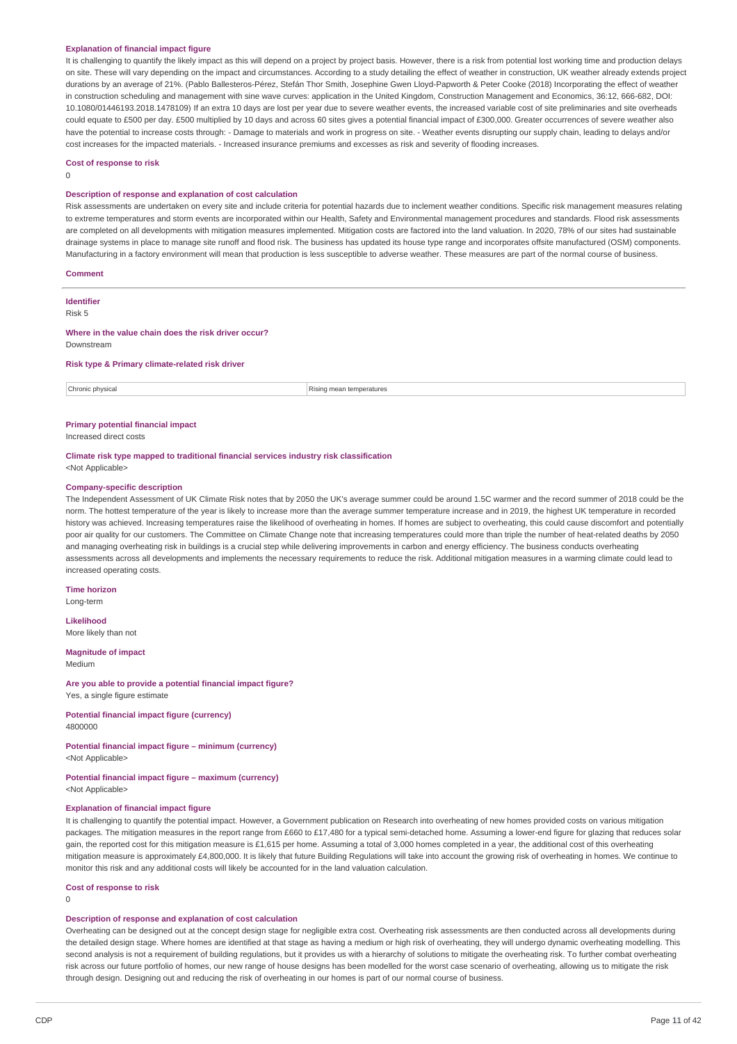**Explanation of financial impact figure**

It is challenging to quantify the likely impact as this will depend on a project by project basis. However, there is a risk from potential lost working time and production delays on site. These will vary depending on the impact and circumstances. According to a study detailing the effect of weather in construction, UK weather already extends project durations by an average of 21%. (Pablo Ballesteros-Pérez, Stefán Thor Smith, Josephine Gwen Lloyd-Papworth & Peter Cooke (2018) Incorporating the effect of weather in construction scheduling and management with sine wave curves: application in the United Kingdom, Construction Management and Economics, 36:12, 666-682, DOI: 10.1080/01446193.2018.1478109) If an extra 10 days are lost per year due to severe weather events, the increased variable cost of site preliminaries and site overheads could equate to £500 per day. £500 multiplied by 10 days and across 60 sites gives a potential financial impact of £300,000. Greater occurrences of severe weather also have the potential to increase costs through: - Damage to materials and work in progress on site. - Weather events disrupting our supply chain, leading to delays and/or cost increases for the impacted materials. - Increased insurance premiums and excesses as risk and severity of flooding increases.

**Cost of response to risk**

0

**Description of response and explanation of cost calculation**

Risk assessments are undertaken on every site and include criteria for potential hazards due to inclement weather conditions. Specific risk management measures relating to extreme temperatures and storm events are incorporated within our Health, Safety and Environmental management procedures and standards. Flood risk assessments are completed on all developments with mitigation measures implemented. Mitigation costs are factored into the land valuation. In 2020, 78% of our sites had sustainable drainage systems in place to manage site runoff and flood risk. The business has updated its house type range and incorporates offsite manufactured (OSM) components. Manufacturing in a factory environment will mean that production is less susceptible to adverse weather. These measures are part of the normal course of business.

**Comment**

---

**Identifier**

Risk 5

**Where in the value chain does the risk driver occur?**

Downstream

**Risk type & Primary climate-related risk driver**

| | |
|---|---|
| Chronic physical | Rising mean temperatures |

**Primary potential financial impact**

Increased direct costs

**Climate risk type mapped to traditional financial services industry risk classification**

<Not Applicable>

**Company-specific description**

The Independent Assessment of UK Climate Risk notes that by 2050 the UK's average summer could be around 1.5C warmer and the record summer of 2018 could be the norm. The hottest temperature of the year is likely to increase more than the average summer temperature increase and in 2019, the highest UK temperature in recorded history was achieved. Increasing temperatures raise the likelihood of overheating in homes. If homes are subject to overheating, this could cause discomfort and potentially poor air quality for our customers. The Committee on Climate Change note that increasing temperatures could more than triple the number of heat-related deaths by 2050 and managing overheating risk in buildings is a crucial step while delivering improvements in carbon and energy efficiency. The business conducts overheating assessments across all developments and implements the necessary requirements to reduce the risk. Additional mitigation measures in a warming climate could lead to increased operating costs.

**Time horizon**

Long-term

**Likelihood**

More likely than not

**Magnitude of impact**

Medium

**Are you able to provide a potential financial impact figure?**

Yes, a single figure estimate

**Potential financial impact figure (currency)**

4800000

**Potential financial impact figure – minimum (currency)**

<Not Applicable>

**Potential financial impact figure – maximum (currency)**

<Not Applicable>

**Explanation of financial impact figure**

It is challenging to quantify the potential impact. However, a Government publication on Research into overheating of new homes provided costs on various mitigation packages. The mitigation measures in the report range from £660 to £17,480 for a typical semi-detached home. Assuming a lower-end figure for glazing that reduces solar gain, the reported cost for this mitigation measure is £1,615 per home. Assuming a total of 3,000 homes completed in a year, the additional cost of this overheating mitigation measure is approximately £4,800,000. It is likely that future Building Regulations will take into account the growing risk of overheating in homes. We continue to monitor this risk and any additional costs will likely be accounted for in the land valuation calculation.

**Cost of response to risk**

0

**Description of response and explanation of cost calculation**

Overheating can be designed out at the concept design stage for negligible extra cost. Overheating risk assessments are then conducted across all developments during the detailed design stage. Where homes are identified at that stage as having a medium or high risk of overheating, they will undergo dynamic overheating modelling. This second analysis is not a requirement of building regulations, but it provides us with a hierarchy of solutions to mitigate the overheating risk. To further combat overheating risk across our future portfolio of homes, our new range of house designs has been modelled for the worst case scenario of overheating, allowing us to mitigate the risk through design. Designing out and reducing the risk of overheating in our homes is part of our normal course of business.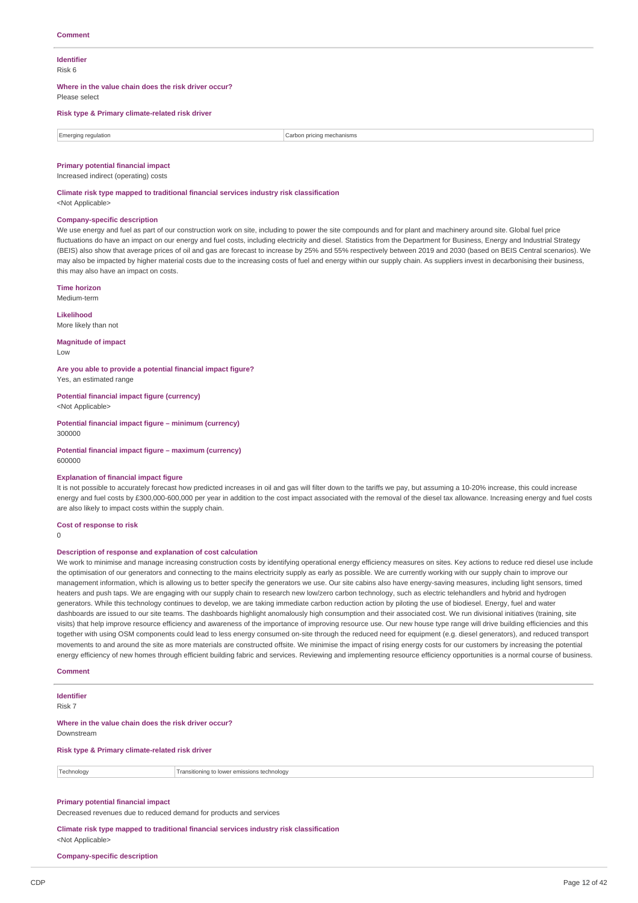**Comment**

**Identifier**
Risk 6

**Where in the value chain does the risk driver occur?**
Please select

**Risk type & Primary climate-related risk driver**

| | |
|---|---|
| Emerging regulation | Carbon pricing mechanisms |

**Primary potential financial impact**
Increased indirect (operating) costs

**Climate risk type mapped to traditional financial services industry risk classification**
<Not Applicable>

**Company-specific description**
We use energy and fuel as part of our construction work on site, including to power the site compounds and for plant and machinery around site. Global fuel price fluctuations do have an impact on our energy and fuel costs, including electricity and diesel. Statistics from the Department for Business, Energy and Industrial Strategy (BEIS) also show that average prices of oil and gas are forecast to increase by 25% and 55% respectively between 2019 and 2030 (based on BEIS Central scenarios). We may also be impacted by higher material costs due to the increasing costs of fuel and energy within our supply chain. As suppliers invest in decarbonising their business, this may also have an impact on costs.

**Time horizon**
Medium-term

**Likelihood**
More likely than not

**Magnitude of impact**
Low

**Are you able to provide a potential financial impact figure?**
Yes, an estimated range

**Potential financial impact figure (currency)**
<Not Applicable>

**Potential financial impact figure – minimum (currency)**
300000

**Potential financial impact figure – maximum (currency)**
600000

**Explanation of financial impact figure**
It is not possible to accurately forecast how predicted increases in oil and gas will filter down to the tariffs we pay, but assuming a 10-20% increase, this could increase energy and fuel costs by £300,000-600,000 per year in addition to the cost impact associated with the removal of the diesel tax allowance. Increasing energy and fuel costs are also likely to impact costs within the supply chain.

**Cost of response to risk**
0

**Description of response and explanation of cost calculation**
We work to minimise and manage increasing construction costs by identifying operational energy efficiency measures on sites. Key actions to reduce red diesel use include the optimisation of our generators and connecting to the mains electricity supply as early as possible. We are currently working with our supply chain to improve our management information, which is allowing us to better specify the generators we use. Our site cabins also have energy-saving measures, including light sensors, timed heaters and push taps. We are engaging with our supply chain to research new low/zero carbon technology, such as electric telehandlers and hybrid and hydrogen generators. While this technology continues to develop, we are taking immediate carbon reduction action by piloting the use of biodiesel. Energy, fuel and water dashboards are issued to our site teams. The dashboards highlight anomalously high consumption and their associated cost. We run divisional initiatives (training, site visits) that help improve resource efficiency and awareness of the importance of improving resource use. Our new house type range will drive building efficiencies and this together with using OSM components could lead to less energy consumed on-site through the reduced need for equipment (e.g. diesel generators), and reduced transport movements to and around the site as more materials are constructed offsite. We minimise the impact of rising energy costs for our customers by increasing the potential energy efficiency of new homes through efficient building fabric and services. Reviewing and implementing resource efficiency opportunities is a normal course of business.

**Comment**

**Identifier**
Risk 7

**Where in the value chain does the risk driver occur?**
Downstream

**Risk type & Primary climate-related risk driver**

| | |
|---|---|
| Technology | Transitioning to lower emissions technology |

**Primary potential financial impact**
Decreased revenues due to reduced demand for products and services

**Climate risk type mapped to traditional financial services industry risk classification**
<Not Applicable>

**Company-specific description**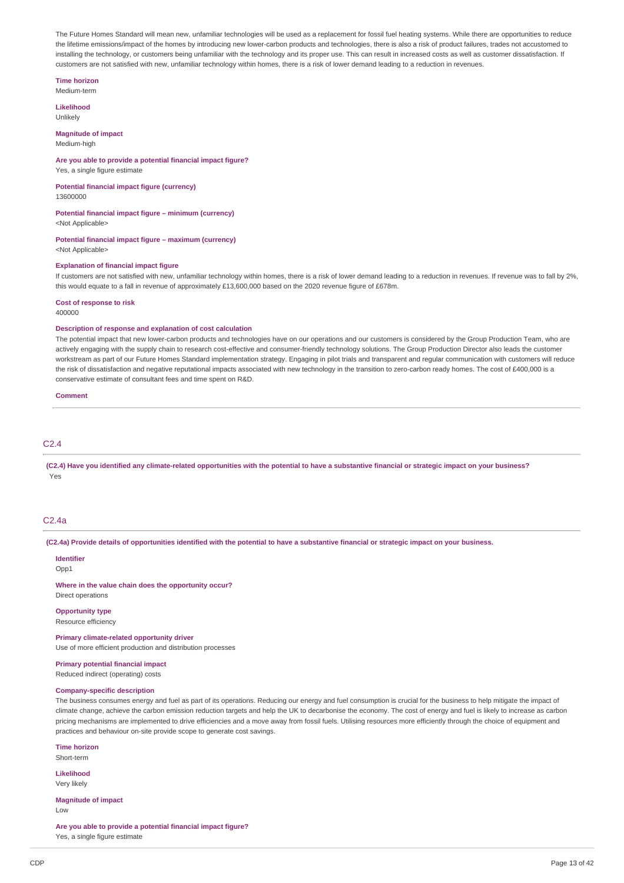The Future Homes Standard will mean new, unfamiliar technologies will be used as a replacement for fossil fuel heating systems. While there are opportunities to reduce the lifetime emissions/impact of the homes by introducing new lower-carbon products and technologies, there is also a risk of product failures, trades not accustomed to installing the technology, or customers being unfamiliar with the technology and its proper use. This can result in increased costs as well as customer dissatisfaction. If customers are not satisfied with new, unfamiliar technology within homes, there is a risk of lower demand leading to a reduction in revenues.

**Time horizon**
Medium-term

**Likelihood**
Unlikely

**Magnitude of impact**
Medium-high

**Are you able to provide a potential financial impact figure?**
Yes, a single figure estimate

**Potential financial impact figure (currency)**
13600000

**Potential financial impact figure – minimum (currency)**
<Not Applicable>

**Potential financial impact figure – maximum (currency)**
<Not Applicable>

**Explanation of financial impact figure**
If customers are not satisfied with new, unfamiliar technology within homes, there is a risk of lower demand leading to a reduction in revenues. If revenue was to fall by 2%, this would equate to a fall in revenue of approximately £13,600,000 based on the 2020 revenue figure of £678m.

**Cost of response to risk**
400000

**Description of response and explanation of cost calculation**
The potential impact that new lower-carbon products and technologies have on our operations and our customers is considered by the Group Production Team, who are actively engaging with the supply chain to research cost-effective and consumer-friendly technology solutions. The Group Production Director also leads the customer workstream as part of our Future Homes Standard implementation strategy. Engaging in pilot trials and transparent and regular communication with customers will reduce the risk of dissatisfaction and negative reputational impacts associated with new technology in the transition to zero-carbon ready homes. The cost of £400,000 is a conservative estimate of consultant fees and time spent on R&D.

**Comment**

## C2.4

**(C2.4) Have you identified any climate-related opportunities with the potential to have a substantive financial or strategic impact on your business?**
Yes

## C2.4a

**(C2.4a) Provide details of opportunities identified with the potential to have a substantive financial or strategic impact on your business.**

**Identifier**
Opp1

**Where in the value chain does the opportunity occur?**
Direct operations

**Opportunity type**
Resource efficiency

**Primary climate-related opportunity driver**
Use of more efficient production and distribution processes

**Primary potential financial impact**
Reduced indirect (operating) costs

**Company-specific description**
The business consumes energy and fuel as part of its operations. Reducing our energy and fuel consumption is crucial for the business to help mitigate the impact of climate change, achieve the carbon emission reduction targets and help the UK to decarbonise the economy. The cost of energy and fuel is likely to increase as carbon pricing mechanisms are implemented to drive efficiencies and a move away from fossil fuels. Utilising resources more efficiently through the choice of equipment and practices and behaviour on-site provide scope to generate cost savings.

**Time horizon**
Short-term

**Likelihood**
Very likely

**Magnitude of impact**
Low

**Are you able to provide a potential financial impact figure?**
Yes, a single figure estimate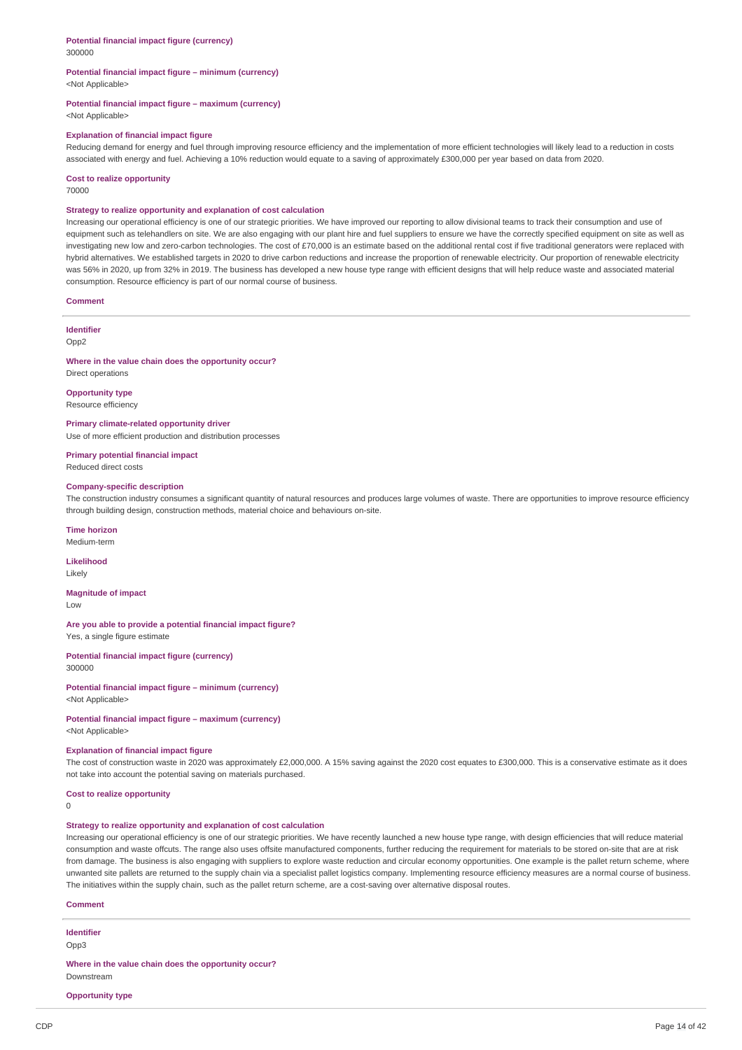**Potential financial impact figure (currency)**
300000

**Potential financial impact figure – minimum (currency)**
<Not Applicable>

**Potential financial impact figure – maximum (currency)**
<Not Applicable>

**Explanation of financial impact figure**
Reducing demand for energy and fuel through improving resource efficiency and the implementation of more efficient technologies will likely lead to a reduction in costs associated with energy and fuel. Achieving a 10% reduction would equate to a saving of approximately £300,000 per year based on data from 2020.

**Cost to realize opportunity**
70000

**Strategy to realize opportunity and explanation of cost calculation**
Increasing our operational efficiency is one of our strategic priorities. We have improved our reporting to allow divisional teams to track their consumption and use of equipment such as telehandlers on site. We are also engaging with our plant hire and fuel suppliers to ensure we have the correctly specified equipment on site as well as investigating new low and zero-carbon technologies. The cost of £70,000 is an estimate based on the additional rental cost if five traditional generators were replaced with hybrid alternatives. We established targets in 2020 to drive carbon reductions and increase the proportion of renewable electricity. Our proportion of renewable electricity was 56% in 2020, up from 32% in 2019. The business has developed a new house type range with efficient designs that will help reduce waste and associated material consumption. Resource efficiency is part of our normal course of business.

**Comment**

---

**Identifier**
Opp2

**Where in the value chain does the opportunity occur?**
Direct operations

**Opportunity type**
Resource efficiency

**Primary climate-related opportunity driver**
Use of more efficient production and distribution processes

**Primary potential financial impact**
Reduced direct costs

**Company-specific description**
The construction industry consumes a significant quantity of natural resources and produces large volumes of waste. There are opportunities to improve resource efficiency through building design, construction methods, material choice and behaviours on-site.

**Time horizon**
Medium-term

**Likelihood**
Likely

**Magnitude of impact**
Low

**Are you able to provide a potential financial impact figure?**
Yes, a single figure estimate

**Potential financial impact figure (currency)**
300000

**Potential financial impact figure – minimum (currency)**
<Not Applicable>

**Potential financial impact figure – maximum (currency)**
<Not Applicable>

**Explanation of financial impact figure**
The cost of construction waste in 2020 was approximately £2,000,000. A 15% saving against the 2020 cost equates to £300,000. This is a conservative estimate as it does not take into account the potential saving on materials purchased.

**Cost to realize opportunity**
0

**Strategy to realize opportunity and explanation of cost calculation**
Increasing our operational efficiency is one of our strategic priorities. We have recently launched a new house type range, with design efficiencies that will reduce material consumption and waste offcuts. The range also uses offsite manufactured components, further reducing the requirement for materials to be stored on-site that are at risk from damage. The business is also engaging with suppliers to explore waste reduction and circular economy opportunities. One example is the pallet return scheme, where unwanted site pallets are returned to the supply chain via a specialist pallet logistics company. Implementing resource efficiency measures are a normal course of business. The initiatives within the supply chain, such as the pallet return scheme, are a cost-saving over alternative disposal routes.

**Comment**

---

**Identifier**
Opp3

**Where in the value chain does the opportunity occur?**
Downstream

**Opportunity type**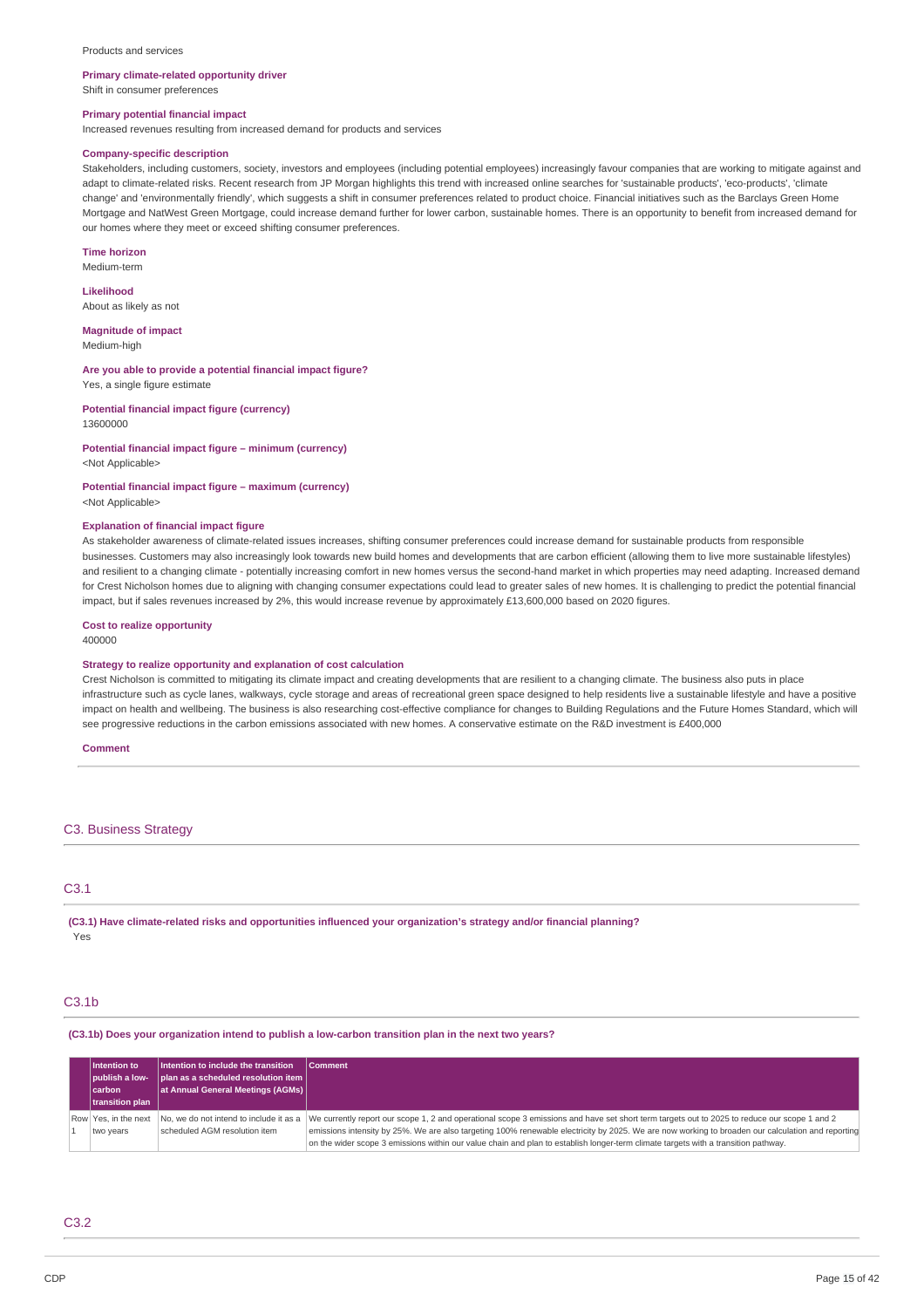Products and services

**Primary climate-related opportunity driver**
Shift in consumer preferences

**Primary potential financial impact**
Increased revenues resulting from increased demand for products and services

**Company-specific description**
Stakeholders, including customers, society, investors and employees (including potential employees) increasingly favour companies that are working to mitigate against and adapt to climate-related risks. Recent research from JP Morgan highlights this trend with increased online searches for 'sustainable products', 'eco-products', 'climate change' and 'environmentally friendly', which suggests a shift in consumer preferences related to product choice. Financial initiatives such as the Barclays Green Home Mortgage and NatWest Green Mortgage, could increase demand further for lower carbon, sustainable homes. There is an opportunity to benefit from increased demand for our homes where they meet or exceed shifting consumer preferences.

**Time horizon**
Medium-term

**Likelihood**
About as likely as not

**Magnitude of impact**
Medium-high

**Are you able to provide a potential financial impact figure?**
Yes, a single figure estimate

**Potential financial impact figure (currency)**
13600000

**Potential financial impact figure – minimum (currency)**
<Not Applicable>

**Potential financial impact figure – maximum (currency)**
<Not Applicable>

**Explanation of financial impact figure**
As stakeholder awareness of climate-related issues increases, shifting consumer preferences could increase demand for sustainable products from responsible businesses. Customers may also increasingly look towards new build homes and developments that are carbon efficient (allowing them to live more sustainable lifestyles) and resilient to a changing climate - potentially increasing comfort in new homes versus the second-hand market in which properties may need adapting. Increased demand for Crest Nicholson homes due to aligning with changing consumer expectations could lead to greater sales of new homes. It is challenging to predict the potential financial impact, but if sales revenues increased by 2%, this would increase revenue by approximately £13,600,000 based on 2020 figures.

**Cost to realize opportunity**
400000

**Strategy to realize opportunity and explanation of cost calculation**
Crest Nicholson is committed to mitigating its climate impact and creating developments that are resilient to a changing climate. The business also puts in place infrastructure such as cycle lanes, walkways, cycle storage and areas of recreational green space designed to help residents live a sustainable lifestyle and have a positive impact on health and wellbeing. The business is also researching cost-effective compliance for changes to Building Regulations and the Future Homes Standard, which will see progressive reductions in the carbon emissions associated with new homes. A conservative estimate on the R&D investment is £400,000

**Comment**

## C3. Business Strategy

### C3.1

**(C3.1) Have climate-related risks and opportunities influenced your organization's strategy and/or financial planning?**
Yes

### C3.1b

**(C3.1b) Does your organization intend to publish a low-carbon transition plan in the next two years?**

| | Intention to publish a low-carbon transition plan | Intention to include the transition plan as a scheduled resolution item at Annual General Meetings (AGMs) | Comment |
|---|---|---|---|
| Row 1 | Yes, in the next two years | No, we do not intend to include it as a scheduled AGM resolution item | We currently report our scope 1, 2 and operational scope 3 emissions and have set short term targets out to 2025 to reduce our scope 1 and 2 emissions intensity by 25%. We are also targeting 100% renewable electricity by 2025. We are now working to broaden our calculation and reporting on the wider scope 3 emissions within our value chain and plan to establish longer-term climate targets with a transition pathway. |

### C3.2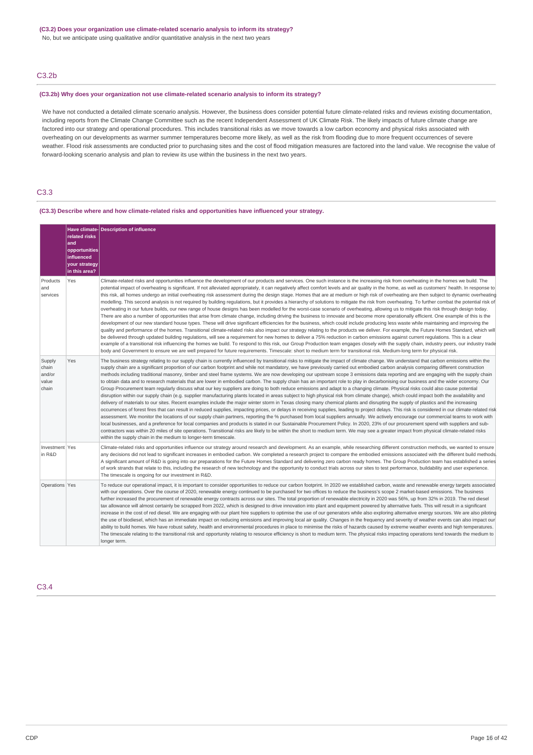**(C3.2) Does your organization use climate-related scenario analysis to inform its strategy?**

No, but we anticipate using qualitative and/or quantitative analysis in the next two years

## C3.2b

**(C3.2b) Why does your organization not use climate-related scenario analysis to inform its strategy?**

We have not conducted a detailed climate scenario analysis. However, the business does consider potential future climate-related risks and reviews existing documentation, including reports from the Climate Change Committee such as the recent Independent Assessment of UK Climate Risk. The likely impacts of future climate change are factored into our strategy and operational procedures. This includes transitional risks as we move towards a low carbon economy and physical risks associated with overheating on our developments as warmer summer temperatures become more likely, as well as the risk from flooding due to more frequent occurrences of severe weather. Flood risk assessments are conducted prior to purchasing sites and the cost of flood mitigation measures are factored into the land value. We recognise the value of forward-looking scenario analysis and plan to review its use within the business in the next two years.

## C3.3

**(C3.3) Describe where and how climate-related risks and opportunities have influenced your strategy.**

| | Have climate-related risks and opportunities influenced your strategy in this area? | Description of influence |
|---|---|---|
| Products and services | Yes | Climate-related risks and opportunities influence the development of our products and services. One such instance is the increasing risk from overheating in the homes we build. The potential impact of overheating is significant. If not alleviated appropriately, it can negatively affect comfort levels and air quality in the home, as well as customers' health. In response to this risk, all homes undergo an initial overheating risk assessment during the design stage. Homes that are at medium or high risk of overheating are then subject to dynamic overheating modelling. This second analysis is not required by building regulations, but it provides a hierarchy of solutions to mitigate the risk from overheating. To further combat the potential risk of overheating in our future builds, our new range of house designs has been modelled for the worst-case scenario of overheating, allowing us to mitigate this risk through design today. There are also a number of opportunities that arise from climate change, including driving the business to innovate and become more operationally efficient. One example of this is the development of our new standard house types. These will drive significant efficiencies for the business, which could include producing less waste while maintaining and improving the quality and performance of the homes. Transitional climate-related risks also impact our strategy relating to the products we deliver. For example, the Future Homes Standard, which will be delivered through updated building regulations, will see a requirement for new homes to deliver a 75% reduction in carbon emissions against current regulations. This is a clear example of a transitional risk influencing the homes we build. To respond to this risk, our Group Production team engages closely with the supply chain, industry peers, our industry trade body and Government to ensure we are well prepared for future requirements. Timescale: short to medium term for transitional risk. Medium-long term for physical risk. |
| Supply chain and/or value chain | Yes | The business strategy relating to our supply chain is currently influenced by transitional risks to mitigate the impact of climate change. We understand that carbon emissions within the supply chain are a significant proportion of our carbon footprint and while not mandatory, we have previously carried out embodied carbon analysis comparing different construction methods including traditional masonry, timber and steel frame systems. We are now developing our upstream scope 3 emissions data reporting and are engaging with the supply chain to obtain data and to research materials that are lower in embodied carbon. The supply chain has an important role to play in decarbonising our business and the wider economy. Our Group Procurement team regularly discuss what our key suppliers are doing to both reduce emissions and adapt to a changing climate. Physical risks could also cause potential disruption within our supply chain (e.g. supplier manufacturing plants located in areas subject to high physical risk from climate change), which could impact both the availability and delivery of materials to our sites. Recent examples include the major winter storm in Texas closing many chemical plants and disrupting the supply of plastics and the increasing occurrences of forest fires that can result in reduced supplies, impacting prices, or delays in receiving supplies, leading to project delays. This risk is considered in our climate-related risk assessment. We monitor the locations of our supply chain partners, reporting the % purchased from local suppliers annually. We actively encourage our commercial teams to work with local businesses, and a preference for local companies and products is stated in our Sustainable Procurement Policy. In 2020, 23% of our procurement spend with suppliers and sub-contractors was within 20 miles of site operations. Transitional risks are likely to be within the short to medium term. We may see a greater impact from physical climate-related risks within the supply chain in the medium to longer-term timescale. |
| Investment in R&D | Yes | Climate-related risks and opportunities influence our strategy around research and development. As an example, while researching different construction methods, we wanted to ensure any decisions did not lead to significant increases in embodied carbon. We completed a research project to compare the embodied emissions associated with the different build methods. A significant amount of R&D is going into our preparations for the Future Homes Standard and delivering zero carbon ready homes. The Group Production team has established a series of work strands that relate to this, including the research of new technology and the opportunity to conduct trials across our sites to test performance, buildability and user experience. The timescale is ongoing for our investment in R&D. |
| Operations | Yes | To reduce our operational impact, it is important to consider opportunities to reduce our carbon footprint. In 2020 we established carbon, waste and renewable energy targets associated with our operations. Over the course of 2020, renewable energy continued to be purchased for two offices to reduce the business's scope 2 market-based emissions. The business further increased the procurement of renewable energy contracts across our sites. The total proportion of renewable electricity in 2020 was 56%, up from 32% in 2019. The red diesel tax allowance will almost certainly be scrapped from 2022, which is designed to drive innovation into plant and equipment powered by alternative fuels. This will result in a significant increase in the cost of red diesel. We are engaging with our plant hire suppliers to optimise the use of our generators while also exploring alternative energy sources. We are also piloting the use of biodiesel, which has an immediate impact on reducing emissions and improving local air quality. Changes in the frequency and severity of weather events can also impact our ability to build homes. We have robust safety, health and environmental procedures in place to minimise the risks of hazards caused by extreme weather events and high temperatures. The timescale relating to the transitional risk and opportunity relating to resource efficiency is short to medium term. The physical risks impacting operations tend towards the medium to longer term. |

## C3.4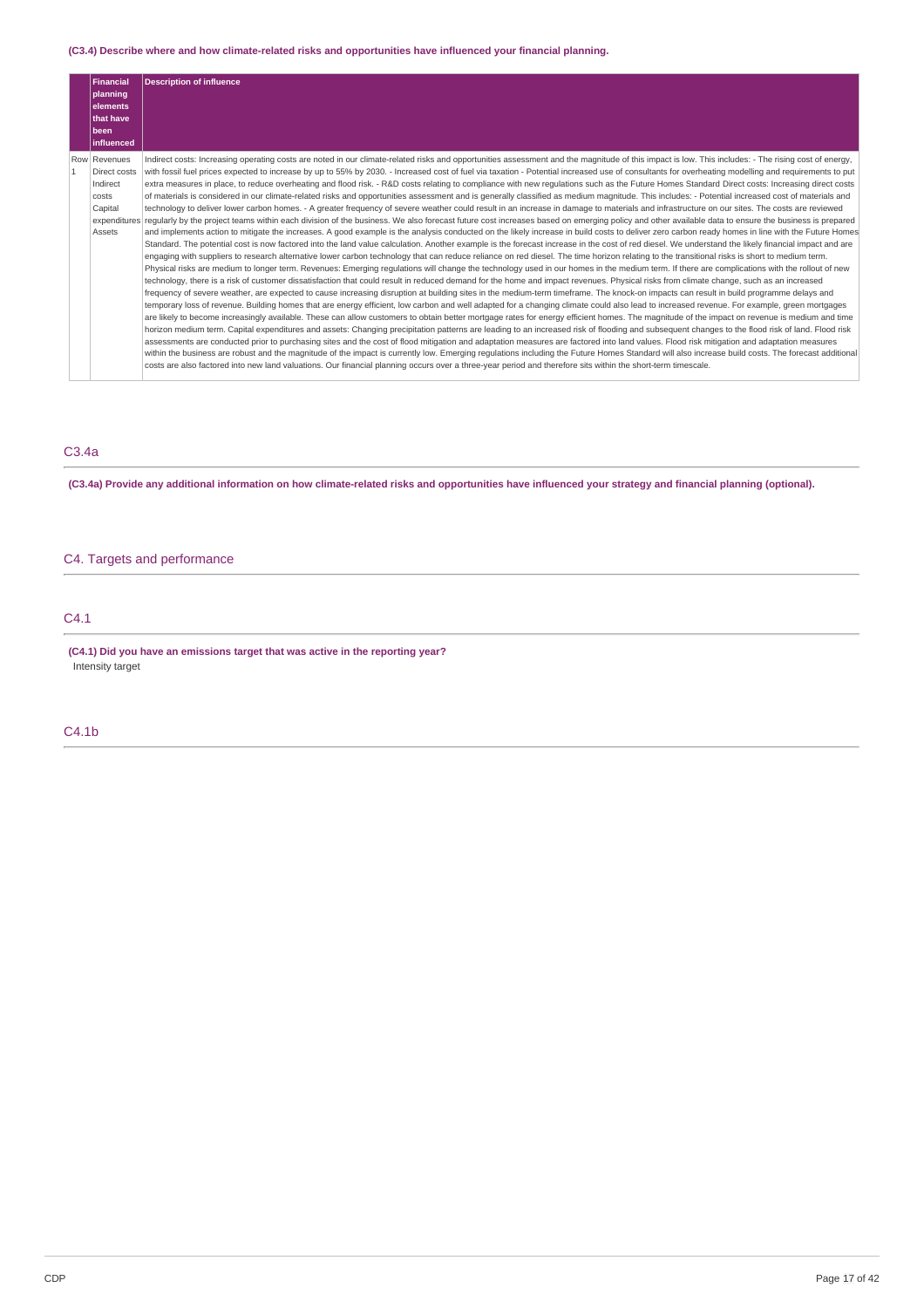**(C3.4) Describe where and how climate-related risks and opportunities have influenced your financial planning.**

| | Financial planning elements that have been influenced | Description of influence |
|---|---|---|
| Row 1 | Revenues<br>Direct costs<br>Indirect costs<br>Capital expenditures<br>Assets | Indirect costs: Increasing operating costs are noted in our climate-related risks and opportunities assessment and the magnitude of this impact is low. This includes: - The rising cost of energy, with fossil fuel prices expected to increase by up to 55% by 2030. - Increased cost of fuel via taxation - Potential increased use of consultants for overheating modelling and requirements to put extra measures in place, to reduce overheating and flood risk. - R&D costs relating to compliance with new regulations such as the Future Homes Standard Direct costs: Increasing direct costs of materials is considered in our climate-related risks and opportunities assessment and is generally classified as medium magnitude. This includes: - Potential increased cost of materials and technology to deliver lower carbon homes. - A greater frequency of severe weather could result in an increase in damage to materials and infrastructure on our sites. The costs are reviewed regularly by the project teams within each division of the business. We also forecast future cost increases based on emerging policy and other available data to ensure the business is prepared and implements action to mitigate the increases. A good example is the analysis conducted on the likely increase in build costs to deliver zero carbon ready homes in line with the Future Homes Standard. The potential cost is now factored into the land value calculation. Another example is the forecast increase in the cost of red diesel. We understand the likely financial impact and are engaging with suppliers to research alternative lower carbon technology that can reduce reliance on red diesel. The time horizon relating to the transitional risks is short to medium term. Physical risks are medium to longer term. Revenues: Emerging regulations will change the technology used in our homes in the medium term. If there are complications with the rollout of new technology, there is a risk of customer dissatisfaction that could result in reduced demand for the home and impact revenues. Physical risks from climate change, such as an increased frequency of severe weather, are expected to cause increasing disruption at building sites in the medium-term timeframe. The knock-on impacts can result in build programme delays and temporary loss of revenue. Building homes that are energy efficient, low carbon and well adapted for a changing climate could also lead to increased revenue. For example, green mortgages are likely to become increasingly available. These can allow customers to obtain better mortgage rates for energy efficient homes. The magnitude of the impact on revenue is medium and time horizon medium term. Capital expenditures and assets: Changing precipitation patterns are leading to an increased risk of flooding and subsequent changes to the flood risk of land. Flood risk assessments are conducted prior to purchasing sites and the cost of flood mitigation and adaptation measures are factored into land values. Flood risk mitigation and adaptation measures within the business are robust and the magnitude of the impact is currently low. Emerging regulations including the Future Homes Standard will also increase build costs. The forecast additional costs are also factored into new land valuations. Our financial planning occurs over a three-year period and therefore sits within the short-term timescale. |

## C3.4a

**(C3.4a) Provide any additional information on how climate-related risks and opportunities have influenced your strategy and financial planning (optional).**

# C4. Targets and performance

## C4.1

**(C4.1) Did you have an emissions target that was active in the reporting year?**

Intensity target

## C4.1b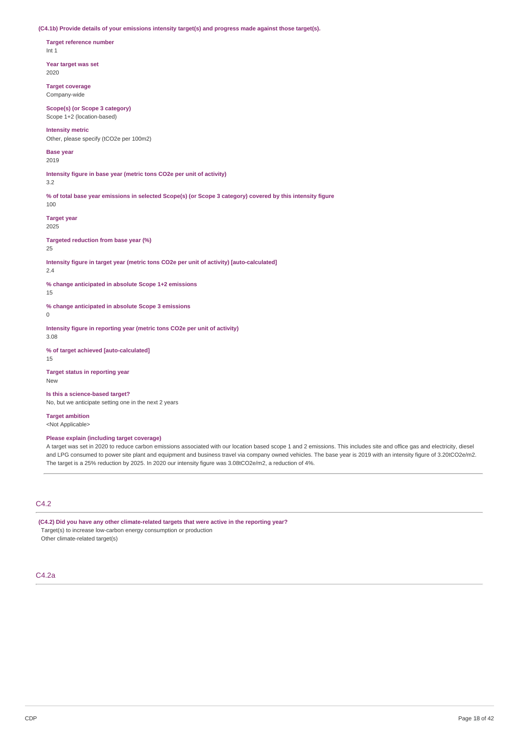**(C4.1b) Provide details of your emissions intensity target(s) and progress made against those target(s).**

**Target reference number**
Int 1

**Year target was set**
2020

**Target coverage**
Company-wide

**Scope(s) (or Scope 3 category)**
Scope 1+2 (location-based)

**Intensity metric**
Other, please specify (tCO2e per 100m2)

**Base year**
2019

**Intensity figure in base year (metric tons CO2e per unit of activity)**
3.2

**% of total base year emissions in selected Scope(s) (or Scope 3 category) covered by this intensity figure**
100

**Target year**
2025

**Targeted reduction from base year (%)**
25

**Intensity figure in target year (metric tons CO2e per unit of activity) [auto-calculated]**
2.4

**% change anticipated in absolute Scope 1+2 emissions**
15

**% change anticipated in absolute Scope 3 emissions**
0

**Intensity figure in reporting year (metric tons CO2e per unit of activity)**
3.08

**% of target achieved [auto-calculated]**
15

**Target status in reporting year**
New

**Is this a science-based target?**
No, but we anticipate setting one in the next 2 years

**Target ambition**
<Not Applicable>

**Please explain (including target coverage)**
A target was set in 2020 to reduce carbon emissions associated with our location based scope 1 and 2 emissions. This includes site and office gas and electricity, diesel and LPG consumed to power site plant and equipment and business travel via company owned vehicles. The base year is 2019 with an intensity figure of 3.20tCO2e/m2. The target is a 25% reduction by 2025. In 2020 our intensity figure was 3.08tCO2e/m2, a reduction of 4%.

## C4.2

**(C4.2) Did you have any other climate-related targets that were active in the reporting year?**
Target(s) to increase low-carbon energy consumption or production
Other climate-related target(s)

## C4.2a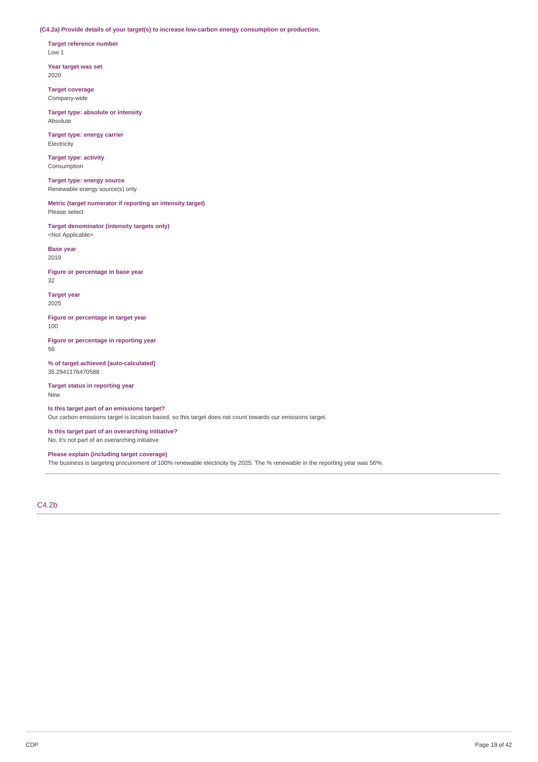**(C4.2a) Provide details of your target(s) to increase low-carbon energy consumption or production.**

**Target reference number**
Low 1

**Year target was set**
2020

**Target coverage**
Company-wide

**Target type: absolute or intensity**
Absolute

**Target type: energy carrier**
Electricity

**Target type: activity**
Consumption

**Target type: energy source**
Renewable energy source(s) only

**Metric (target numerator if reporting an intensity target)**
Please select

**Target denominator (intensity targets only)**
<Not Applicable>

**Base year**
2019

**Figure or percentage in base year**
32

**Target year**
2025

**Figure or percentage in target year**
100

**Figure or percentage in reporting year**
56

**% of target achieved [auto-calculated]**
35.2941176470588

**Target status in reporting year**
New

**Is this target part of an emissions target?**
Our carbon emissions target is location based, so this target does not count towards our emissions target.

**Is this target part of an overarching initiative?**
No, it's not part of an overarching initiative

**Please explain (including target coverage)**
The business is targeting procurement of 100% renewable electricity by 2025. The % renewable in the reporting year was 56%.

## C4.2b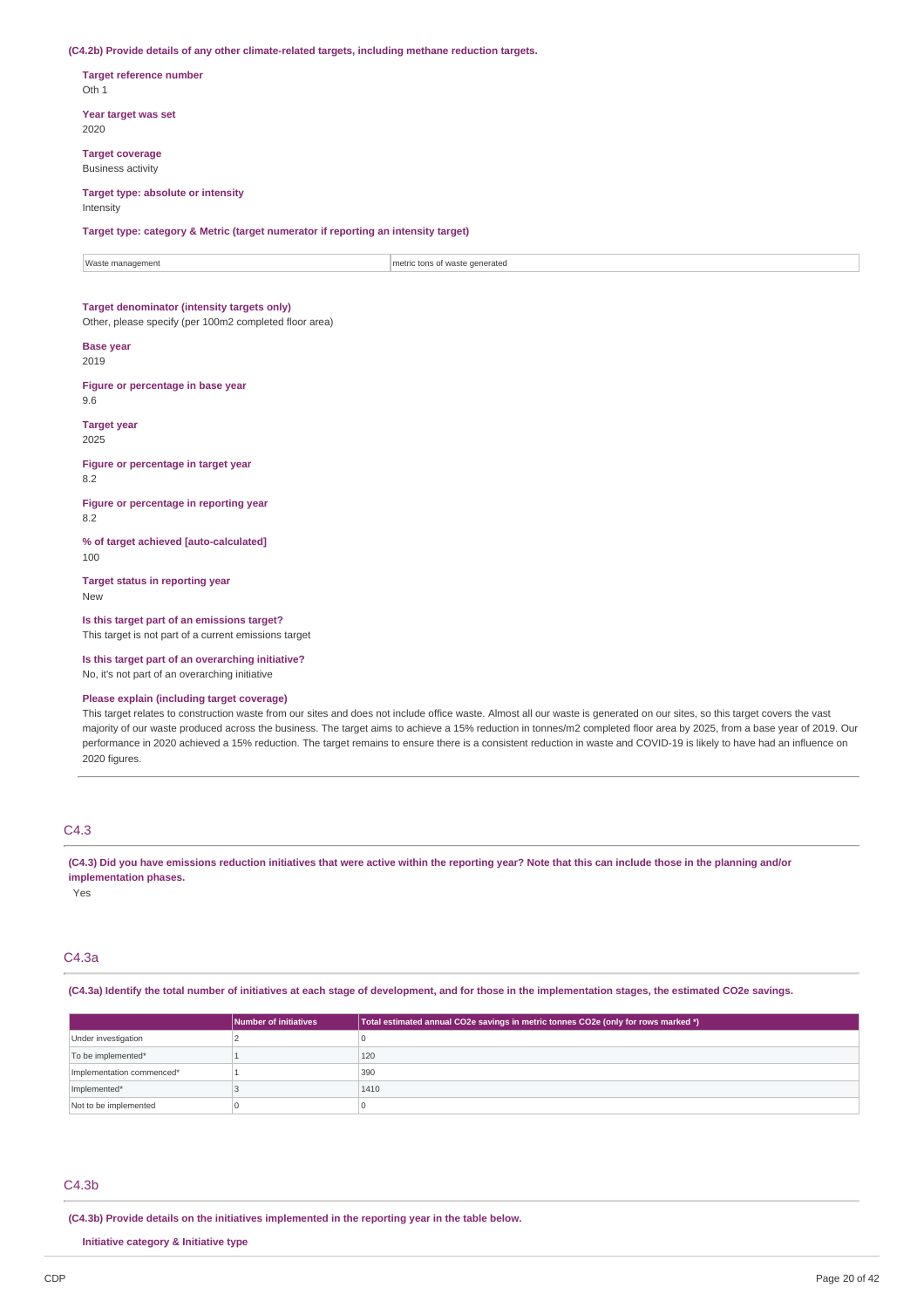**(C4.2b) Provide details of any other climate-related targets, including methane reduction targets.**

**Target reference number**
Oth 1

**Year target was set**
2020

**Target coverage**
Business activity

**Target type: absolute or intensity**
Intensity

**Target type: category & Metric (target numerator if reporting an intensity target)**

| Waste management | metric tons of waste generated |
|---|---|

**Target denominator (intensity targets only)**
Other, please specify (per 100m2 completed floor area)

**Base year**
2019

**Figure or percentage in base year**
9.6

**Target year**
2025

**Figure or percentage in target year**
8.2

**Figure or percentage in reporting year**
8.2

**% of target achieved [auto-calculated]**
100

**Target status in reporting year**
New

**Is this target part of an emissions target?**
This target is not part of a current emissions target

**Is this target part of an overarching initiative?**
No, it's not part of an overarching initiative

**Please explain (including target coverage)**
This target relates to construction waste from our sites and does not include office waste. Almost all our waste is generated on our sites, so this target covers the vast majority of our waste produced across the business. The target aims to achieve a 15% reduction in tonnes/m2 completed floor area by 2025, from a base year of 2019. Our performance in 2020 achieved a 15% reduction. The target remains to ensure there is a consistent reduction in waste and COVID-19 is likely to have had an influence on 2020 figures.

## C4.3

**(C4.3) Did you have emissions reduction initiatives that were active within the reporting year? Note that this can include those in the planning and/or implementation phases.**
Yes

## C4.3a

**(C4.3a) Identify the total number of initiatives at each stage of development, and for those in the implementation stages, the estimated CO2e savings.**

| | Number of initiatives | Total estimated annual CO2e savings in metric tonnes CO2e (only for rows marked *) |
|---|---|---|
| Under investigation | 2 | 0 |
| To be implemented* | 1 | 120 |
| Implementation commenced* | 1 | 390 |
| Implemented* | 3 | 1410 |
| Not to be implemented | 0 | 0 |

## C4.3b

**(C4.3b) Provide details on the initiatives implemented in the reporting year in the table below.**

**Initiative category & Initiative type**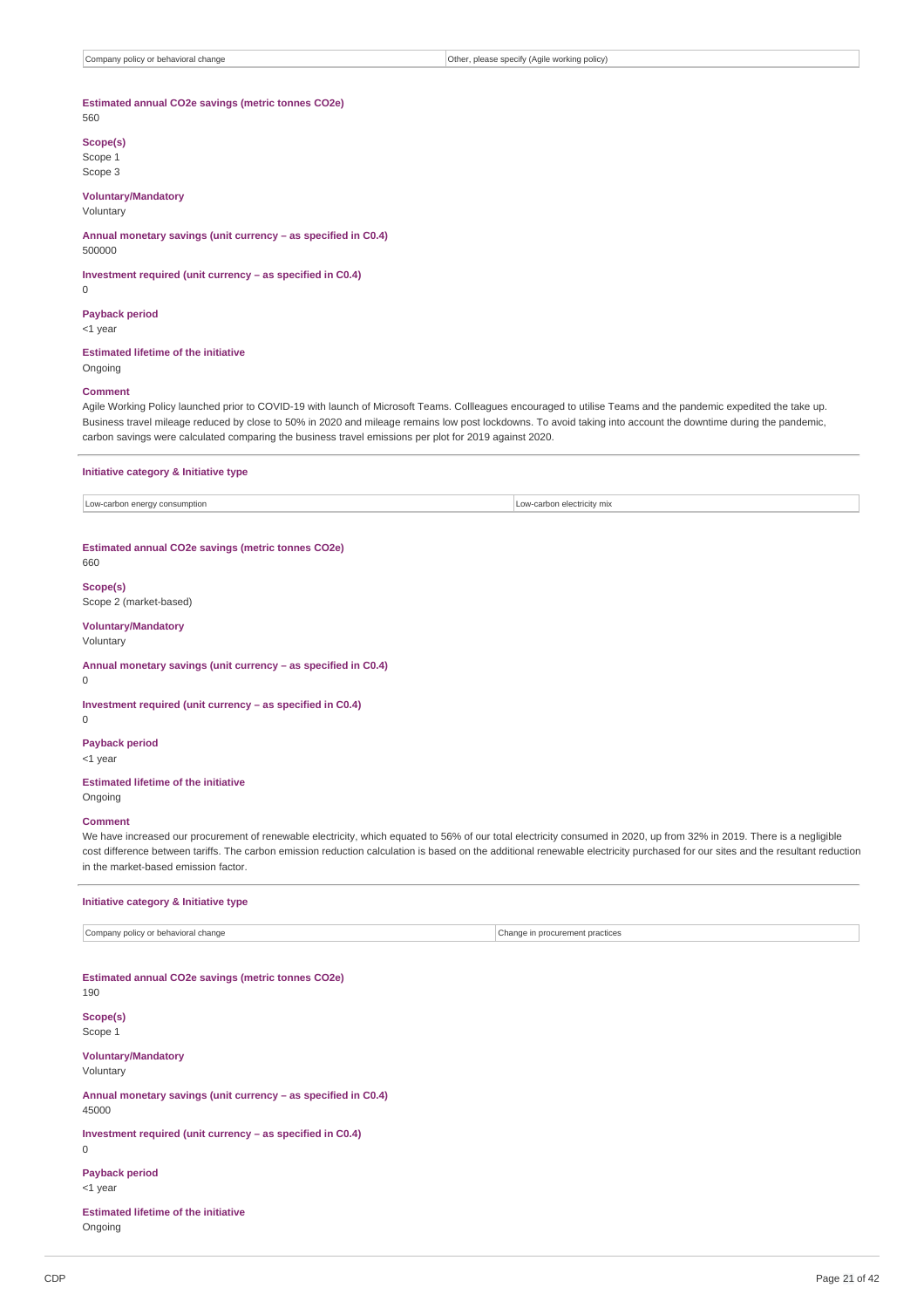| | |
|---|---|
| Company policy or behavioral change | Other, please specify (Agile working policy) |

**Estimated annual CO2e savings (metric tonnes CO2e)**
560

**Scope(s)**
Scope 1
Scope 3

**Voluntary/Mandatory**
Voluntary

**Annual monetary savings (unit currency – as specified in C0.4)**
500000

**Investment required (unit currency – as specified in C0.4)**
0

**Payback period**
<1 year

**Estimated lifetime of the initiative**
Ongoing

**Comment**
Agile Working Policy launched prior to COVID-19 with launch of Microsoft Teams. Collleagues encouraged to utilise Teams and the pandemic expedited the take up. Business travel mileage reduced by close to 50% in 2020 and mileage remains low post lockdowns. To avoid taking into account the downtime during the pandemic, carbon savings were calculated comparing the business travel emissions per plot for 2019 against 2020.

**Initiative category & Initiative type**

| | |
|---|---|
| Low-carbon energy consumption | Low-carbon electricity mix |

**Estimated annual CO2e savings (metric tonnes CO2e)**
660

**Scope(s)**
Scope 2 (market-based)

**Voluntary/Mandatory**
Voluntary

**Annual monetary savings (unit currency – as specified in C0.4)**
0

**Investment required (unit currency – as specified in C0.4)**
0

**Payback period**
<1 year

**Estimated lifetime of the initiative**
Ongoing

**Comment**
We have increased our procurement of renewable electricity, which equated to 56% of our total electricity consumed in 2020, up from 32% in 2019. There is a negligible cost difference between tariffs. The carbon emission reduction calculation is based on the additional renewable electricity purchased for our sites and the resultant reduction in the market-based emission factor.

**Initiative category & Initiative type**

| | |
|---|---|
| Company policy or behavioral change | Change in procurement practices |

**Estimated annual CO2e savings (metric tonnes CO2e)**
190

**Scope(s)**
Scope 1

**Voluntary/Mandatory**
Voluntary

**Annual monetary savings (unit currency – as specified in C0.4)**
45000

**Investment required (unit currency – as specified in C0.4)**
0

**Payback period**
<1 year

**Estimated lifetime of the initiative**
Ongoing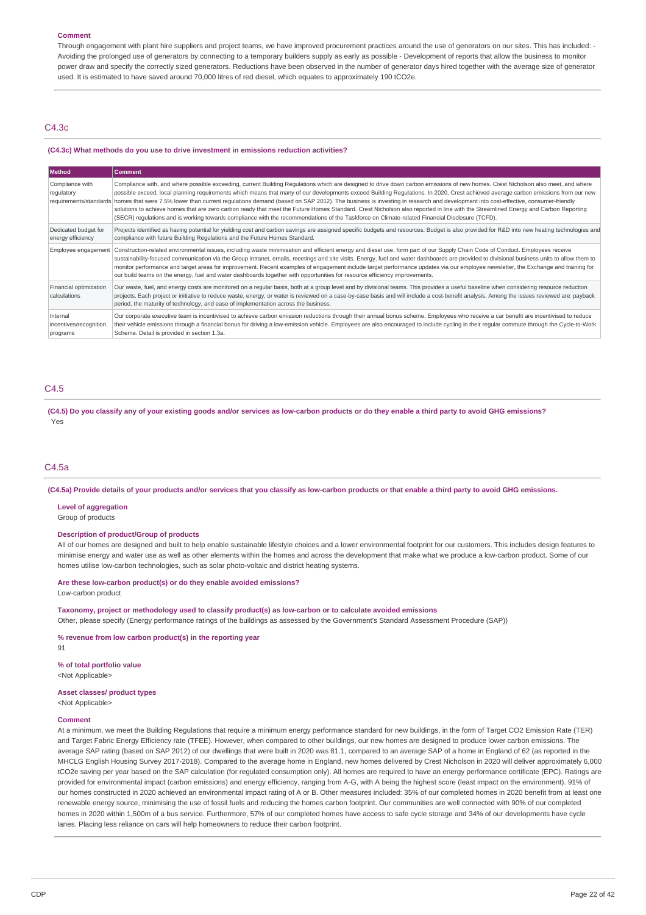**Comment**

Through engagement with plant hire suppliers and project teams, we have improved procurement practices around the use of generators on our sites. This has included: - Avoiding the prolonged use of generators by connecting to a temporary builders supply as early as possible - Development of reports that allow the business to monitor power draw and specify the correctly sized generators. Reductions have been observed in the number of generator days hired together with the average size of generator used. It is estimated to have saved around 70,000 litres of red diesel, which equates to approximately 190 tCO2e.

## C4.3c

**(C4.3c) What methods do you use to drive investment in emissions reduction activities?**

| Method | Comment |
| --- | --- |
| Compliance with regulatory requirements/standards | Compliance with, and where possible exceeding, current Building Regulations which are designed to drive down carbon emissions of new homes. Crest Nicholson also meet, and where possible exceed, local planning requirements which means that many of our developments exceed Building Regulations. In 2020, Crest achieved average carbon emissions from our new homes that were 7.5% lower than current regulations demand (based on SAP 2012). The business is investing in research and development into cost-effective, consumer-friendly solutions to achieve homes that are zero carbon ready that meet the Future Homes Standard. Crest Nicholson also reported in line with the Streamlined Energy and Carbon Reporting (SECR) regulations and is working towards compliance with the recommendations of the Taskforce on Climate-related Financial Disclosure (TCFD). |
| Dedicated budget for energy efficiency | Projects identified as having potential for yielding cost and carbon savings are assigned specific budgets and resources. Budget is also provided for R&D into new heating technologies and compliance with future Building Regulations and the Future Homes Standard. |
| Employee engagement | Construction-related environmental issues, including waste minimisation and efficient energy and diesel use, form part of our Supply Chain Code of Conduct. Employees receive sustainability-focused communication via the Group intranet, emails, meetings and site visits. Energy, fuel and water dashboards are provided to divisional business units to allow them to monitor performance and target areas for improvement. Recent examples of engagement include target performance updates via our employee newsletter, the Exchange and training for our build teams on the energy, fuel and water dashboards together with opportunities for resource efficiency improvements. |
| Financial optimization calculations | Our waste, fuel, and energy costs are monitored on a regular basis, both at a group level and by divisional teams. This provides a useful baseline when considering resource reduction projects. Each project or initiative to reduce waste, energy, or water is reviewed on a case-by-case basis and will include a cost-benefit analysis. Among the issues reviewed are: payback period, the maturity of technology, and ease of implementation across the business. |
| Internal incentives/recognition programs | Our corporate executive team is incentivised to achieve carbon emission reductions through their annual bonus scheme. Employees who receive a car benefit are incentivised to reduce their vehicle emissions through a financial bonus for driving a low-emission vehicle. Employees are also encouraged to include cycling in their regular commute through the Cycle-to-Work Scheme. Detail is provided in section 1.3a. |

## C4.5

**(C4.5) Do you classify any of your existing goods and/or services as low-carbon products or do they enable a third party to avoid GHG emissions?**

Yes

## C4.5a

**(C4.5a) Provide details of your products and/or services that you classify as low-carbon products or that enable a third party to avoid GHG emissions.**

**Level of aggregation**

Group of products

**Description of product/Group of products**

All of our homes are designed and built to help enable sustainable lifestyle choices and a lower environmental footprint for our customers. This includes design features to minimise energy and water use as well as other elements within the homes and across the development that make what we produce a low-carbon product. Some of our homes utilise low-carbon technologies, such as solar photo-voltaic and district heating systems.

**Are these low-carbon product(s) or do they enable avoided emissions?**

Low-carbon product

**Taxonomy, project or methodology used to classify product(s) as low-carbon or to calculate avoided emissions**

Other, please specify (Energy performance ratings of the buildings as assessed by the Government's Standard Assessment Procedure (SAP))

**% revenue from low carbon product(s) in the reporting year**

91

**% of total portfolio value**

<Not Applicable>

**Asset classes/ product types**

<Not Applicable>

**Comment**

At a minimum, we meet the Building Regulations that require a minimum energy performance standard for new buildings, in the form of Target CO2 Emission Rate (TER) and Target Fabric Energy Efficiency rate (TFEE). However, when compared to other buildings, our new homes are designed to produce lower carbon emissions. The average SAP rating (based on SAP 2012) of our dwellings that were built in 2020 was 81.1, compared to an average SAP of a home in England of 62 (as reported in the MHCLG English Housing Survey 2017-2018). Compared to the average home in England, new homes delivered by Crest Nicholson in 2020 will deliver approximately 6,000 tCO2e saving per year based on the SAP calculation (for regulated consumption only). All homes are required to have an energy performance certificate (EPC). Ratings are provided for environmental impact (carbon emissions) and energy efficiency, ranging from A-G, with A being the highest score (least impact on the environment). 91% of our homes constructed in 2020 achieved an environmental impact rating of A or B. Other measures included: 35% of our completed homes in 2020 benefit from at least one renewable energy source, minimising the use of fossil fuels and reducing the homes carbon footprint. Our communities are well connected with 90% of our completed homes in 2020 within 1,500m of a bus service. Furthermore, 57% of our completed homes have access to safe cycle storage and 34% of our developments have cycle lanes. Placing less reliance on cars will help homeowners to reduce their carbon footprint.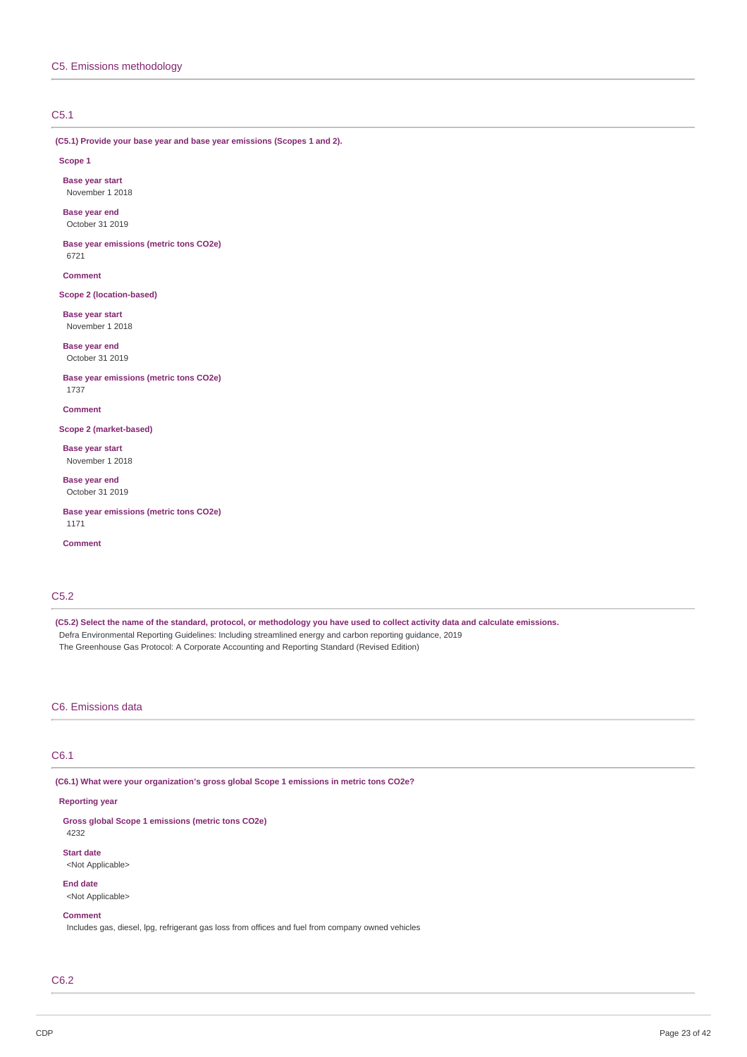## C5. Emissions methodology

### C5.1

**(C5.1) Provide your base year and base year emissions (Scopes 1 and 2).**

**Scope 1**

**Base year start**
November 1 2018

**Base year end**
October 31 2019

**Base year emissions (metric tons CO2e)**
6721

**Comment**

**Scope 2 (location-based)**

**Base year start**
November 1 2018

**Base year end**
October 31 2019

**Base year emissions (metric tons CO2e)**
1737

**Comment**

**Scope 2 (market-based)**

**Base year start**
November 1 2018

**Base year end**
October 31 2019

**Base year emissions (metric tons CO2e)**
1171

**Comment**

### C5.2

**(C5.2) Select the name of the standard, protocol, or methodology you have used to collect activity data and calculate emissions.**

Defra Environmental Reporting Guidelines: Including streamlined energy and carbon reporting guidance, 2019
The Greenhouse Gas Protocol: A Corporate Accounting and Reporting Standard (Revised Edition)

## C6. Emissions data

### C6.1

**(C6.1) What were your organization's gross global Scope 1 emissions in metric tons CO2e?**

**Reporting year**

**Gross global Scope 1 emissions (metric tons CO2e)**
4232

**Start date**
<Not Applicable>

**End date**
<Not Applicable>

**Comment**
Includes gas, diesel, lpg, refrigerant gas loss from offices and fuel from company owned vehicles

### C6.2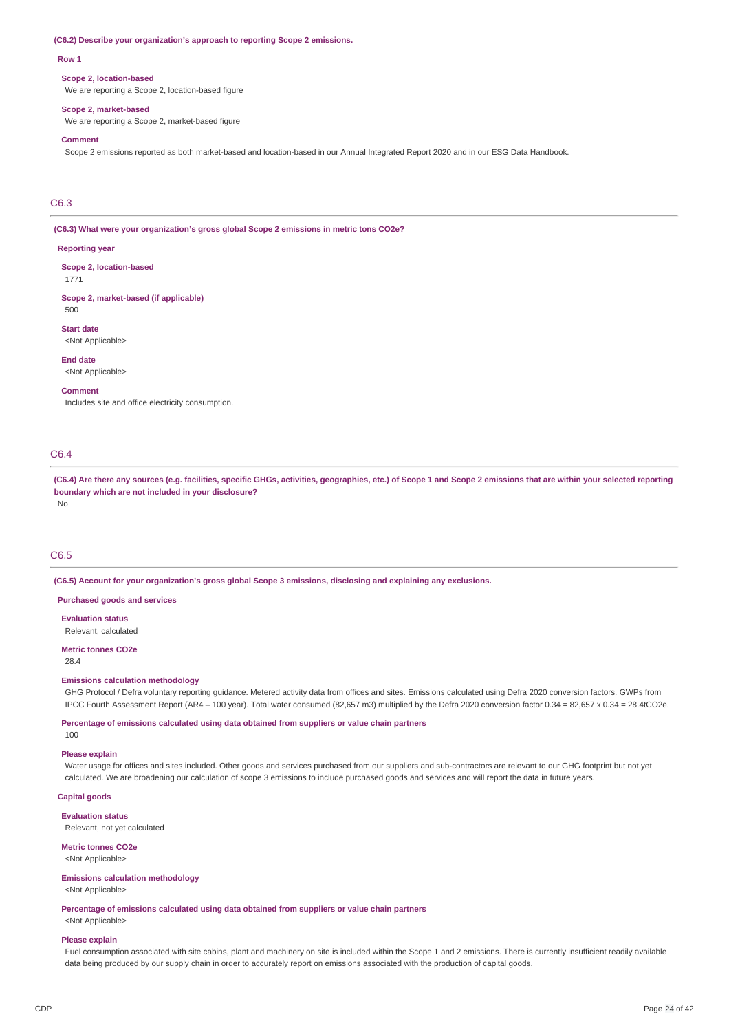**(C6.2) Describe your organization's approach to reporting Scope 2 emissions.**

**Row 1**

**Scope 2, location-based**
We are reporting a Scope 2, location-based figure

**Scope 2, market-based**
We are reporting a Scope 2, market-based figure

**Comment**
Scope 2 emissions reported as both market-based and location-based in our Annual Integrated Report 2020 and in our ESG Data Handbook.

## C6.3

**(C6.3) What were your organization's gross global Scope 2 emissions in metric tons CO2e?**

**Reporting year**

**Scope 2, location-based**
1771

**Scope 2, market-based (if applicable)**
500

**Start date**
<Not Applicable>

**End date**
<Not Applicable>

**Comment**
Includes site and office electricity consumption.

## C6.4

**(C6.4) Are there any sources (e.g. facilities, specific GHGs, activities, geographies, etc.) of Scope 1 and Scope 2 emissions that are within your selected reporting boundary which are not included in your disclosure?**
No

## C6.5

**(C6.5) Account for your organization's gross global Scope 3 emissions, disclosing and explaining any exclusions.**

**Purchased goods and services**

**Evaluation status**
Relevant, calculated

**Metric tonnes CO2e**
28.4

**Emissions calculation methodology**
GHG Protocol / Defra voluntary reporting guidance. Metered activity data from offices and sites. Emissions calculated using Defra 2020 conversion factors. GWPs from IPCC Fourth Assessment Report (AR4 – 100 year). Total water consumed (82,657 m3) multiplied by the Defra 2020 conversion factor 0.34 = 82,657 x 0.34 = 28.4tCO2e.

**Percentage of emissions calculated using data obtained from suppliers or value chain partners**
100

**Please explain**
Water usage for offices and sites included. Other goods and services purchased from our suppliers and sub-contractors are relevant to our GHG footprint but not yet calculated. We are broadening our calculation of scope 3 emissions to include purchased goods and services and will report the data in future years.

**Capital goods**

**Evaluation status**
Relevant, not yet calculated

**Metric tonnes CO2e**
<Not Applicable>

**Emissions calculation methodology**
<Not Applicable>

**Percentage of emissions calculated using data obtained from suppliers or value chain partners**
<Not Applicable>

**Please explain**
Fuel consumption associated with site cabins, plant and machinery on site is included within the Scope 1 and 2 emissions. There is currently insufficient readily available data being produced by our supply chain in order to accurately report on emissions associated with the production of capital goods.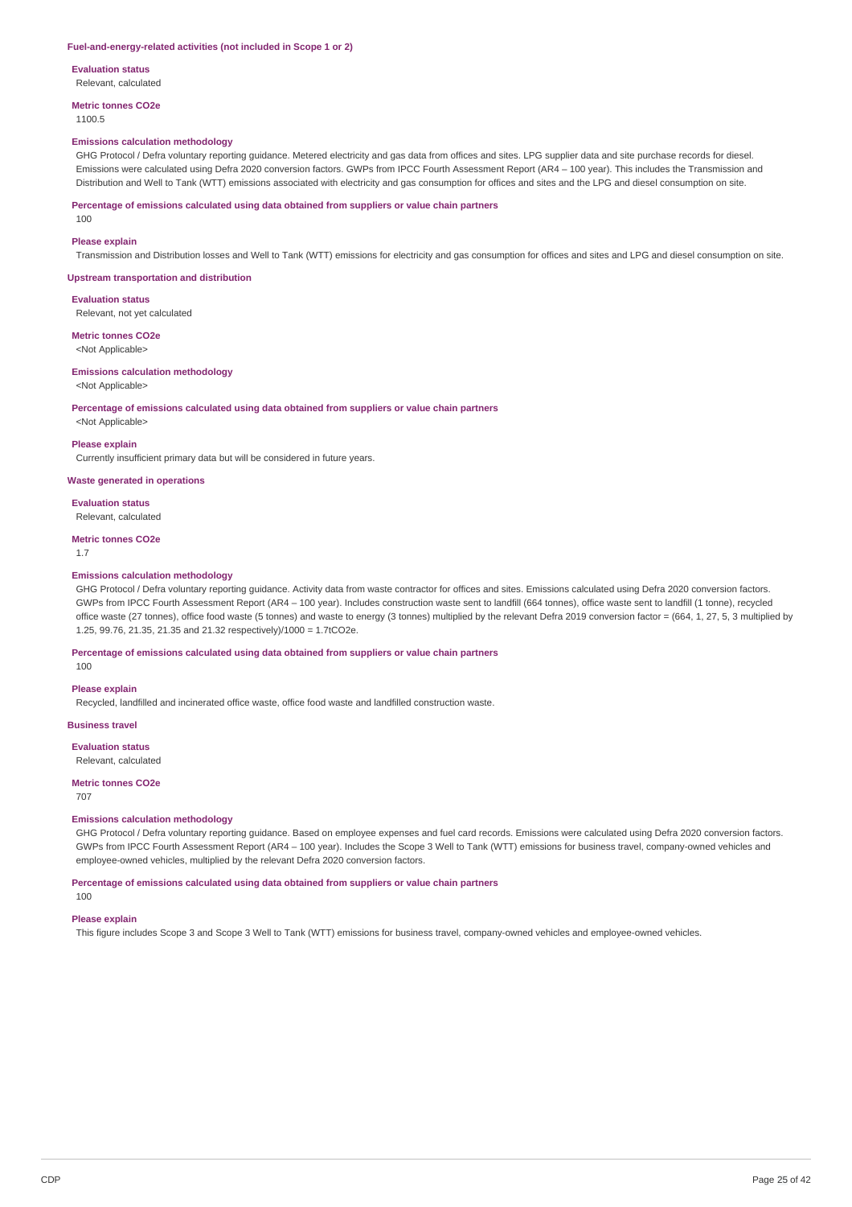### Fuel-and-energy-related activities (not included in Scope 1 or 2)

**Evaluation status**

Relevant, calculated

**Metric tonnes CO2e**

1100.5

**Emissions calculation methodology**

GHG Protocol / Defra voluntary reporting guidance. Metered electricity and gas data from offices and sites. LPG supplier data and site purchase records for diesel. Emissions were calculated using Defra 2020 conversion factors. GWPs from IPCC Fourth Assessment Report (AR4 – 100 year). This includes the Transmission and Distribution and Well to Tank (WTT) emissions associated with electricity and gas consumption for offices and sites and the LPG and diesel consumption on site.

**Percentage of emissions calculated using data obtained from suppliers or value chain partners**

100

**Please explain**

Transmission and Distribution losses and Well to Tank (WTT) emissions for electricity and gas consumption for offices and sites and LPG and diesel consumption on site.

### Upstream transportation and distribution

**Evaluation status**

Relevant, not yet calculated

**Metric tonnes CO2e**

<Not Applicable>

**Emissions calculation methodology**

<Not Applicable>

**Percentage of emissions calculated using data obtained from suppliers or value chain partners**

<Not Applicable>

**Please explain**

Currently insufficient primary data but will be considered in future years.

### Waste generated in operations

**Evaluation status**

Relevant, calculated

**Metric tonnes CO2e**

1.7

**Emissions calculation methodology**

GHG Protocol / Defra voluntary reporting guidance. Activity data from waste contractor for offices and sites. Emissions calculated using Defra 2020 conversion factors. GWPs from IPCC Fourth Assessment Report (AR4 – 100 year). Includes construction waste sent to landfill (664 tonnes), office waste sent to landfill (1 tonne), recycled office waste (27 tonnes), office food waste (5 tonnes) and waste to energy (3 tonnes) multiplied by the relevant Defra 2019 conversion factor = (664, 1, 27, 5, 3 multiplied by 1.25, 99.76, 21.35, 21.35 and 21.32 respectively)/1000 = 1.7tCO2e.

**Percentage of emissions calculated using data obtained from suppliers or value chain partners**

100

**Please explain**

Recycled, landfilled and incinerated office waste, office food waste and landfilled construction waste.

### Business travel

**Evaluation status**

Relevant, calculated

**Metric tonnes CO2e**

707

**Emissions calculation methodology**

GHG Protocol / Defra voluntary reporting guidance. Based on employee expenses and fuel card records. Emissions were calculated using Defra 2020 conversion factors. GWPs from IPCC Fourth Assessment Report (AR4 – 100 year). Includes the Scope 3 Well to Tank (WTT) emissions for business travel, company-owned vehicles and employee-owned vehicles, multiplied by the relevant Defra 2020 conversion factors.

**Percentage of emissions calculated using data obtained from suppliers or value chain partners**

100

**Please explain**

This figure includes Scope 3 and Scope 3 Well to Tank (WTT) emissions for business travel, company-owned vehicles and employee-owned vehicles.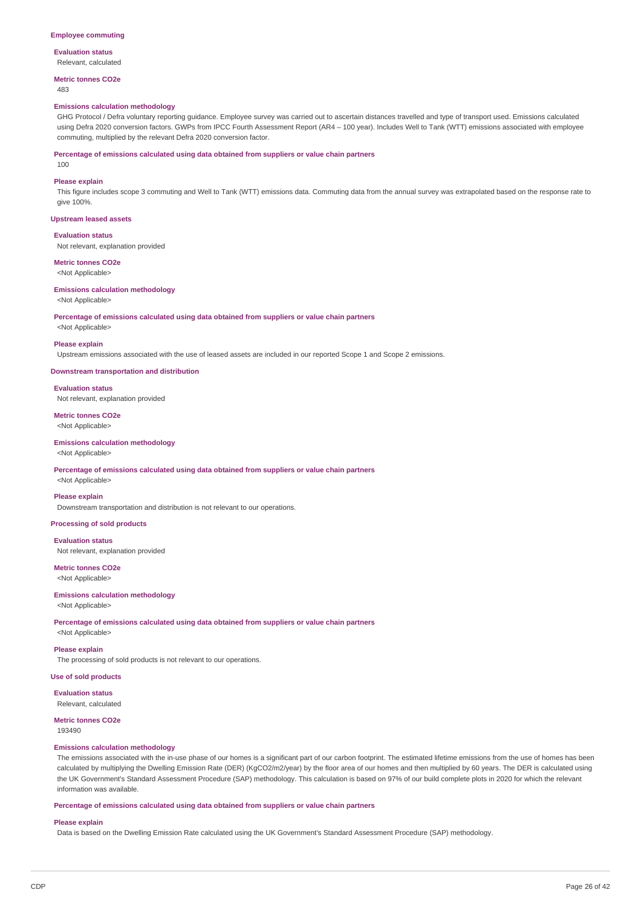### Employee commuting

**Evaluation status**

Relevant, calculated

**Metric tonnes CO2e**

483

**Emissions calculation methodology**

GHG Protocol / Defra voluntary reporting guidance. Employee survey was carried out to ascertain distances travelled and type of transport used. Emissions calculated using Defra 2020 conversion factors. GWPs from IPCC Fourth Assessment Report (AR4 – 100 year). Includes Well to Tank (WTT) emissions associated with employee commuting, multiplied by the relevant Defra 2020 conversion factor.

**Percentage of emissions calculated using data obtained from suppliers or value chain partners**

100

**Please explain**

This figure includes scope 3 commuting and Well to Tank (WTT) emissions data. Commuting data from the annual survey was extrapolated based on the response rate to give 100%.

### Upstream leased assets

**Evaluation status**

Not relevant, explanation provided

**Metric tonnes CO2e**

<Not Applicable>

**Emissions calculation methodology**

<Not Applicable>

**Percentage of emissions calculated using data obtained from suppliers or value chain partners**

<Not Applicable>

**Please explain**

Upstream emissions associated with the use of leased assets are included in our reported Scope 1 and Scope 2 emissions.

### Downstream transportation and distribution

**Evaluation status**

Not relevant, explanation provided

**Metric tonnes CO2e**

<Not Applicable>

**Emissions calculation methodology**

<Not Applicable>

**Percentage of emissions calculated using data obtained from suppliers or value chain partners**

<Not Applicable>

**Please explain**

Downstream transportation and distribution is not relevant to our operations.

### Processing of sold products

**Evaluation status**

Not relevant, explanation provided

**Metric tonnes CO2e**

<Not Applicable>

**Emissions calculation methodology**

<Not Applicable>

**Percentage of emissions calculated using data obtained from suppliers or value chain partners**

<Not Applicable>

**Please explain**

The processing of sold products is not relevant to our operations.

### Use of sold products

**Evaluation status**

Relevant, calculated

**Metric tonnes CO2e**

193490

**Emissions calculation methodology**

The emissions associated with the in-use phase of our homes is a significant part of our carbon footprint. The estimated lifetime emissions from the use of homes has been calculated by multiplying the Dwelling Emission Rate (DER) (KgCO2/m2/year) by the floor area of our homes and then multiplied by 60 years. The DER is calculated using the UK Government's Standard Assessment Procedure (SAP) methodology. This calculation is based on 97% of our build complete plots in 2020 for which the relevant information was available.

**Percentage of emissions calculated using data obtained from suppliers or value chain partners**

**Please explain**

Data is based on the Dwelling Emission Rate calculated using the UK Government's Standard Assessment Procedure (SAP) methodology.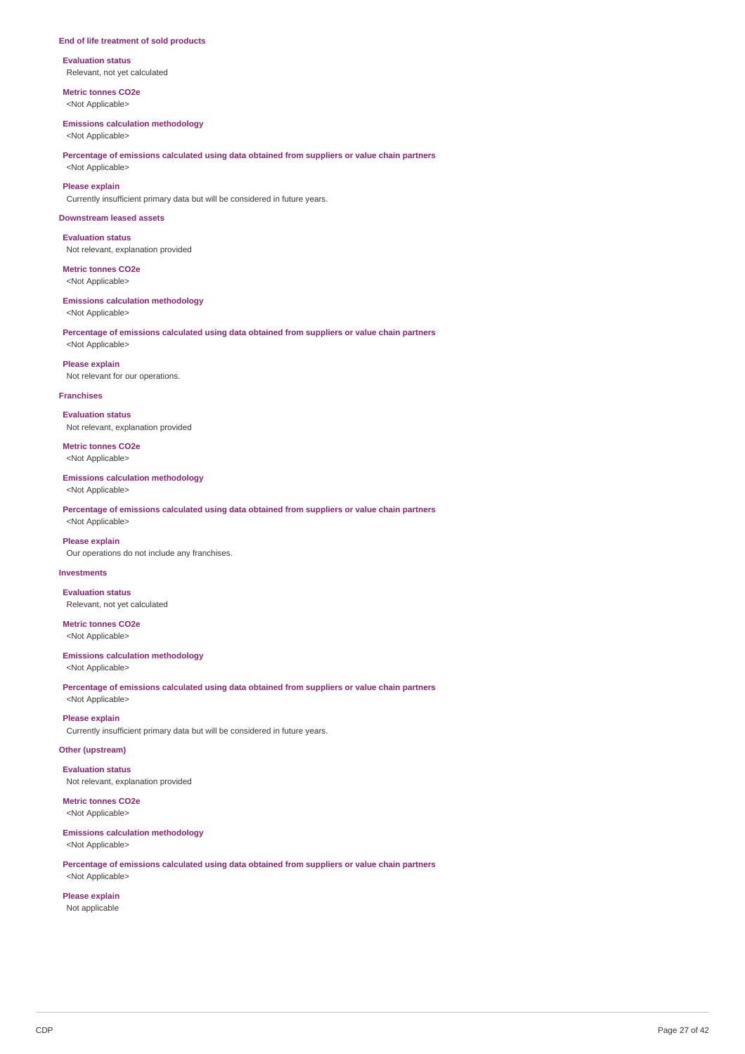### End of life treatment of sold products

**Evaluation status**
Relevant, not yet calculated

**Metric tonnes CO2e**
<Not Applicable>

**Emissions calculation methodology**
<Not Applicable>

**Percentage of emissions calculated using data obtained from suppliers or value chain partners**
<Not Applicable>

**Please explain**
Currently insufficient primary data but will be considered in future years.

### Downstream leased assets

**Evaluation status**
Not relevant, explanation provided

**Metric tonnes CO2e**
<Not Applicable>

**Emissions calculation methodology**
<Not Applicable>

**Percentage of emissions calculated using data obtained from suppliers or value chain partners**
<Not Applicable>

**Please explain**
Not relevant for our operations.

### Franchises

**Evaluation status**
Not relevant, explanation provided

**Metric tonnes CO2e**
<Not Applicable>

**Emissions calculation methodology**
<Not Applicable>

**Percentage of emissions calculated using data obtained from suppliers or value chain partners**
<Not Applicable>

**Please explain**
Our operations do not include any franchises.

### Investments

**Evaluation status**
Relevant, not yet calculated

**Metric tonnes CO2e**
<Not Applicable>

**Emissions calculation methodology**
<Not Applicable>

**Percentage of emissions calculated using data obtained from suppliers or value chain partners**
<Not Applicable>

**Please explain**
Currently insufficient primary data but will be considered in future years.

### Other (upstream)

**Evaluation status**
Not relevant, explanation provided

**Metric tonnes CO2e**
<Not Applicable>

**Emissions calculation methodology**
<Not Applicable>

**Percentage of emissions calculated using data obtained from suppliers or value chain partners**
<Not Applicable>

**Please explain**
Not applicable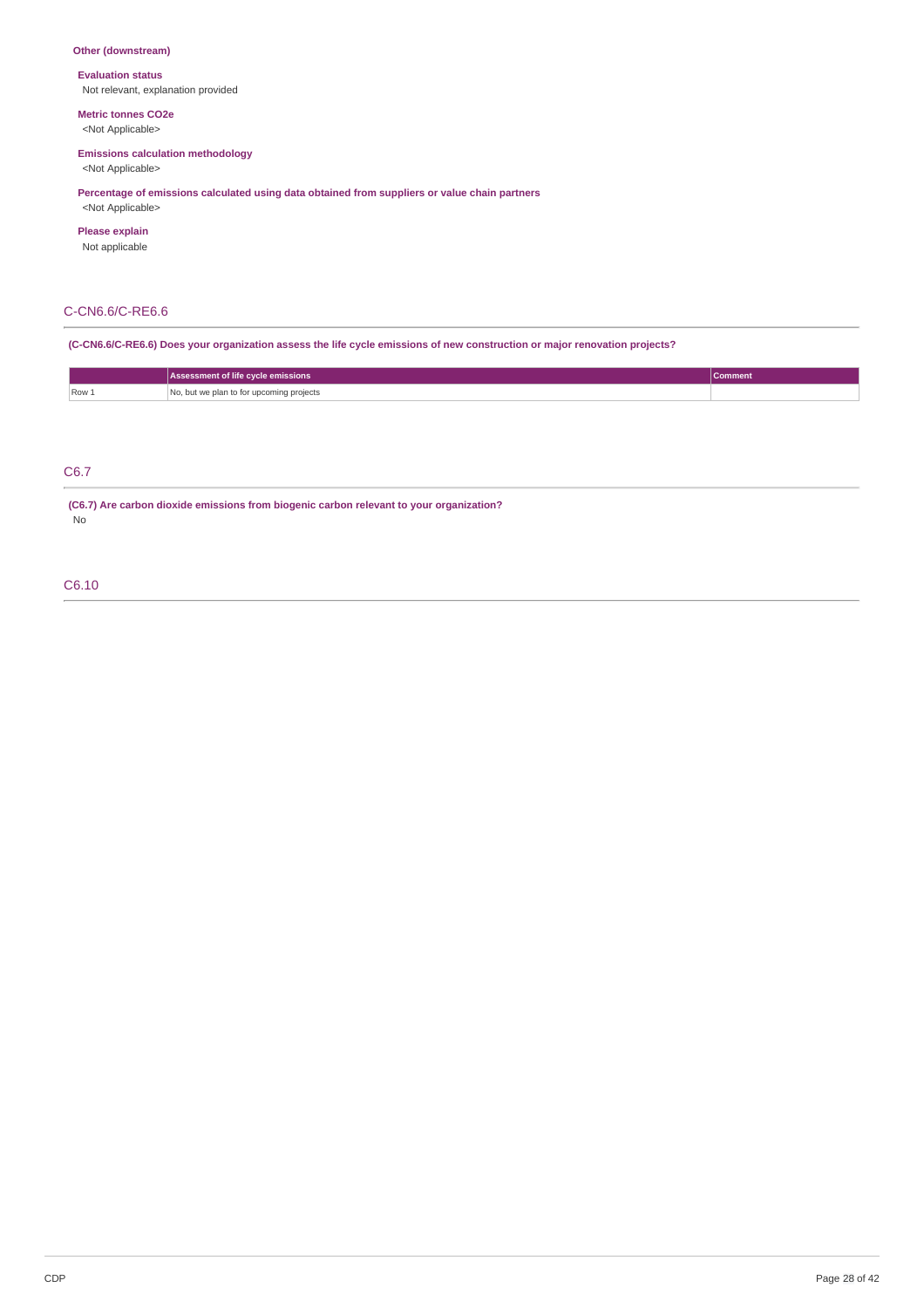**Other (downstream)**

**Evaluation status**
Not relevant, explanation provided

**Metric tonnes CO2e**
<Not Applicable>

**Emissions calculation methodology**
<Not Applicable>

**Percentage of emissions calculated using data obtained from suppliers or value chain partners**
<Not Applicable>

**Please explain**
Not applicable

## C-CN6.6/C-RE6.6

**(C-CN6.6/C-RE6.6) Does your organization assess the life cycle emissions of new construction or major renovation projects?**

| | Assessment of life cycle emissions | Comment |
|---|---|---|
| Row 1 | No, but we plan to for upcoming projects | |

## C6.7

**(C6.7) Are carbon dioxide emissions from biogenic carbon relevant to your organization?**
No

## C6.10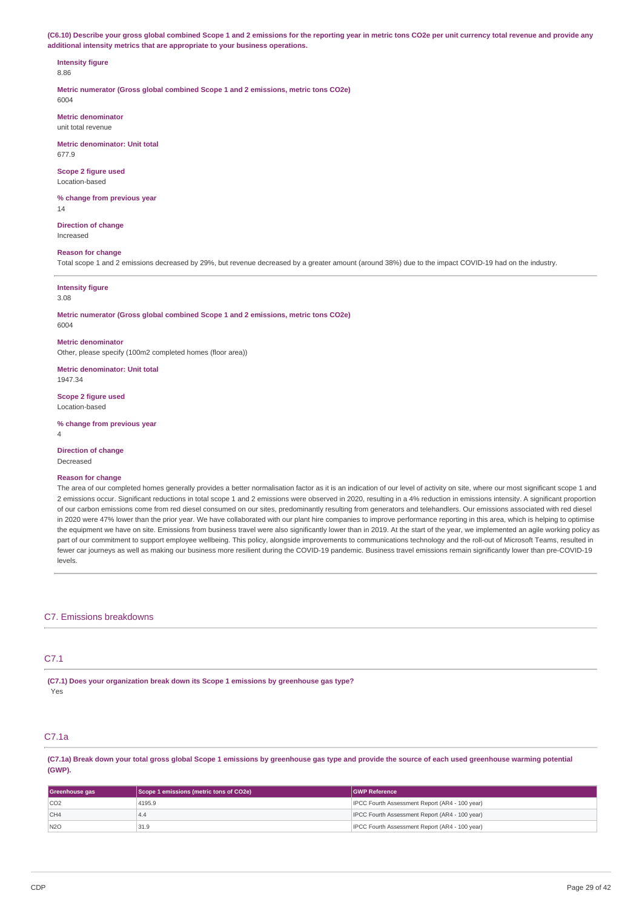**(C6.10) Describe your gross global combined Scope 1 and 2 emissions for the reporting year in metric tons CO2e per unit currency total revenue and provide any additional intensity metrics that are appropriate to your business operations.**

**Intensity figure**
8.86

**Metric numerator (Gross global combined Scope 1 and 2 emissions, metric tons CO2e)**
6004

**Metric denominator**
unit total revenue

**Metric denominator: Unit total**
677.9

**Scope 2 figure used**
Location-based

**% change from previous year**
14

**Direction of change**
Increased

**Reason for change**
Total scope 1 and 2 emissions decreased by 29%, but revenue decreased by a greater amount (around 38%) due to the impact COVID-19 had on the industry.

---

**Intensity figure**
3.08

**Metric numerator (Gross global combined Scope 1 and 2 emissions, metric tons CO2e)**
6004

**Metric denominator**
Other, please specify (100m2 completed homes (floor area))

**Metric denominator: Unit total**
1947.34

**Scope 2 figure used**
Location-based

**% change from previous year**
4

**Direction of change**
Decreased

**Reason for change**
The area of our completed homes generally provides a better normalisation factor as it is an indication of our level of activity on site, where our most significant scope 1 and 2 emissions occur. Significant reductions in total scope 1 and 2 emissions were observed in 2020, resulting in a 4% reduction in emissions intensity. A significant proportion of our carbon emissions come from red diesel consumed on our sites, predominantly resulting from generators and telehandlers. Our emissions associated with red diesel in 2020 were 47% lower than the prior year. We have collaborated with our plant hire companies to improve performance reporting in this area, which is helping to optimise the equipment we have on site. Emissions from business travel were also significantly lower than in 2019. At the start of the year, we implemented an agile working policy as part of our commitment to support employee wellbeing. This policy, alongside improvements to communications technology and the roll-out of Microsoft Teams, resulted in fewer car journeys as well as making our business more resilient during the COVID-19 pandemic. Business travel emissions remain significantly lower than pre-COVID-19 levels.

## C7. Emissions breakdowns

### C7.1

**(C7.1) Does your organization break down its Scope 1 emissions by greenhouse gas type?**
Yes

### C7.1a

**(C7.1a) Break down your total gross global Scope 1 emissions by greenhouse gas type and provide the source of each used greenhouse warming potential (GWP).**

| Greenhouse gas | Scope 1 emissions (metric tons of CO2e) | GWP Reference |
|---|---|---|
| CO2 | 4195.9 | IPCC Fourth Assessment Report (AR4 - 100 year) |
| CH4 | 4.4 | IPCC Fourth Assessment Report (AR4 - 100 year) |
| N2O | 31.9 | IPCC Fourth Assessment Report (AR4 - 100 year) |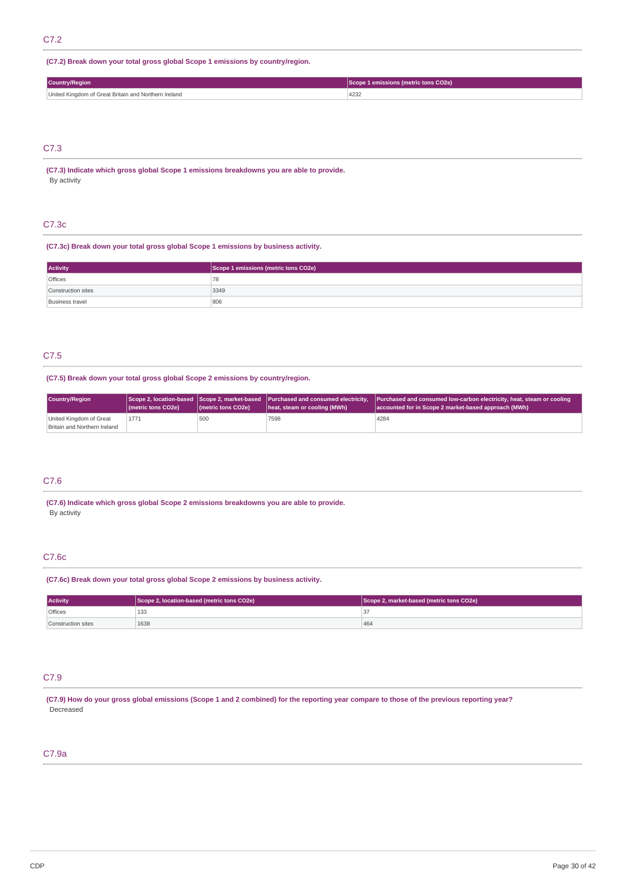## C7.2

**(C7.2) Break down your total gross global Scope 1 emissions by country/region.**

| Country/Region | Scope 1 emissions (metric tons CO2e) |
|---|---|
| United Kingdom of Great Britain and Northern Ireland | 4232 |

## C7.3

**(C7.3) Indicate which gross global Scope 1 emissions breakdowns you are able to provide.**

By activity

## C7.3c

**(C7.3c) Break down your total gross global Scope 1 emissions by business activity.**

| Activity | Scope 1 emissions (metric tons CO2e) |
|---|---|
| Offices | 78 |
| Construction sites | 3349 |
| Business travel | 806 |

## C7.5

**(C7.5) Break down your total gross global Scope 2 emissions by country/region.**

| Country/Region | Scope 2, location-based (metric tons CO2e) | Scope 2, market-based (metric tons CO2e) | Purchased and consumed electricity, heat, steam or cooling (MWh) | Purchased and consumed low-carbon electricity, heat, steam or cooling accounted for in Scope 2 market-based approach (MWh) |
|---|---|---|---|---|
| United Kingdom of Great Britain and Northern Ireland | 1771 | 500 | 7598 | 4284 |

## C7.6

**(C7.6) Indicate which gross global Scope 2 emissions breakdowns you are able to provide.**

By activity

## C7.6c

**(C7.6c) Break down your total gross global Scope 2 emissions by business activity.**

| Activity | Scope 2, location-based (metric tons CO2e) | Scope 2, market-based (metric tons CO2e) |
|---|---|---|
| Offices | 133 | 37 |
| Construction sites | 1638 | 464 |

## C7.9

**(C7.9) How do your gross global emissions (Scope 1 and 2 combined) for the reporting year compare to those of the previous reporting year?**

Decreased

## C7.9a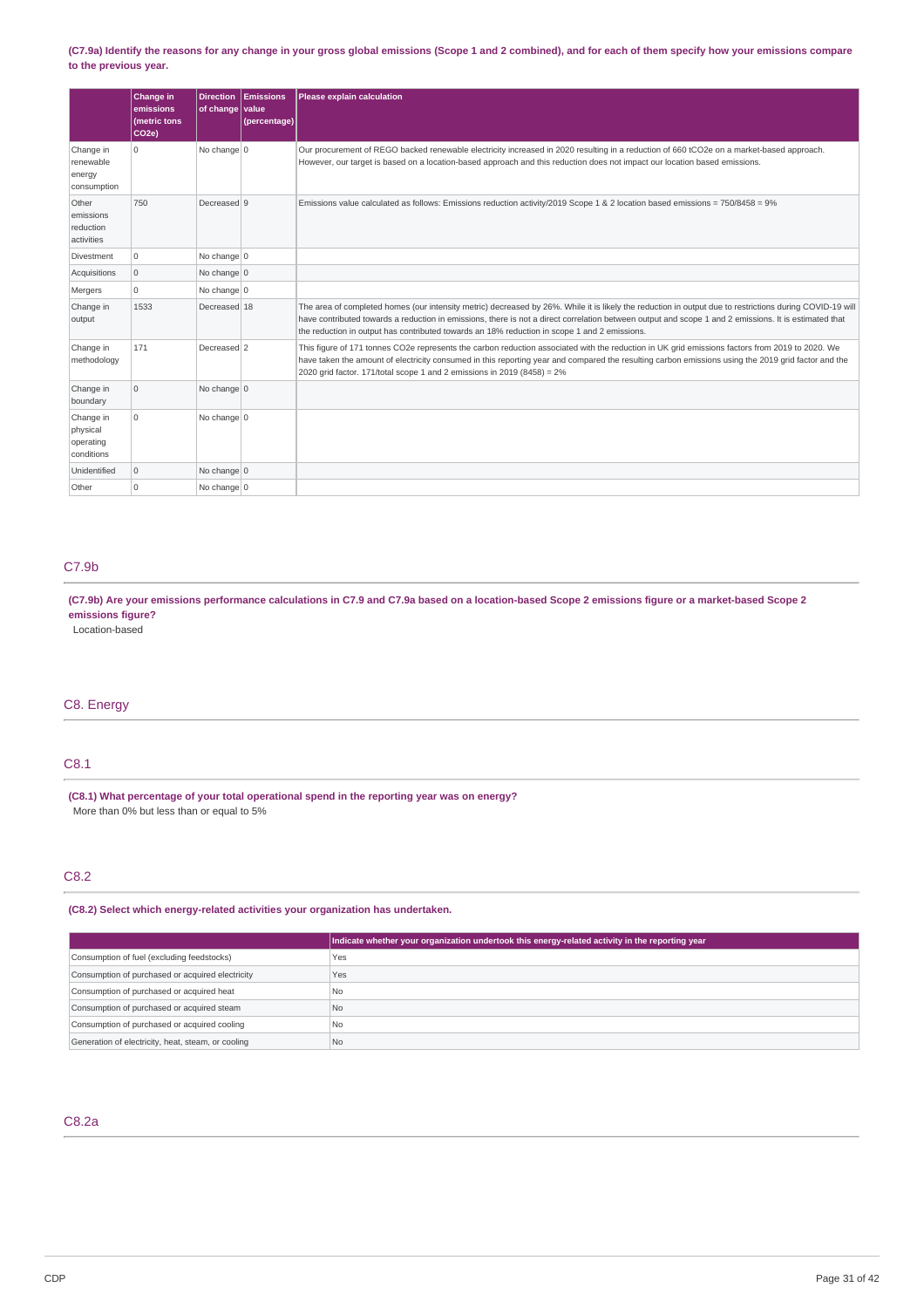**(C7.9a) Identify the reasons for any change in your gross global emissions (Scope 1 and 2 combined), and for each of them specify how your emissions compare to the previous year.**

| | Change in emissions (metric tons CO2e) | Direction of change | Emissions value (percentage) | Please explain calculation |
|---|---|---|---|---|
| Change in renewable energy consumption | 0 | No change | 0 | Our procurement of REGO backed renewable electricity increased in 2020 resulting in a reduction of 660 tCO2e on a market-based approach. However, our target is based on a location-based approach and this reduction does not impact our location based emissions. |
| Other emissions reduction activities | 750 | Decreased | 9 | Emissions value calculated as follows: Emissions reduction activity/2019 Scope 1 & 2 location based emissions = 750/8458 = 9% |
| Divestment | 0 | No change | 0 | |
| Acquisitions | 0 | No change | 0 | |
| Mergers | 0 | No change | 0 | |
| Change in output | 1533 | Decreased | 18 | The area of completed homes (our intensity metric) decreased by 26%. While it is likely the reduction in output due to restrictions during COVID-19 will have contributed towards a reduction in emissions, there is not a direct correlation between output and scope 1 and 2 emissions. It is estimated that the reduction in output has contributed towards an 18% reduction in scope 1 and 2 emissions. |
| Change in methodology | 171 | Decreased | 2 | This figure of 171 tonnes CO2e represents the carbon reduction associated with the reduction in UK grid emissions factors from 2019 to 2020. We have taken the amount of electricity consumed in this reporting year and compared the resulting carbon emissions using the 2019 grid factor and the 2020 grid factor. 171/total scope 1 and 2 emissions in 2019 (8458) = 2% |
| Change in boundary | 0 | No change | 0 | |
| Change in physical operating conditions | 0 | No change | 0 | |
| Unidentified | 0 | No change | 0 | |
| Other | 0 | No change | 0 | |

## C7.9b

**(C7.9b) Are your emissions performance calculations in C7.9 and C7.9a based on a location-based Scope 2 emissions figure or a market-based Scope 2 emissions figure?**

Location-based

# C8. Energy

## C8.1

**(C8.1) What percentage of your total operational spend in the reporting year was on energy?**

More than 0% but less than or equal to 5%

## C8.2

**(C8.2) Select which energy-related activities your organization has undertaken.**

| | Indicate whether your organization undertook this energy-related activity in the reporting year |
|---|---|
| Consumption of fuel (excluding feedstocks) | Yes |
| Consumption of purchased or acquired electricity | Yes |
| Consumption of purchased or acquired heat | No |
| Consumption of purchased or acquired steam | No |
| Consumption of purchased or acquired cooling | No |
| Generation of electricity, heat, steam, or cooling | No |

## C8.2a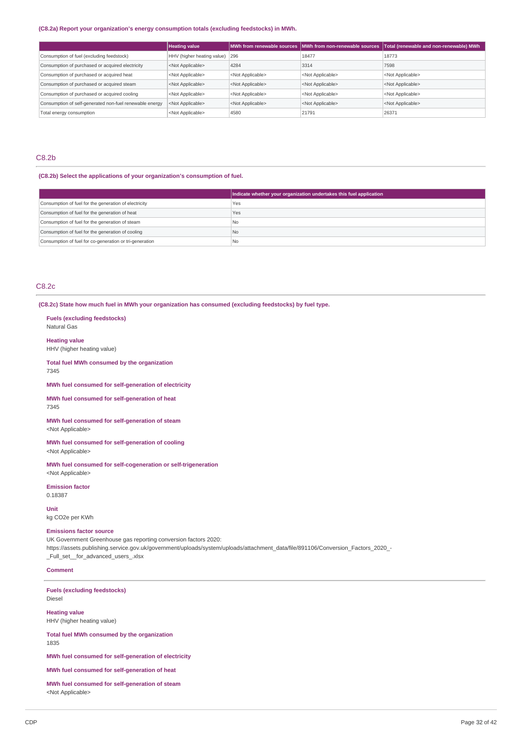**(C8.2a) Report your organization's energy consumption totals (excluding feedstocks) in MWh.**

| | Heating value | MWh from renewable sources | MWh from non-renewable sources | Total (renewable and non-renewable) MWh |
|---|---|---|---|---|
| Consumption of fuel (excluding feedstock) | HHV (higher heating value) | 296 | 18477 | 18773 |
| Consumption of purchased or acquired electricity | <Not Applicable> | 4284 | 3314 | 7598 |
| Consumption of purchased or acquired heat | <Not Applicable> | <Not Applicable> | <Not Applicable> | <Not Applicable> |
| Consumption of purchased or acquired steam | <Not Applicable> | <Not Applicable> | <Not Applicable> | <Not Applicable> |
| Consumption of purchased or acquired cooling | <Not Applicable> | <Not Applicable> | <Not Applicable> | <Not Applicable> |
| Consumption of self-generated non-fuel renewable energy | <Not Applicable> | <Not Applicable> | <Not Applicable> | <Not Applicable> |
| Total energy consumption | <Not Applicable> | 4580 | 21791 | 26371 |

## C8.2b

**(C8.2b) Select the applications of your organization's consumption of fuel.**

| | Indicate whether your organization undertakes this fuel application |
|---|---|
| Consumption of fuel for the generation of electricity | Yes |
| Consumption of fuel for the generation of heat | Yes |
| Consumption of fuel for the generation of steam | No |
| Consumption of fuel for the generation of cooling | No |
| Consumption of fuel for co-generation or tri-generation | No |

## C8.2c

**(C8.2c) State how much fuel in MWh your organization has consumed (excluding feedstocks) by fuel type.**

**Fuels (excluding feedstocks)**
Natural Gas

**Heating value**
HHV (higher heating value)

**Total fuel MWh consumed by the organization**
7345

**MWh fuel consumed for self-generation of electricity**

**MWh fuel consumed for self-generation of heat**
7345

**MWh fuel consumed for self-generation of steam**
<Not Applicable>

**MWh fuel consumed for self-generation of cooling**
<Not Applicable>

**MWh fuel consumed for self-cogeneration or self-trigeneration**
<Not Applicable>

**Emission factor**
0.18387

**Unit**
kg CO2e per KWh

**Emissions factor source**
UK Government Greenhouse gas reporting conversion factors 2020:
https://assets.publishing.service.gov.uk/government/uploads/system/uploads/attachment_data/file/891106/Conversion_Factors_2020_-_Full_set__for_advanced_users_.xlsx

**Comment**

---

**Fuels (excluding feedstocks)**
Diesel

**Heating value**
HHV (higher heating value)

**Total fuel MWh consumed by the organization**
1835

**MWh fuel consumed for self-generation of electricity**

**MWh fuel consumed for self-generation of heat**

**MWh fuel consumed for self-generation of steam**
<Not Applicable>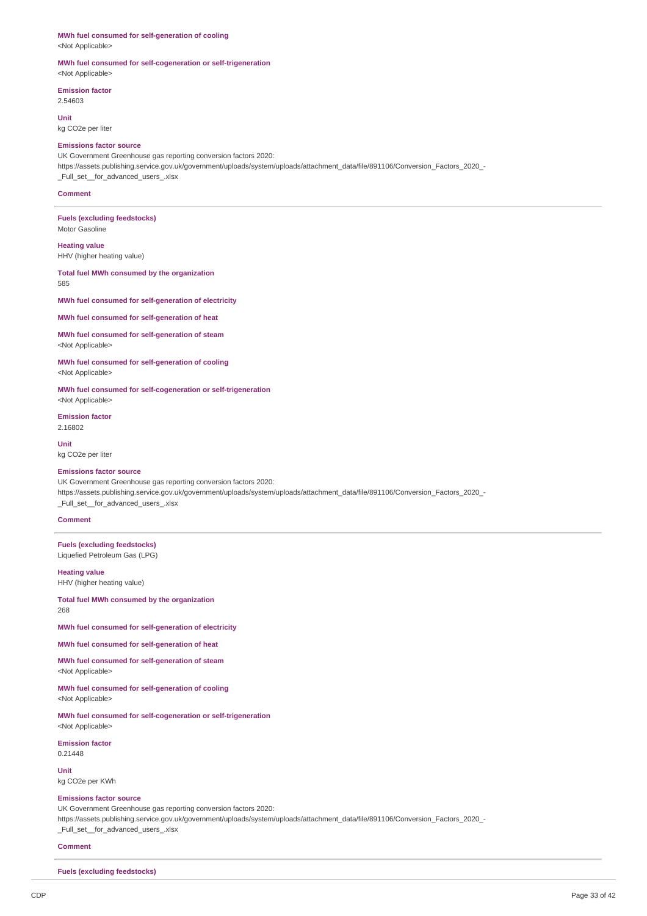**MWh fuel consumed for self-generation of cooling**
<Not Applicable>

**MWh fuel consumed for self-cogeneration or self-trigeneration**
<Not Applicable>

**Emission factor**
2.54603

**Unit**
kg CO2e per liter

**Emissions factor source**
UK Government Greenhouse gas reporting conversion factors 2020:
https://assets.publishing.service.gov.uk/government/uploads/system/uploads/attachment_data/file/891106/Conversion_Factors_2020_-_Full_set__for_advanced_users_.xlsx

**Comment**

---

**Fuels (excluding feedstocks)**
Motor Gasoline

**Heating value**
HHV (higher heating value)

**Total fuel MWh consumed by the organization**
585

**MWh fuel consumed for self-generation of electricity**

**MWh fuel consumed for self-generation of heat**

**MWh fuel consumed for self-generation of steam**
<Not Applicable>

**MWh fuel consumed for self-generation of cooling**
<Not Applicable>

**MWh fuel consumed for self-cogeneration or self-trigeneration**
<Not Applicable>

**Emission factor**
2.16802

**Unit**
kg CO2e per liter

**Emissions factor source**
UK Government Greenhouse gas reporting conversion factors 2020:
https://assets.publishing.service.gov.uk/government/uploads/system/uploads/attachment_data/file/891106/Conversion_Factors_2020_-_Full_set__for_advanced_users_.xlsx

**Comment**

---

**Fuels (excluding feedstocks)**
Liquefied Petroleum Gas (LPG)

**Heating value**
HHV (higher heating value)

**Total fuel MWh consumed by the organization**
268

**MWh fuel consumed for self-generation of electricity**

**MWh fuel consumed for self-generation of heat**

**MWh fuel consumed for self-generation of steam**
<Not Applicable>

**MWh fuel consumed for self-generation of cooling**
<Not Applicable>

**MWh fuel consumed for self-cogeneration or self-trigeneration**
<Not Applicable>

**Emission factor**
0.21448

**Unit**
kg CO2e per KWh

**Emissions factor source**
UK Government Greenhouse gas reporting conversion factors 2020:
https://assets.publishing.service.gov.uk/government/uploads/system/uploads/attachment_data/file/891106/Conversion_Factors_2020_-_Full_set__for_advanced_users_.xlsx

**Comment**

---

**Fuels (excluding feedstocks)**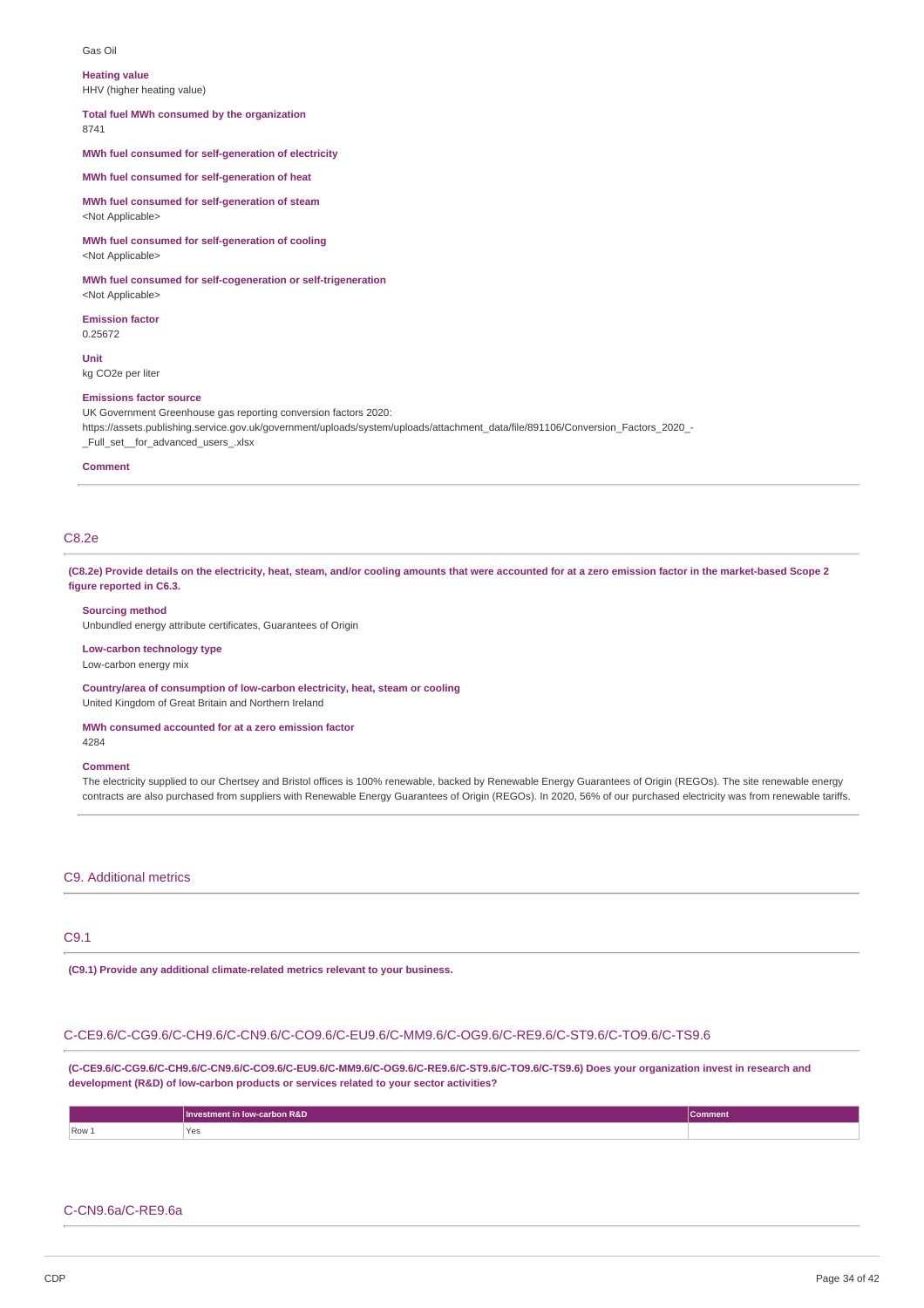Gas Oil

**Heating value**
HHV (higher heating value)

**Total fuel MWh consumed by the organization**
8741

**MWh fuel consumed for self-generation of electricity**

**MWh fuel consumed for self-generation of heat**

**MWh fuel consumed for self-generation of steam**
<Not Applicable>

**MWh fuel consumed for self-generation of cooling**
<Not Applicable>

**MWh fuel consumed for self-cogeneration or self-trigeneration**
<Not Applicable>

**Emission factor**
0.25672

**Unit**
kg CO2e per liter

**Emissions factor source**
UK Government Greenhouse gas reporting conversion factors 2020:
https://assets.publishing.service.gov.uk/government/uploads/system/uploads/attachment_data/file/891106/Conversion_Factors_2020_-_Full_set__for_advanced_users_.xlsx

**Comment**

## C8.2e

**(C8.2e) Provide details on the electricity, heat, steam, and/or cooling amounts that were accounted for at a zero emission factor in the market-based Scope 2 figure reported in C6.3.**

**Sourcing method**
Unbundled energy attribute certificates, Guarantees of Origin

**Low-carbon technology type**
Low-carbon energy mix

**Country/area of consumption of low-carbon electricity, heat, steam or cooling**
United Kingdom of Great Britain and Northern Ireland

**MWh consumed accounted for at a zero emission factor**
4284

**Comment**
The electricity supplied to our Chertsey and Bristol offices is 100% renewable, backed by Renewable Energy Guarantees of Origin (REGOs). The site renewable energy contracts are also purchased from suppliers with Renewable Energy Guarantees of Origin (REGOs). In 2020, 56% of our purchased electricity was from renewable tariffs.

# C9. Additional metrics

## C9.1

**(C9.1) Provide any additional climate-related metrics relevant to your business.**

## C-CE9.6/C-CG9.6/C-CH9.6/C-CN9.6/C-CO9.6/C-EU9.6/C-MM9.6/C-OG9.6/C-RE9.6/C-ST9.6/C-TO9.6/C-TS9.6

**(C-CE9.6/C-CG9.6/C-CH9.6/C-CN9.6/C-CO9.6/C-EU9.6/C-MM9.6/C-OG9.6/C-RE9.6/C-ST9.6/C-TO9.6/C-TS9.6) Does your organization invest in research and development (R&D) of low-carbon products or services related to your sector activities?**

| | Investment in low-carbon R&D | Comment |
|---|---|---|
| Row 1 | Yes | |

## C-CN9.6a/C-RE9.6a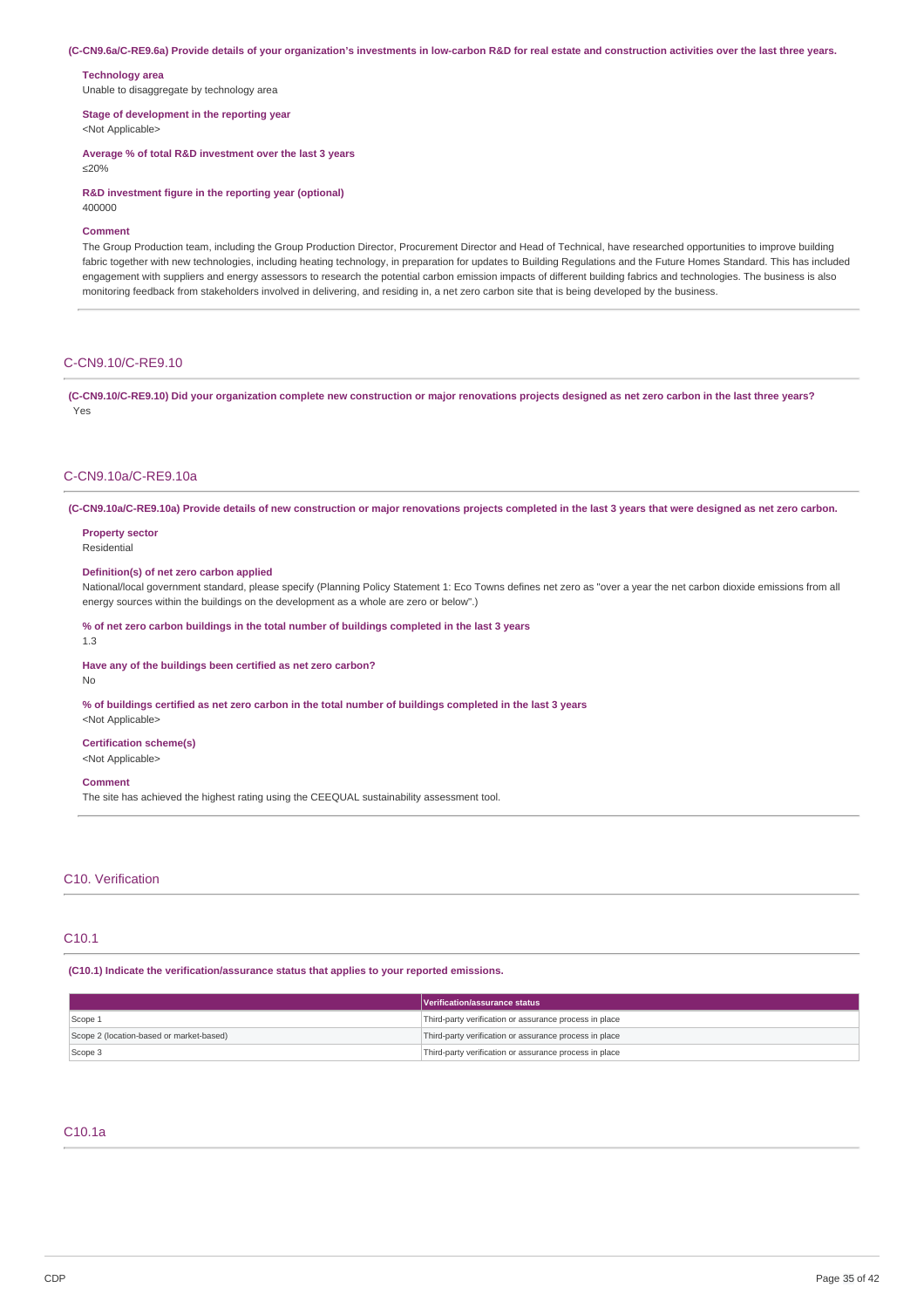**(C-CN9.6a/C-RE9.6a) Provide details of your organization's investments in low-carbon R&D for real estate and construction activities over the last three years.**

**Technology area**
Unable to disaggregate by technology area

**Stage of development in the reporting year**
<Not Applicable>

**Average % of total R&D investment over the last 3 years**
≤20%

**R&D investment figure in the reporting year (optional)**
400000

**Comment**
The Group Production team, including the Group Production Director, Procurement Director and Head of Technical, have researched opportunities to improve building fabric together with new technologies, including heating technology, in preparation for updates to Building Regulations and the Future Homes Standard. This has included engagement with suppliers and energy assessors to research the potential carbon emission impacts of different building fabrics and technologies. The business is also monitoring feedback from stakeholders involved in delivering, and residing in, a net zero carbon site that is being developed by the business.

## C-CN9.10/C-RE9.10

**(C-CN9.10/C-RE9.10) Did your organization complete new construction or major renovations projects designed as net zero carbon in the last three years?**
Yes

## C-CN9.10a/C-RE9.10a

**(C-CN9.10a/C-RE9.10a) Provide details of new construction or major renovations projects completed in the last 3 years that were designed as net zero carbon.**

**Property sector**
Residential

**Definition(s) of net zero carbon applied**
National/local government standard, please specify (Planning Policy Statement 1: Eco Towns defines net zero as "over a year the net carbon dioxide emissions from all energy sources within the buildings on the development as a whole are zero or below".)

**% of net zero carbon buildings in the total number of buildings completed in the last 3 years**
1.3

**Have any of the buildings been certified as net zero carbon?**
No

**% of buildings certified as net zero carbon in the total number of buildings completed in the last 3 years**
<Not Applicable>

**Certification scheme(s)**
<Not Applicable>

**Comment**
The site has achieved the highest rating using the CEEQUAL sustainability assessment tool.

# C10. Verification

## C10.1

**(C10.1) Indicate the verification/assurance status that applies to your reported emissions.**

| | Verification/assurance status |
|---|---|
| Scope 1 | Third-party verification or assurance process in place |
| Scope 2 (location-based or market-based) | Third-party verification or assurance process in place |
| Scope 3 | Third-party verification or assurance process in place |

## C10.1a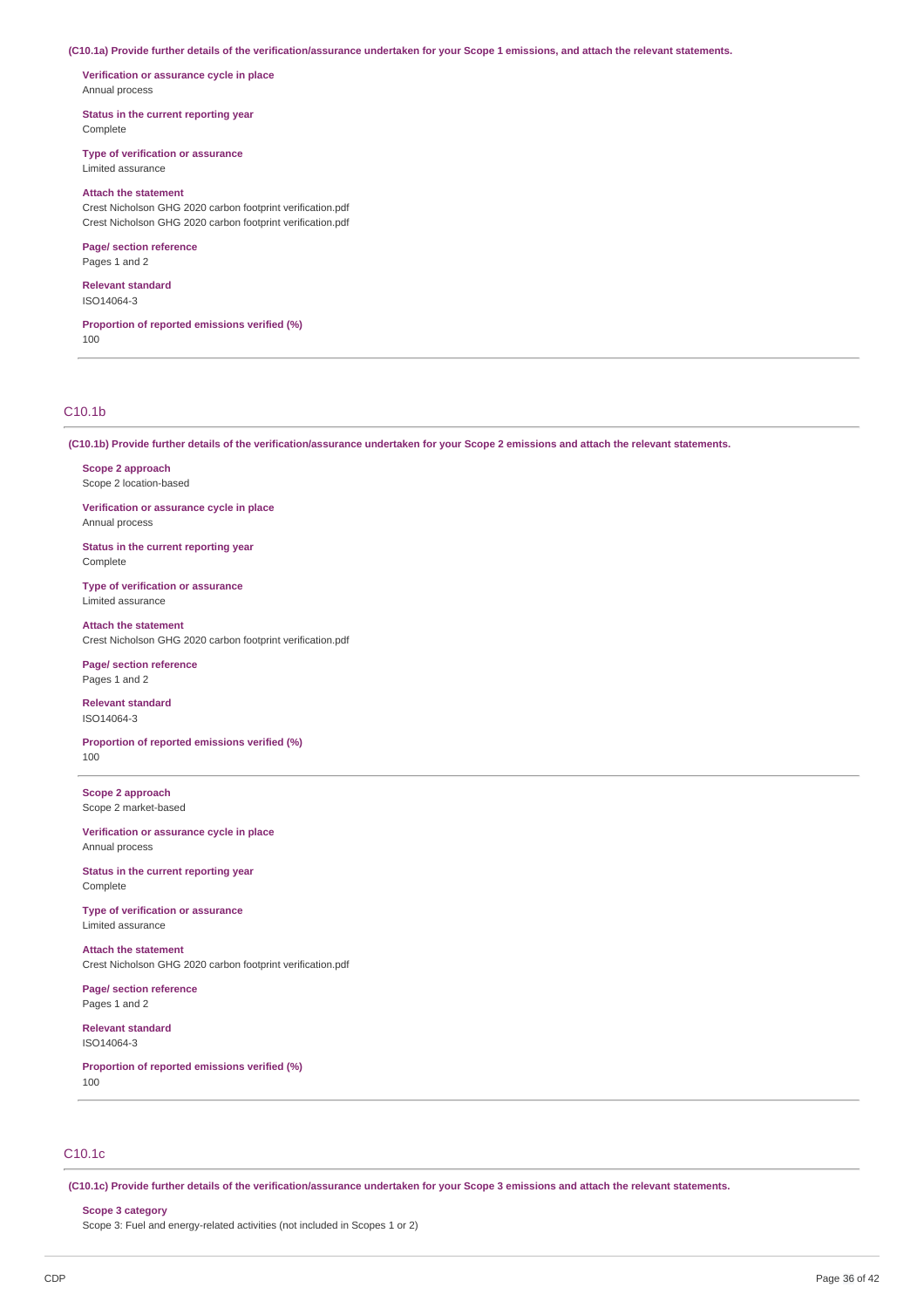**(C10.1a) Provide further details of the verification/assurance undertaken for your Scope 1 emissions, and attach the relevant statements.**

**Verification or assurance cycle in place**
Annual process

**Status in the current reporting year**
Complete

**Type of verification or assurance**
Limited assurance

**Attach the statement**
Crest Nicholson GHG 2020 carbon footprint verification.pdf
Crest Nicholson GHG 2020 carbon footprint verification.pdf

**Page/ section reference**
Pages 1 and 2

**Relevant standard**
ISO14064-3

**Proportion of reported emissions verified (%)**
100

## C10.1b

**(C10.1b) Provide further details of the verification/assurance undertaken for your Scope 2 emissions and attach the relevant statements.**

**Scope 2 approach**
Scope 2 location-based

**Verification or assurance cycle in place**
Annual process

**Status in the current reporting year**
Complete

**Type of verification or assurance**
Limited assurance

**Attach the statement**
Crest Nicholson GHG 2020 carbon footprint verification.pdf

**Page/ section reference**
Pages 1 and 2

**Relevant standard**
ISO14064-3

**Proportion of reported emissions verified (%)**
100

**Scope 2 approach**
Scope 2 market-based

**Verification or assurance cycle in place**
Annual process

**Status in the current reporting year**
Complete

**Type of verification or assurance**
Limited assurance

**Attach the statement**
Crest Nicholson GHG 2020 carbon footprint verification.pdf

**Page/ section reference**
Pages 1 and 2

**Relevant standard**
ISO14064-3

**Proportion of reported emissions verified (%)**
100

## C10.1c

**(C10.1c) Provide further details of the verification/assurance undertaken for your Scope 3 emissions and attach the relevant statements.**

**Scope 3 category**
Scope 3: Fuel and energy-related activities (not included in Scopes 1 or 2)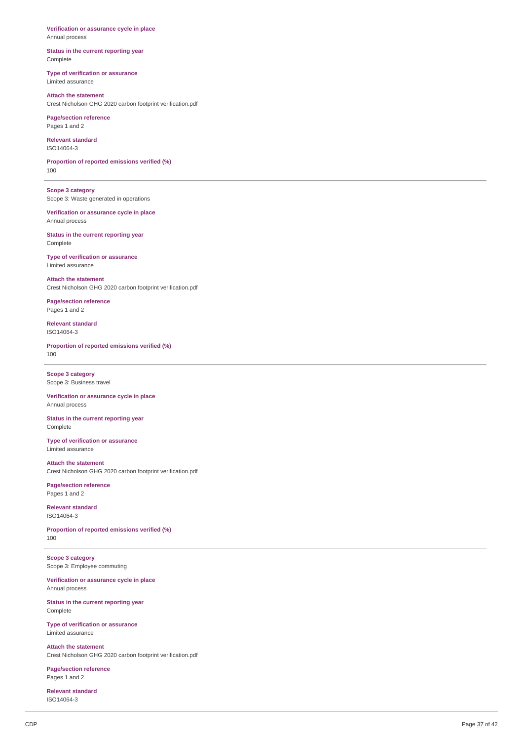**Verification or assurance cycle in place**
Annual process

**Status in the current reporting year**
Complete

**Type of verification or assurance**
Limited assurance

**Attach the statement**
Crest Nicholson GHG 2020 carbon footprint verification.pdf

**Page/section reference**
Pages 1 and 2

**Relevant standard**
ISO14064-3

**Proportion of reported emissions verified (%)**
100

---

**Scope 3 category**
Scope 3: Waste generated in operations

**Verification or assurance cycle in place**
Annual process

**Status in the current reporting year**
Complete

**Type of verification or assurance**
Limited assurance

**Attach the statement**
Crest Nicholson GHG 2020 carbon footprint verification.pdf

**Page/section reference**
Pages 1 and 2

**Relevant standard**
ISO14064-3

**Proportion of reported emissions verified (%)**
100

---

**Scope 3 category**
Scope 3: Business travel

**Verification or assurance cycle in place**
Annual process

**Status in the current reporting year**
Complete

**Type of verification or assurance**
Limited assurance

**Attach the statement**
Crest Nicholson GHG 2020 carbon footprint verification.pdf

**Page/section reference**
Pages 1 and 2

**Relevant standard**
ISO14064-3

**Proportion of reported emissions verified (%)**
100

---

**Scope 3 category**
Scope 3: Employee commuting

**Verification or assurance cycle in place**
Annual process

**Status in the current reporting year**
Complete

**Type of verification or assurance**
Limited assurance

**Attach the statement**
Crest Nicholson GHG 2020 carbon footprint verification.pdf

**Page/section reference**
Pages 1 and 2

**Relevant standard**
ISO14064-3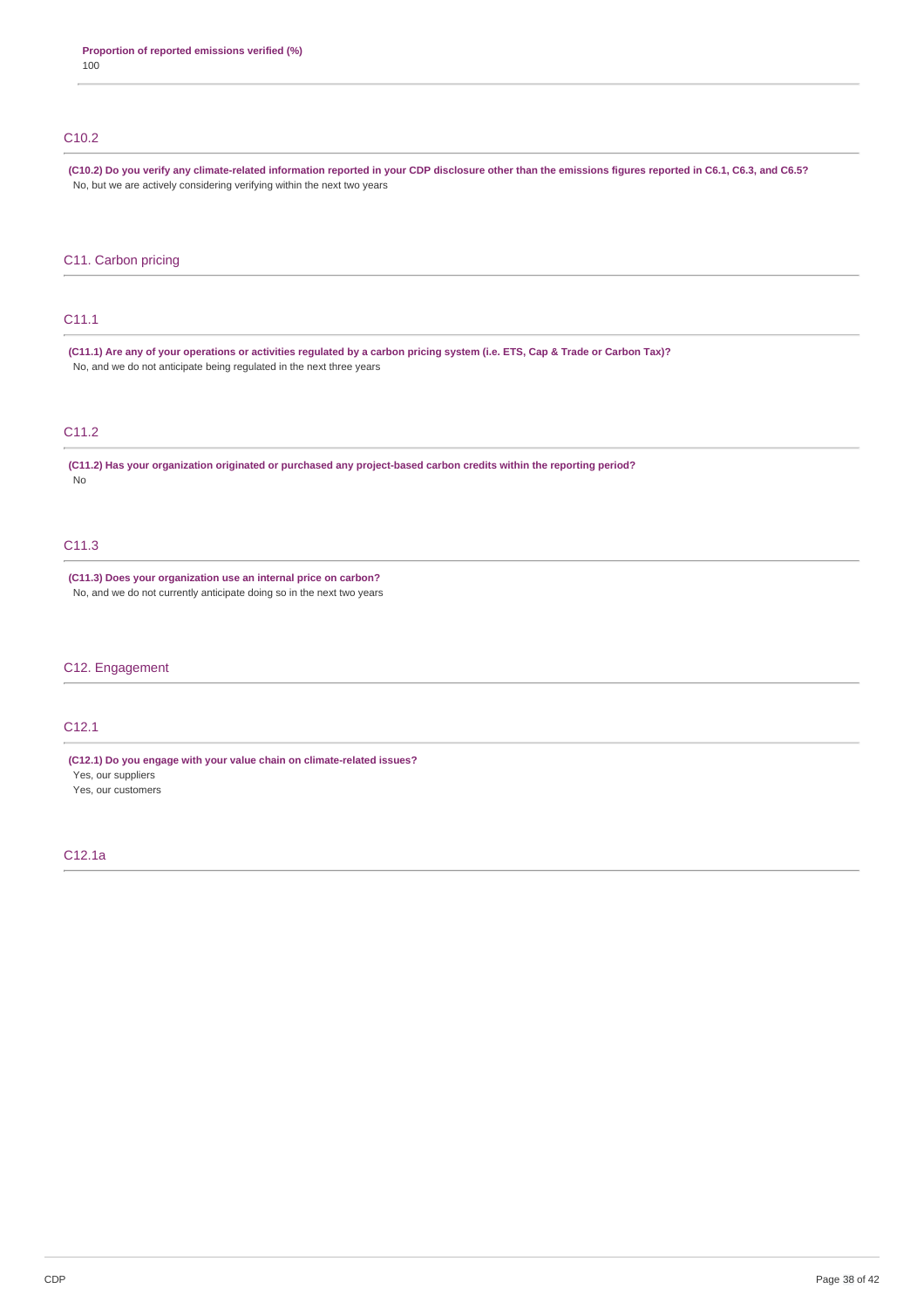**Proportion of reported emissions verified (%)**
100

## C10.2

**(C10.2) Do you verify any climate-related information reported in your CDP disclosure other than the emissions figures reported in C6.1, C6.3, and C6.5?**
No, but we are actively considering verifying within the next two years

# C11. Carbon pricing

## C11.1

**(C11.1) Are any of your operations or activities regulated by a carbon pricing system (i.e. ETS, Cap & Trade or Carbon Tax)?**
No, and we do not anticipate being regulated in the next three years

## C11.2

**(C11.2) Has your organization originated or purchased any project-based carbon credits within the reporting period?**
No

## C11.3

**(C11.3) Does your organization use an internal price on carbon?**
No, and we do not currently anticipate doing so in the next two years

# C12. Engagement

## C12.1

**(C12.1) Do you engage with your value chain on climate-related issues?**
Yes, our suppliers
Yes, our customers

## C12.1a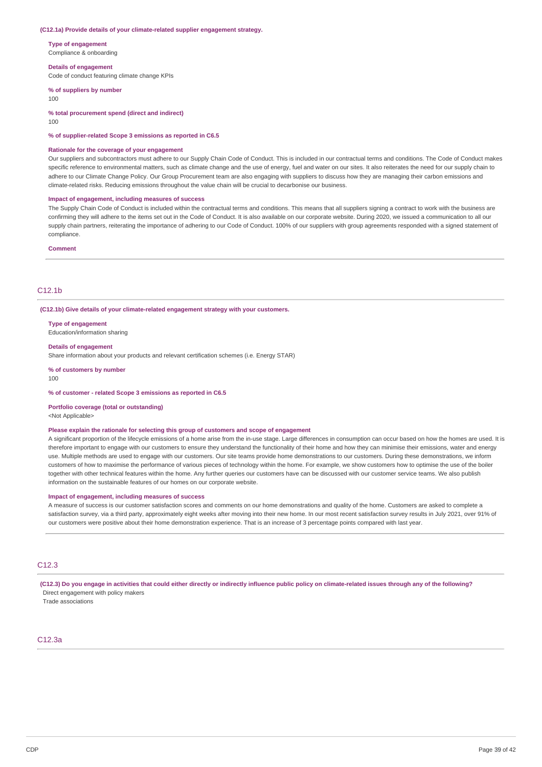**(C12.1a) Provide details of your climate-related supplier engagement strategy.**

**Type of engagement**
Compliance & onboarding

**Details of engagement**
Code of conduct featuring climate change KPIs

**% of suppliers by number**
100

**% total procurement spend (direct and indirect)**
100

**% of supplier-related Scope 3 emissions as reported in C6.5**

**Rationale for the coverage of your engagement**
Our suppliers and subcontractors must adhere to our Supply Chain Code of Conduct. This is included in our contractual terms and conditions. The Code of Conduct makes specific reference to environmental matters, such as climate change and the use of energy, fuel and water on our sites. It also reiterates the need for our supply chain to adhere to our Climate Change Policy. Our Group Procurement team are also engaging with suppliers to discuss how they are managing their carbon emissions and climate-related risks. Reducing emissions throughout the value chain will be crucial to decarbonise our business.

**Impact of engagement, including measures of success**
The Supply Chain Code of Conduct is included within the contractual terms and conditions. This means that all suppliers signing a contract to work with the business are confirming they will adhere to the items set out in the Code of Conduct. It is also available on our corporate website. During 2020, we issued a communication to all our supply chain partners, reiterating the importance of adhering to our Code of Conduct. 100% of our suppliers with group agreements responded with a signed statement of compliance.

**Comment**

## C12.1b

**(C12.1b) Give details of your climate-related engagement strategy with your customers.**

**Type of engagement**
Education/information sharing

**Details of engagement**
Share information about your products and relevant certification schemes (i.e. Energy STAR)

**% of customers by number**
100

**% of customer - related Scope 3 emissions as reported in C6.5**

**Portfolio coverage (total or outstanding)**
<Not Applicable>

**Please explain the rationale for selecting this group of customers and scope of engagement**
A significant proportion of the lifecycle emissions of a home arise from the in-use stage. Large differences in consumption can occur based on how the homes are used. It is therefore important to engage with our customers to ensure they understand the functionality of their home and how they can minimise their emissions, water and energy use. Multiple methods are used to engage with our customers. Our site teams provide home demonstrations to our customers. During these demonstrations, we inform customers of how to maximise the performance of various pieces of technology within the home. For example, we show customers how to optimise the use of the boiler together with other technical features within the home. Any further queries our customers have can be discussed with our customer service teams. We also publish information on the sustainable features of our homes on our corporate website.

**Impact of engagement, including measures of success**
A measure of success is our customer satisfaction scores and comments on our home demonstrations and quality of the home. Customers are asked to complete a satisfaction survey, via a third party, approximately eight weeks after moving into their new home. In our most recent satisfaction survey results in July 2021, over 91% of our customers were positive about their home demonstration experience. That is an increase of 3 percentage points compared with last year.

## C12.3

**(C12.3) Do you engage in activities that could either directly or indirectly influence public policy on climate-related issues through any of the following?**
Direct engagement with policy makers
Trade associations

## C12.3a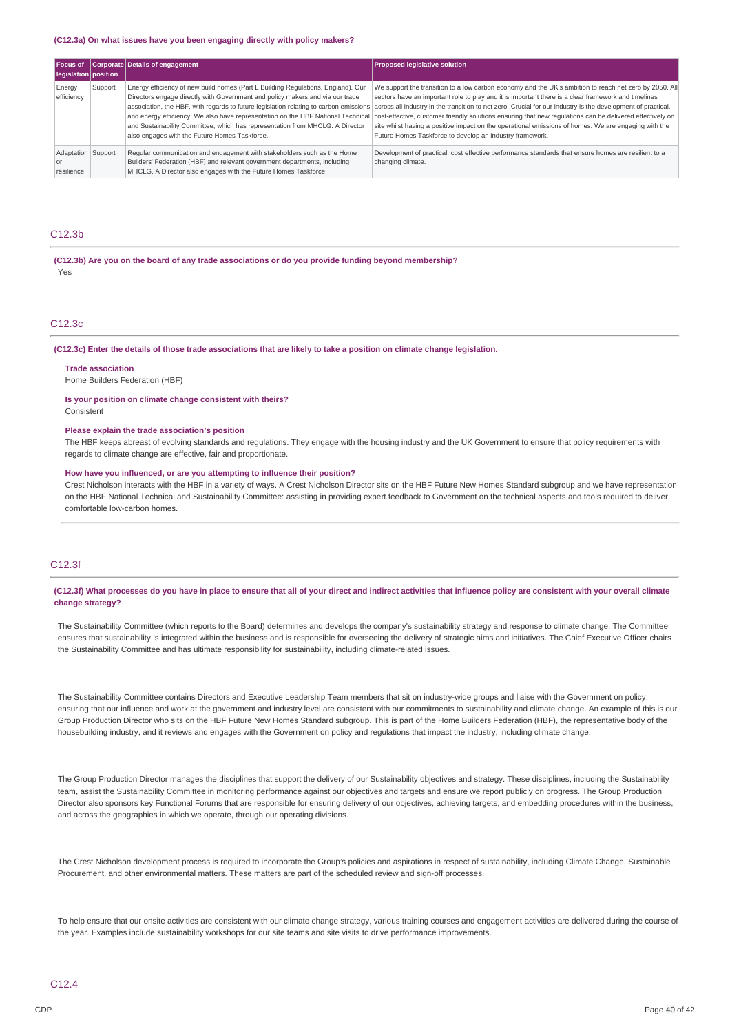**(C12.3a) On what issues have you been engaging directly with policy makers?**

| Focus of legislation | Corporate position | Details of engagement | Proposed legislative solution |
|---|---|---|---|
| Energy efficiency | Support | Energy efficiency of new build homes (Part L Building Regulations, England). Our Directors engage directly with Government and policy makers and via our trade association, the HBF, with regards to future legislation relating to carbon emissions and energy efficiency. We also have representation on the HBF National Technical and Sustainability Committee, which has representation from MHCLG. A Director also engages with the Future Homes Taskforce. | We support the transition to a low carbon economy and the UK's ambition to reach net zero by 2050. All sectors have an important role to play and it is important there is a clear framework and timelines across all industry in the transition to net zero. Crucial for our industry is the development of practical, cost-effective, customer friendly solutions ensuring that new regulations can be delivered effectively on site whilst having a positive impact on the operational emissions of homes. We are engaging with the Future Homes Taskforce to develop an industry framework. |
| Adaptation or resilience | Support | Regular communication and engagement with stakeholders such as the Home Builders' Federation (HBF) and relevant government departments, including MHCLG. A Director also engages with the Future Homes Taskforce. | Development of practical, cost effective performance standards that ensure homes are resilient to a changing climate. |

## C12.3b

**(C12.3b) Are you on the board of any trade associations or do you provide funding beyond membership?**

Yes

## C12.3c

**(C12.3c) Enter the details of those trade associations that are likely to take a position on climate change legislation.**

**Trade association**

Home Builders Federation (HBF)

**Is your position on climate change consistent with theirs?**

Consistent

**Please explain the trade association's position**

The HBF keeps abreast of evolving standards and regulations. They engage with the housing industry and the UK Government to ensure that policy requirements with regards to climate change are effective, fair and proportionate.

**How have you influenced, or are you attempting to influence their position?**

Crest Nicholson interacts with the HBF in a variety of ways. A Crest Nicholson Director sits on the HBF Future New Homes Standard subgroup and we have representation on the HBF National Technical and Sustainability Committee: assisting in providing expert feedback to Government on the technical aspects and tools required to deliver comfortable low-carbon homes.

## C12.3f

**(C12.3f) What processes do you have in place to ensure that all of your direct and indirect activities that influence policy are consistent with your overall climate change strategy?**

The Sustainability Committee (which reports to the Board) determines and develops the company's sustainability strategy and response to climate change. The Committee ensures that sustainability is integrated within the business and is responsible for overseeing the delivery of strategic aims and initiatives. The Chief Executive Officer chairs the Sustainability Committee and has ultimate responsibility for sustainability, including climate-related issues.

The Sustainability Committee contains Directors and Executive Leadership Team members that sit on industry-wide groups and liaise with the Government on policy, ensuring that our influence and work at the government and industry level are consistent with our commitments to sustainability and climate change. An example of this is our Group Production Director who sits on the HBF Future New Homes Standard subgroup. This is part of the Home Builders Federation (HBF), the representative body of the housebuilding industry, and it reviews and engages with the Government on policy and regulations that impact the industry, including climate change.

The Group Production Director manages the disciplines that support the delivery of our Sustainability objectives and strategy. These disciplines, including the Sustainability team, assist the Sustainability Committee in monitoring performance against our objectives and targets and ensure we report publicly on progress. The Group Production Director also sponsors key Functional Forums that are responsible for ensuring delivery of our objectives, achieving targets, and embedding procedures within the business, and across the geographies in which we operate, through our operating divisions.

The Crest Nicholson development process is required to incorporate the Group's policies and aspirations in respect of sustainability, including Climate Change, Sustainable Procurement, and other environmental matters. These matters are part of the scheduled review and sign-off processes.

To help ensure that our onsite activities are consistent with our climate change strategy, various training courses and engagement activities are delivered during the course of the year. Examples include sustainability workshops for our site teams and site visits to drive performance improvements.

## C12.4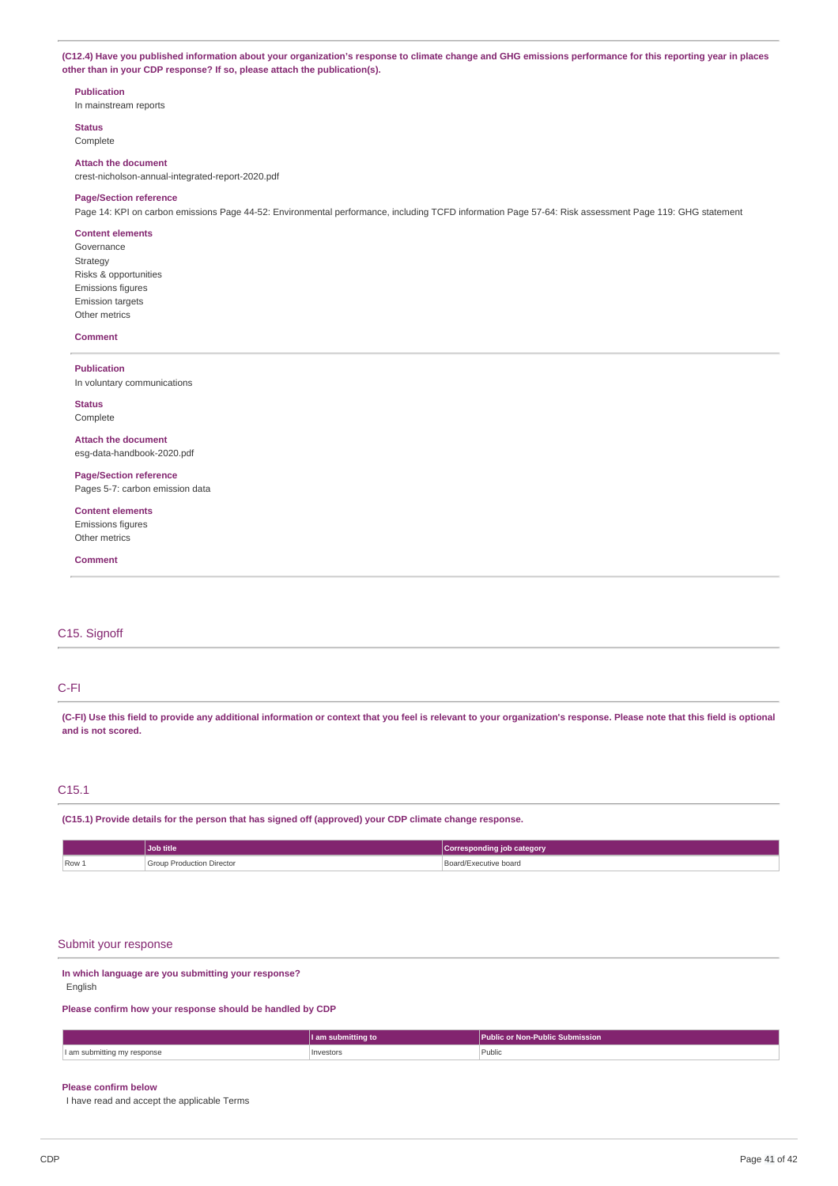**(C12.4) Have you published information about your organization's response to climate change and GHG emissions performance for this reporting year in places other than in your CDP response? If so, please attach the publication(s).**

**Publication**
In mainstream reports

**Status**
Complete

**Attach the document**
crest-nicholson-annual-integrated-report-2020.pdf

**Page/Section reference**
Page 14: KPI on carbon emissions Page 44-52: Environmental performance, including TCFD information Page 57-64: Risk assessment Page 119: GHG statement

**Content elements**
Governance
Strategy
Risks & opportunities
Emissions figures
Emission targets
Other metrics

**Comment**

**Publication**
In voluntary communications

**Status**
Complete

**Attach the document**
esg-data-handbook-2020.pdf

**Page/Section reference**
Pages 5-7: carbon emission data

**Content elements**
Emissions figures
Other metrics

**Comment**

## C15. Signoff

## C-FI

**(C-FI) Use this field to provide any additional information or context that you feel is relevant to your organization's response. Please note that this field is optional and is not scored.**

## C15.1

**(C15.1) Provide details for the person that has signed off (approved) your CDP climate change response.**

| | Job title | Corresponding job category |
|---|---|---|
| Row 1 | Group Production Director | Board/Executive board |

## Submit your response

**In which language are you submitting your response?**
English

**Please confirm how your response should be handled by CDP**

| | I am submitting to | Public or Non-Public Submission |
|---|---|---|
| I am submitting my response | Investors | Public |

**Please confirm below**
I have read and accept the applicable Terms